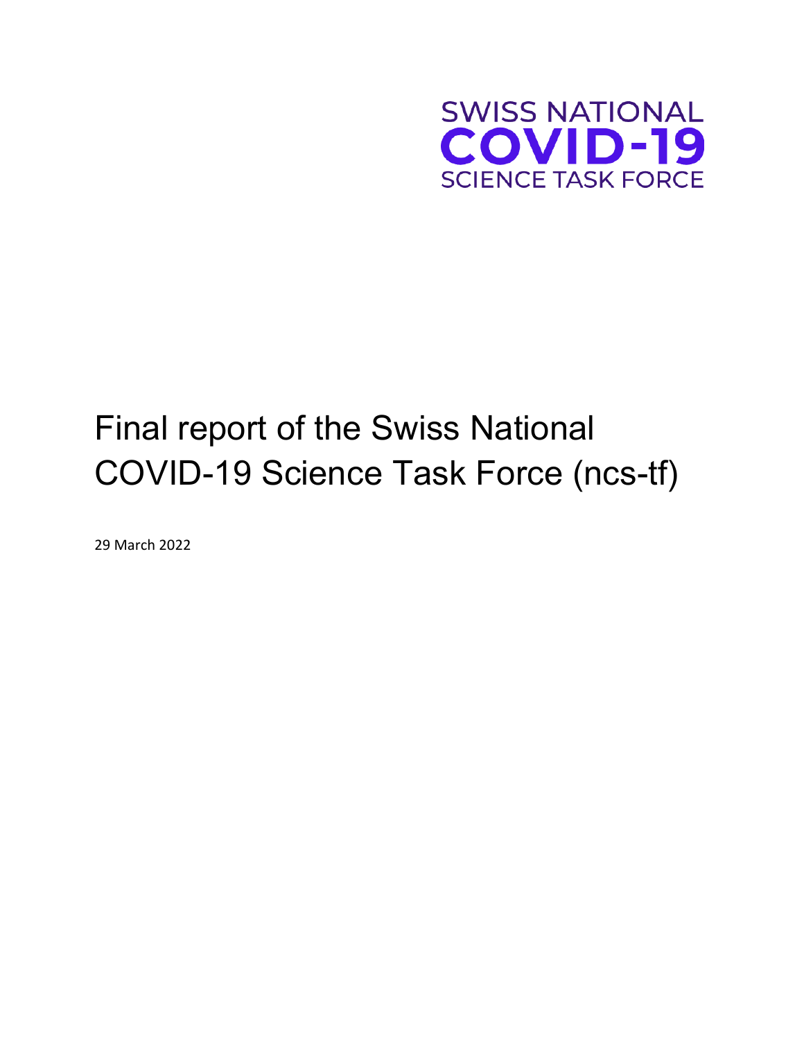SWISS NATIONAL
COVID-19
SCIENCE TASK FORCE

# Final report of the Swiss National COVID-19 Science Task Force (ncs-tf)

29 March 2022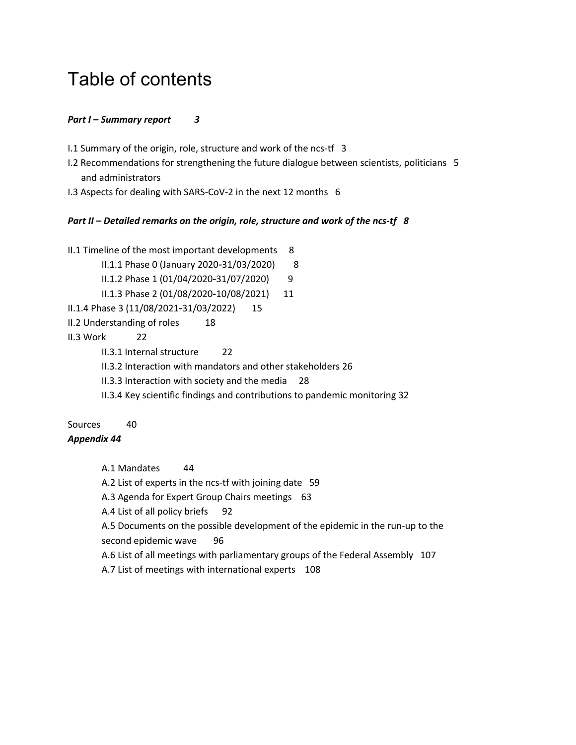# Table of contents

***Part I – Summary report 3***

I.1 Summary of the origin, role, structure and work of the ncs-tf 3

I.2 Recommendations for strengthening the future dialogue between scientists, politicians and administrators 5

I.3 Aspects for dealing with SARS-CoV-2 in the next 12 months 6

***Part II – Detailed remarks on the origin, role, structure and work of the ncs-tf 8***

II.1 Timeline of the most important developments 8

- II.1.1 Phase 0 (January 2020-31/03/2020) 8
- II.1.2 Phase 1 (01/04/2020-31/07/2020) 9
- II.1.3 Phase 2 (01/08/2020-10/08/2021) 11

II.1.4 Phase 3 (11/08/2021-31/03/2022) 15

II.2 Understanding of roles 18

II.3 Work 22

- II.3.1 Internal structure 22
- II.3.2 Interaction with mandators and other stakeholders 26
- II.3.3 Interaction with society and the media 28
- II.3.4 Key scientific findings and contributions to pandemic monitoring 32

Sources 40

***Appendix 44***

- A.1 Mandates 44
- A.2 List of experts in the ncs-tf with joining date 59
- A.3 Agenda for Expert Group Chairs meetings 63
- A.4 List of all policy briefs 92
- A.5 Documents on the possible development of the epidemic in the run-up to the second epidemic wave 96
- A.6 List of all meetings with parliamentary groups of the Federal Assembly 107
- A.7 List of meetings with international experts 108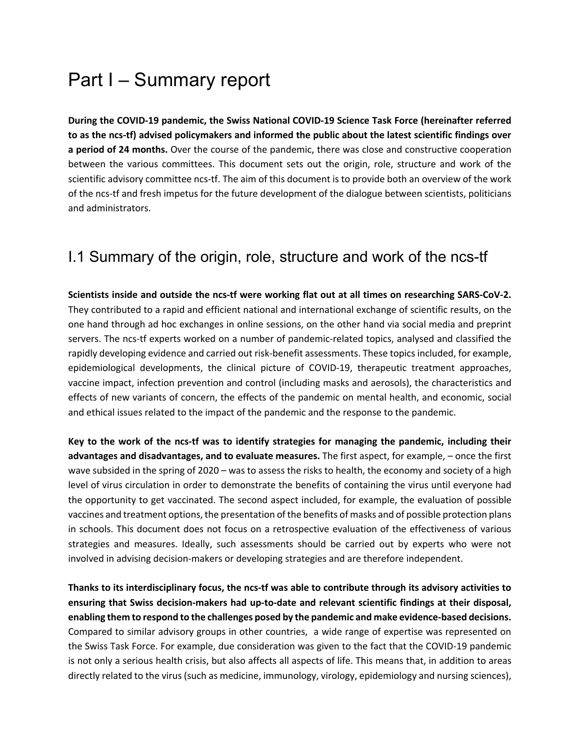# Part I – Summary report

**During the COVID-19 pandemic, the Swiss National COVID-19 Science Task Force (hereinafter referred to as the ncs-tf) advised policymakers and informed the public about the latest scientific findings over a period of 24 months.** Over the course of the pandemic, there was close and constructive cooperation between the various committees. This document sets out the origin, role, structure and work of the scientific advisory committee ncs-tf. The aim of this document is to provide both an overview of the work of the ncs-tf and fresh impetus for the future development of the dialogue between scientists, politicians and administrators.

## I.1 Summary of the origin, role, structure and work of the ncs-tf

**Scientists inside and outside the ncs-tf were working flat out at all times on researching SARS-CoV-2.** They contributed to a rapid and efficient national and international exchange of scientific results, on the one hand through ad hoc exchanges in online sessions, on the other hand via social media and preprint servers. The ncs-tf experts worked on a number of pandemic-related topics, analysed and classified the rapidly developing evidence and carried out risk-benefit assessments. These topics included, for example, epidemiological developments, the clinical picture of COVID-19, therapeutic treatment approaches, vaccine impact, infection prevention and control (including masks and aerosols), the characteristics and effects of new variants of concern, the effects of the pandemic on mental health, and economic, social and ethical issues related to the impact of the pandemic and the response to the pandemic.

**Key to the work of the ncs-tf was to identify strategies for managing the pandemic, including their advantages and disadvantages, and to evaluate measures.** The first aspect, for example, – once the first wave subsided in the spring of 2020 – was to assess the risks to health, the economy and society of a high level of virus circulation in order to demonstrate the benefits of containing the virus until everyone had the opportunity to get vaccinated. The second aspect included, for example, the evaluation of possible vaccines and treatment options, the presentation of the benefits of masks and of possible protection plans in schools. This document does not focus on a retrospective evaluation of the effectiveness of various strategies and measures. Ideally, such assessments should be carried out by experts who were not involved in advising decision-makers or developing strategies and are therefore independent.

**Thanks to its interdisciplinary focus, the ncs-tf was able to contribute through its advisory activities to ensuring that Swiss decision-makers had up-to-date and relevant scientific findings at their disposal, enabling them to respond to the challenges posed by the pandemic and make evidence-based decisions.** Compared to similar advisory groups in other countries, a wide range of expertise was represented on the Swiss Task Force. For example, due consideration was given to the fact that the COVID-19 pandemic is not only a serious health crisis, but also affects all aspects of life. This means that, in addition to areas directly related to the virus (such as medicine, immunology, virology, epidemiology and nursing sciences),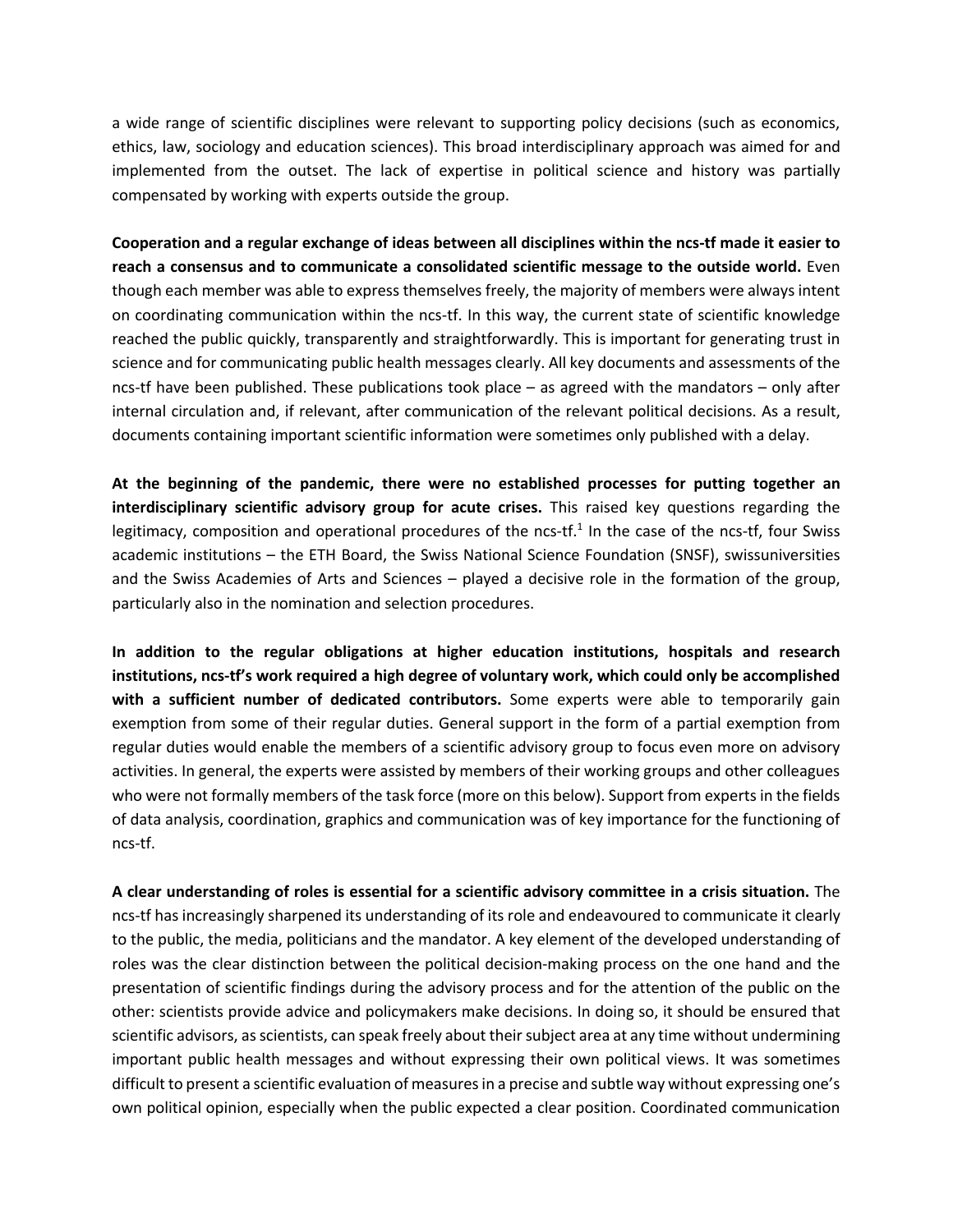a wide range of scientific disciplines were relevant to supporting policy decisions (such as economics, ethics, law, sociology and education sciences). This broad interdisciplinary approach was aimed for and implemented from the outset. The lack of expertise in political science and history was partially compensated by working with experts outside the group.

**Cooperation and a regular exchange of ideas between all disciplines within the ncs-tf made it easier to reach a consensus and to communicate a consolidated scientific message to the outside world.** Even though each member was able to express themselves freely, the majority of members were always intent on coordinating communication within the ncs-tf. In this way, the current state of scientific knowledge reached the public quickly, transparently and straightforwardly. This is important for generating trust in science and for communicating public health messages clearly. All key documents and assessments of the ncs-tf have been published. These publications took place – as agreed with the mandators – only after internal circulation and, if relevant, after communication of the relevant political decisions. As a result, documents containing important scientific information were sometimes only published with a delay.

**At the beginning of the pandemic, there were no established processes for putting together an interdisciplinary scientific advisory group for acute crises.** This raised key questions regarding the legitimacy, composition and operational procedures of the ncs-tf.[1] In the case of the ncs-tf, four Swiss academic institutions – the ETH Board, the Swiss National Science Foundation (SNSF), swissuniversities and the Swiss Academies of Arts and Sciences – played a decisive role in the formation of the group, particularly also in the nomination and selection procedures.

**In addition to the regular obligations at higher education institutions, hospitals and research institutions, ncs-tf's work required a high degree of voluntary work, which could only be accomplished with a sufficient number of dedicated contributors.** Some experts were able to temporarily gain exemption from some of their regular duties. General support in the form of a partial exemption from regular duties would enable the members of a scientific advisory group to focus even more on advisory activities. In general, the experts were assisted by members of their working groups and other colleagues who were not formally members of the task force (more on this below). Support from experts in the fields of data analysis, coordination, graphics and communication was of key importance for the functioning of ncs-tf.

**A clear understanding of roles is essential for a scientific advisory committee in a crisis situation.** The ncs-tf has increasingly sharpened its understanding of its role and endeavoured to communicate it clearly to the public, the media, politicians and the mandator. A key element of the developed understanding of roles was the clear distinction between the political decision-making process on the one hand and the presentation of scientific findings during the advisory process and for the attention of the public on the other: scientists provide advice and policymakers make decisions. In doing so, it should be ensured that scientific advisors, as scientists, can speak freely about their subject area at any time without undermining important public health messages and without expressing their own political views. It was sometimes difficult to present a scientific evaluation of measures in a precise and subtle way without expressing one's own political opinion, especially when the public expected a clear position. Coordinated communication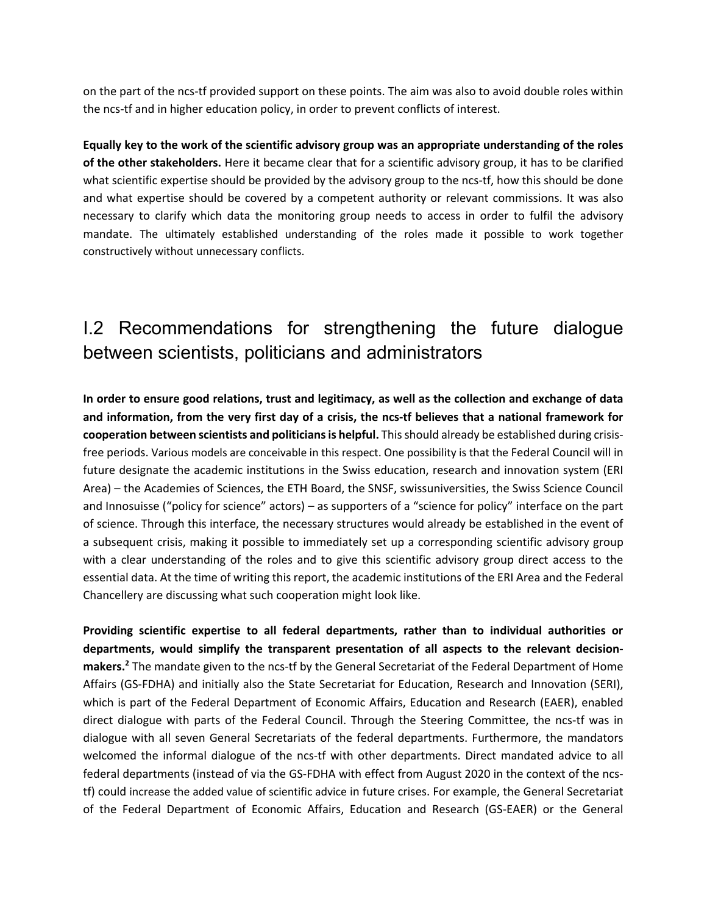on the part of the ncs-tf provided support on these points. The aim was also to avoid double roles within the ncs-tf and in higher education policy, in order to prevent conflicts of interest.

**Equally key to the work of the scientific advisory group was an appropriate understanding of the roles of the other stakeholders.** Here it became clear that for a scientific advisory group, it has to be clarified what scientific expertise should be provided by the advisory group to the ncs-tf, how this should be done and what expertise should be covered by a competent authority or relevant commissions. It was also necessary to clarify which data the monitoring group needs to access in order to fulfil the advisory mandate. The ultimately established understanding of the roles made it possible to work together constructively without unnecessary conflicts.

## I.2 Recommendations for strengthening the future dialogue between scientists, politicians and administrators

**In order to ensure good relations, trust and legitimacy, as well as the collection and exchange of data and information, from the very first day of a crisis, the ncs-tf believes that a national framework for cooperation between scientists and politicians is helpful.** This should already be established during crisis-free periods. Various models are conceivable in this respect. One possibility is that the Federal Council will in future designate the academic institutions in the Swiss education, research and innovation system (ERI Area) – the Academies of Sciences, the ETH Board, the SNSF, swissuniversities, the Swiss Science Council and Innosuisse ("policy for science" actors) – as supporters of a "science for policy" interface on the part of science. Through this interface, the necessary structures would already be established in the event of a subsequent crisis, making it possible to immediately set up a corresponding scientific advisory group with a clear understanding of the roles and to give this scientific advisory group direct access to the essential data. At the time of writing this report, the academic institutions of the ERI Area and the Federal Chancellery are discussing what such cooperation might look like.

**Providing scientific expertise to all federal departments, rather than to individual authorities or departments, would simplify the transparent presentation of all aspects to the relevant decision-makers.**[2] The mandate given to the ncs-tf by the General Secretariat of the Federal Department of Home Affairs (GS-FDHA) and initially also the State Secretariat for Education, Research and Innovation (SERI), which is part of the Federal Department of Economic Affairs, Education and Research (EAER), enabled direct dialogue with parts of the Federal Council. Through the Steering Committee, the ncs-tf was in dialogue with all seven General Secretariats of the federal departments. Furthermore, the mandators welcomed the informal dialogue of the ncs-tf with other departments. Direct mandated advice to all federal departments (instead of via the GS-FDHA with effect from August 2020 in the context of the ncs-tf) could increase the added value of scientific advice in future crises. For example, the General Secretariat of the Federal Department of Economic Affairs, Education and Research (GS-EAER) or the General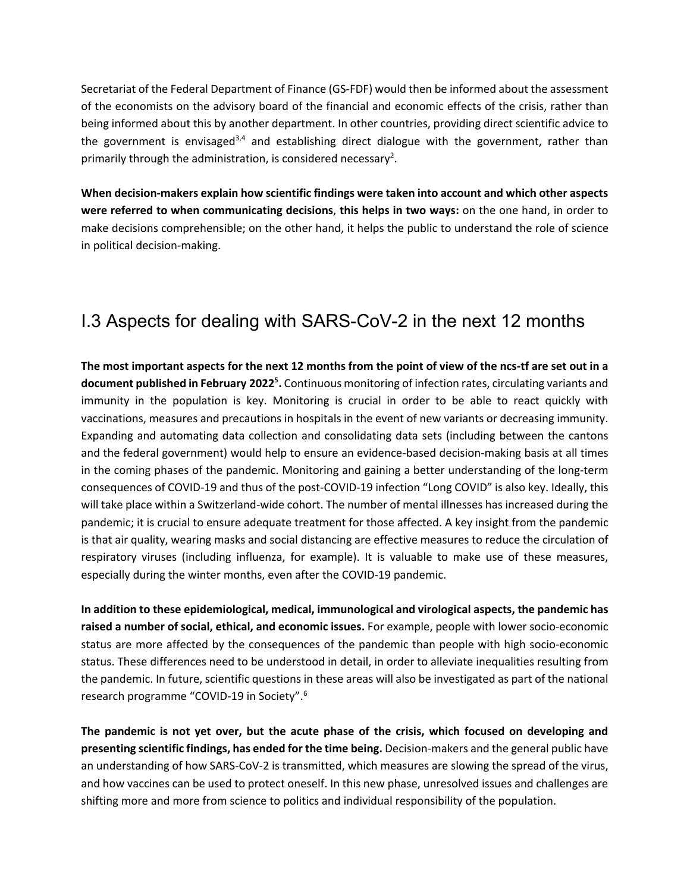Secretariat of the Federal Department of Finance (GS-FDF) would then be informed about the assessment of the economists on the advisory board of the financial and economic effects of the crisis, rather than being informed about this by another department. In other countries, providing direct scientific advice to the government is envisaged[3,4] and establishing direct dialogue with the government, rather than primarily through the administration, is considered necessary[2].

**When decision-makers explain how scientific findings were taken into account and which other aspects were referred to when communicating decisions**, **this helps in two ways:** on the one hand, in order to make decisions comprehensible; on the other hand, it helps the public to understand the role of science in political decision-making.

## I.3 Aspects for dealing with SARS-CoV-2 in the next 12 months

**The most important aspects for the next 12 months from the point of view of the ncs-tf are set out in a document published in February 2022[5].** Continuous monitoring of infection rates, circulating variants and immunity in the population is key. Monitoring is crucial in order to be able to react quickly with vaccinations, measures and precautions in hospitals in the event of new variants or decreasing immunity. Expanding and automating data collection and consolidating data sets (including between the cantons and the federal government) would help to ensure an evidence-based decision-making basis at all times in the coming phases of the pandemic. Monitoring and gaining a better understanding of the long-term consequences of COVID-19 and thus of the post-COVID-19 infection "Long COVID" is also key. Ideally, this will take place within a Switzerland-wide cohort. The number of mental illnesses has increased during the pandemic; it is crucial to ensure adequate treatment for those affected. A key insight from the pandemic is that air quality, wearing masks and social distancing are effective measures to reduce the circulation of respiratory viruses (including influenza, for example). It is valuable to make use of these measures, especially during the winter months, even after the COVID-19 pandemic.

**In addition to these epidemiological, medical, immunological and virological aspects, the pandemic has raised a number of social, ethical, and economic issues.** For example, people with lower socio-economic status are more affected by the consequences of the pandemic than people with high socio-economic status. These differences need to be understood in detail, in order to alleviate inequalities resulting from the pandemic. In future, scientific questions in these areas will also be investigated as part of the national research programme "COVID-19 in Society".[6]

**The pandemic is not yet over, but the acute phase of the crisis, which focused on developing and presenting scientific findings, has ended for the time being.** Decision-makers and the general public have an understanding of how SARS-CoV-2 is transmitted, which measures are slowing the spread of the virus, and how vaccines can be used to protect oneself. In this new phase, unresolved issues and challenges are shifting more and more from science to politics and individual responsibility of the population.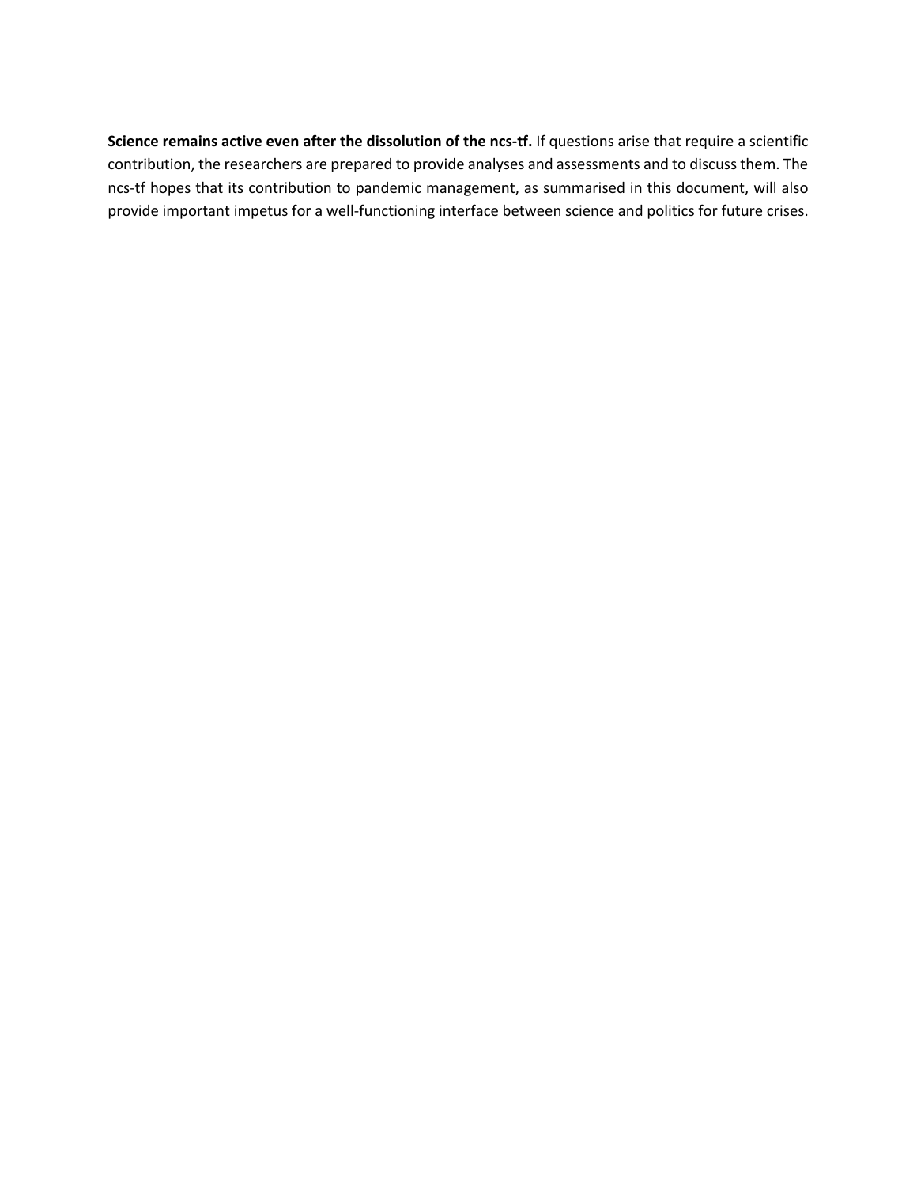**Science remains active even after the dissolution of the ncs-tf.** If questions arise that require a scientific contribution, the researchers are prepared to provide analyses and assessments and to discuss them. The ncs-tf hopes that its contribution to pandemic management, as summarised in this document, will also provide important impetus for a well-functioning interface between science and politics for future crises.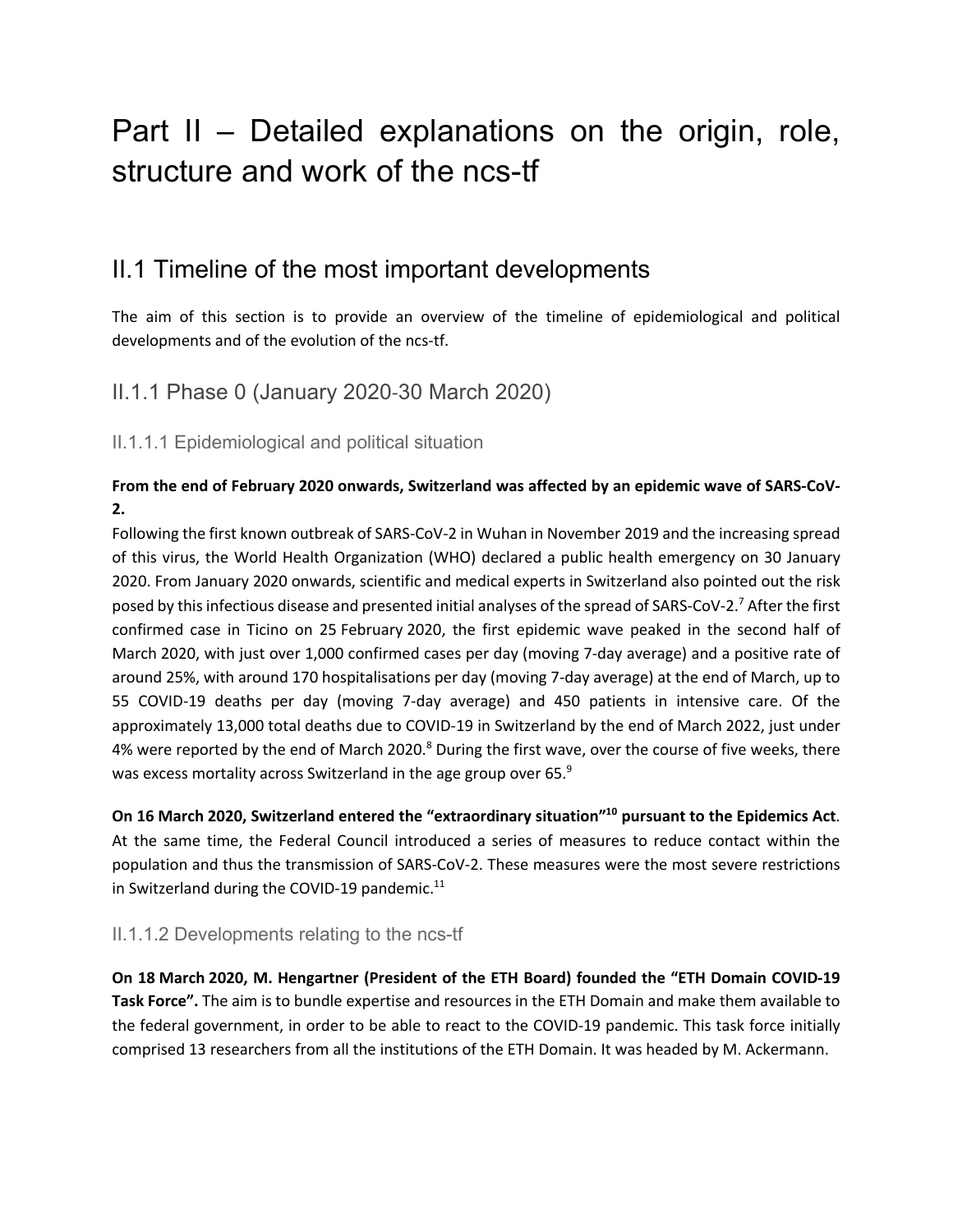# Part II – Detailed explanations on the origin, role, structure and work of the ncs-tf

## II.1 Timeline of the most important developments

The aim of this section is to provide an overview of the timeline of epidemiological and political developments and of the evolution of the ncs-tf.

### II.1.1 Phase 0 (January 2020-30 March 2020)

#### II.1.1.1 Epidemiological and political situation

**From the end of February 2020 onwards, Switzerland was affected by an epidemic wave of SARS-CoV-2.**

Following the first known outbreak of SARS-CoV-2 in Wuhan in November 2019 and the increasing spread of this virus, the World Health Organization (WHO) declared a public health emergency on 30 January 2020. From January 2020 onwards, scientific and medical experts in Switzerland also pointed out the risk posed by this infectious disease and presented initial analyses of the spread of SARS-CoV-2.[7] After the first confirmed case in Ticino on 25 February 2020, the first epidemic wave peaked in the second half of March 2020, with just over 1,000 confirmed cases per day (moving 7-day average) and a positive rate of around 25%, with around 170 hospitalisations per day (moving 7-day average) at the end of March, up to 55 COVID-19 deaths per day (moving 7-day average) and 450 patients in intensive care. Of the approximately 13,000 total deaths due to COVID-19 in Switzerland by the end of March 2022, just under 4% were reported by the end of March 2020.[8] During the first wave, over the course of five weeks, there was excess mortality across Switzerland in the age group over 65.[9]

**On 16 March 2020, Switzerland entered the "extraordinary situation"[10] pursuant to the Epidemics Act**. At the same time, the Federal Council introduced a series of measures to reduce contact within the population and thus the transmission of SARS-CoV-2. These measures were the most severe restrictions in Switzerland during the COVID-19 pandemic.[11]

#### II.1.1.2 Developments relating to the ncs-tf

**On 18 March 2020, M. Hengartner (President of the ETH Board) founded the "ETH Domain COVID-19 Task Force".** The aim is to bundle expertise and resources in the ETH Domain and make them available to the federal government, in order to be able to react to the COVID-19 pandemic. This task force initially comprised 13 researchers from all the institutions of the ETH Domain. It was headed by M. Ackermann.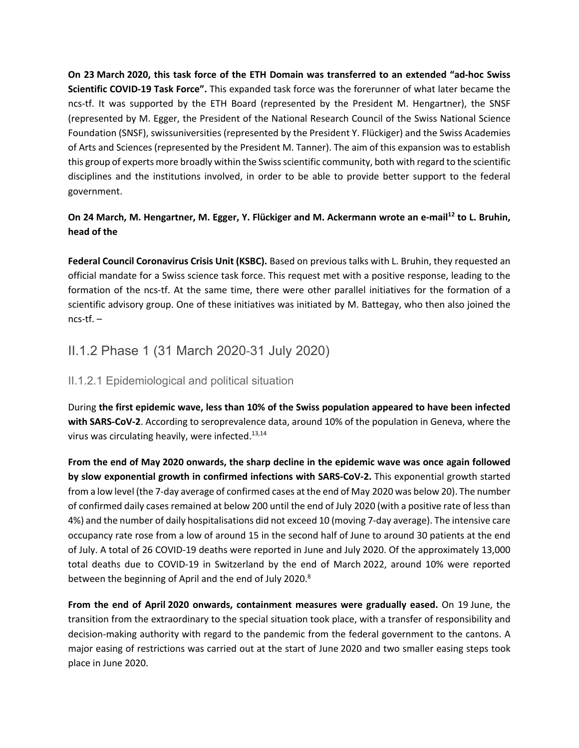**On 23 March 2020, this task force of the ETH Domain was transferred to an extended "ad-hoc Swiss Scientific COVID-19 Task Force".** This expanded task force was the forerunner of what later became the ncs-tf. It was supported by the ETH Board (represented by the President M. Hengartner), the SNSF (represented by M. Egger, the President of the National Research Council of the Swiss National Science Foundation (SNSF), swissuniversities (represented by the President Y. Flückiger) and the Swiss Academies of Arts and Sciences (represented by the President M. Tanner). The aim of this expansion was to establish this group of experts more broadly within the Swiss scientific community, both with regard to the scientific disciplines and the institutions involved, in order to be able to provide better support to the federal government.

**On 24 March, M. Hengartner, M. Egger, Y. Flückiger and M. Ackermann wrote an e-mail[12] to L. Bruhin, head of the**

**Federal Council Coronavirus Crisis Unit (KSBC).** Based on previous talks with L. Bruhin, they requested an official mandate for a Swiss science task force. This request met with a positive response, leading to the formation of the ncs-tf. At the same time, there were other parallel initiatives for the formation of a scientific advisory group. One of these initiatives was initiated by M. Battegay, who then also joined the ncs-tf. –

## II.1.2 Phase 1 (31 March 2020-31 July 2020)

### II.1.2.1 Epidemiological and political situation

During **the first epidemic wave, less than 10% of the Swiss population appeared to have been infected with SARS-CoV-2**. According to seroprevalence data, around 10% of the population in Geneva, where the virus was circulating heavily, were infected.[13,14]

**From the end of May 2020 onwards, the sharp decline in the epidemic wave was once again followed by slow exponential growth in confirmed infections with SARS-CoV-2.** This exponential growth started from a low level (the 7-day average of confirmed cases at the end of May 2020 was below 20). The number of confirmed daily cases remained at below 200 until the end of July 2020 (with a positive rate of less than 4%) and the number of daily hospitalisations did not exceed 10 (moving 7-day average). The intensive care occupancy rate rose from a low of around 15 in the second half of June to around 30 patients at the end of July. A total of 26 COVID-19 deaths were reported in June and July 2020. Of the approximately 13,000 total deaths due to COVID-19 in Switzerland by the end of March 2022, around 10% were reported between the beginning of April and the end of July 2020.[8]

**From the end of April 2020 onwards, containment measures were gradually eased.** On 19 June, the transition from the extraordinary to the special situation took place, with a transfer of responsibility and decision-making authority with regard to the pandemic from the federal government to the cantons. A major easing of restrictions was carried out at the start of June 2020 and two smaller easing steps took place in June 2020.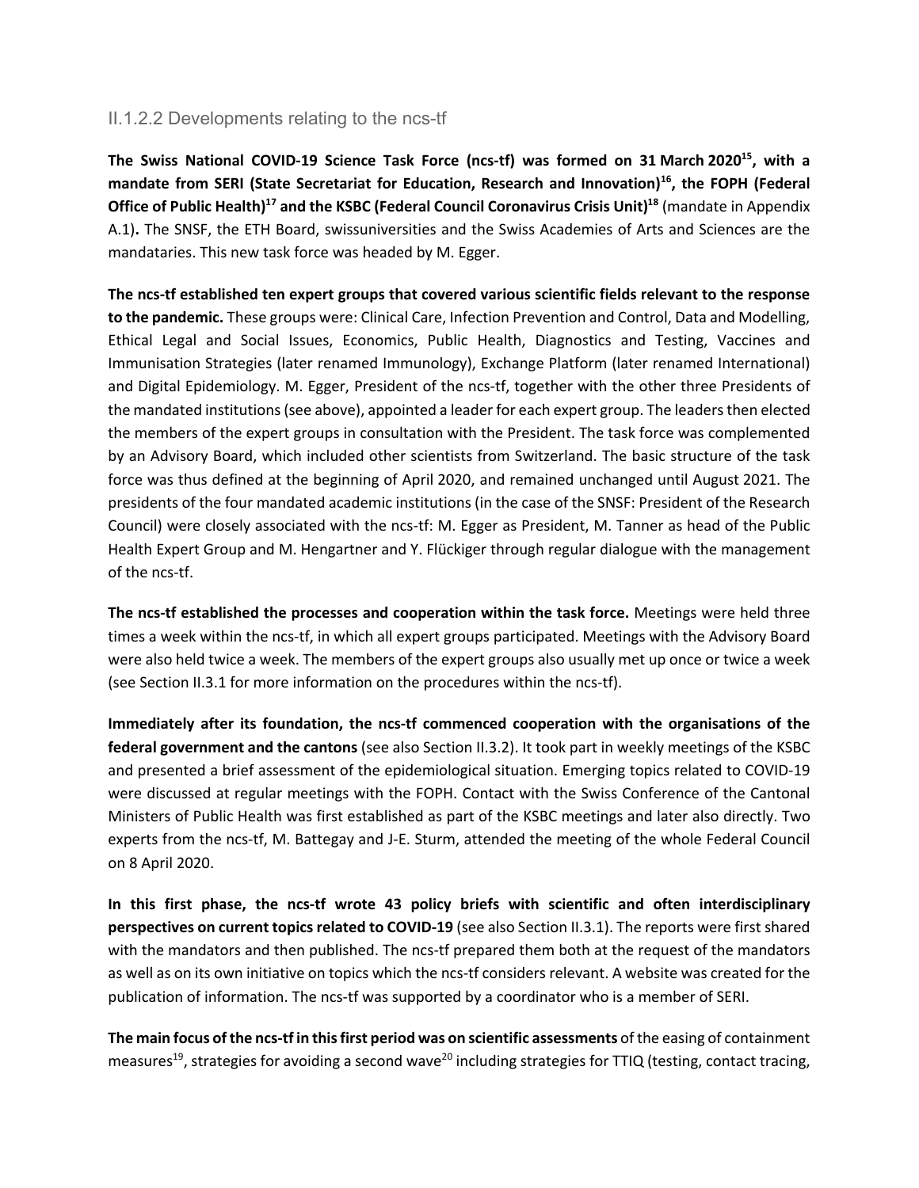### II.1.2.2 Developments relating to the ncs-tf

**The Swiss National COVID-19 Science Task Force (ncs-tf) was formed on 31 March 2020[15], with a mandate from SERI (State Secretariat for Education, Research and Innovation)[16], the FOPH (Federal Office of Public Health)[17] and the KSBC (Federal Council Coronavirus Crisis Unit)[18]** (mandate in Appendix A.1)**.** The SNSF, the ETH Board, swissuniversities and the Swiss Academies of Arts and Sciences are the mandataries. This new task force was headed by M. Egger.

**The ncs-tf established ten expert groups that covered various scientific fields relevant to the response to the pandemic.** These groups were: Clinical Care, Infection Prevention and Control, Data and Modelling, Ethical Legal and Social Issues, Economics, Public Health, Diagnostics and Testing, Vaccines and Immunisation Strategies (later renamed Immunology), Exchange Platform (later renamed International) and Digital Epidemiology. M. Egger, President of the ncs-tf, together with the other three Presidents of the mandated institutions (see above), appointed a leader for each expert group. The leaders then elected the members of the expert groups in consultation with the President. The task force was complemented by an Advisory Board, which included other scientists from Switzerland. The basic structure of the task force was thus defined at the beginning of April 2020, and remained unchanged until August 2021. The presidents of the four mandated academic institutions (in the case of the SNSF: President of the Research Council) were closely associated with the ncs-tf: M. Egger as President, M. Tanner as head of the Public Health Expert Group and M. Hengartner and Y. Flückiger through regular dialogue with the management of the ncs-tf.

**The ncs-tf established the processes and cooperation within the task force.** Meetings were held three times a week within the ncs-tf, in which all expert groups participated. Meetings with the Advisory Board were also held twice a week. The members of the expert groups also usually met up once or twice a week (see Section II.3.1 for more information on the procedures within the ncs-tf).

**Immediately after its foundation, the ncs-tf commenced cooperation with the organisations of the federal government and the cantons** (see also Section II.3.2). It took part in weekly meetings of the KSBC and presented a brief assessment of the epidemiological situation. Emerging topics related to COVID-19 were discussed at regular meetings with the FOPH. Contact with the Swiss Conference of the Cantonal Ministers of Public Health was first established as part of the KSBC meetings and later also directly. Two experts from the ncs-tf, M. Battegay and J-E. Sturm, attended the meeting of the whole Federal Council on 8 April 2020.

**In this first phase, the ncs-tf wrote 43 policy briefs with scientific and often interdisciplinary perspectives on current topics related to COVID-19** (see also Section II.3.1). The reports were first shared with the mandators and then published. The ncs-tf prepared them both at the request of the mandators as well as on its own initiative on topics which the ncs-tf considers relevant. A website was created for the publication of information. The ncs-tf was supported by a coordinator who is a member of SERI.

**The main focus of the ncs-tf in this first period was on scientific assessments** of the easing of containment measures[19], strategies for avoiding a second wave[20] including strategies for TTIQ (testing, contact tracing,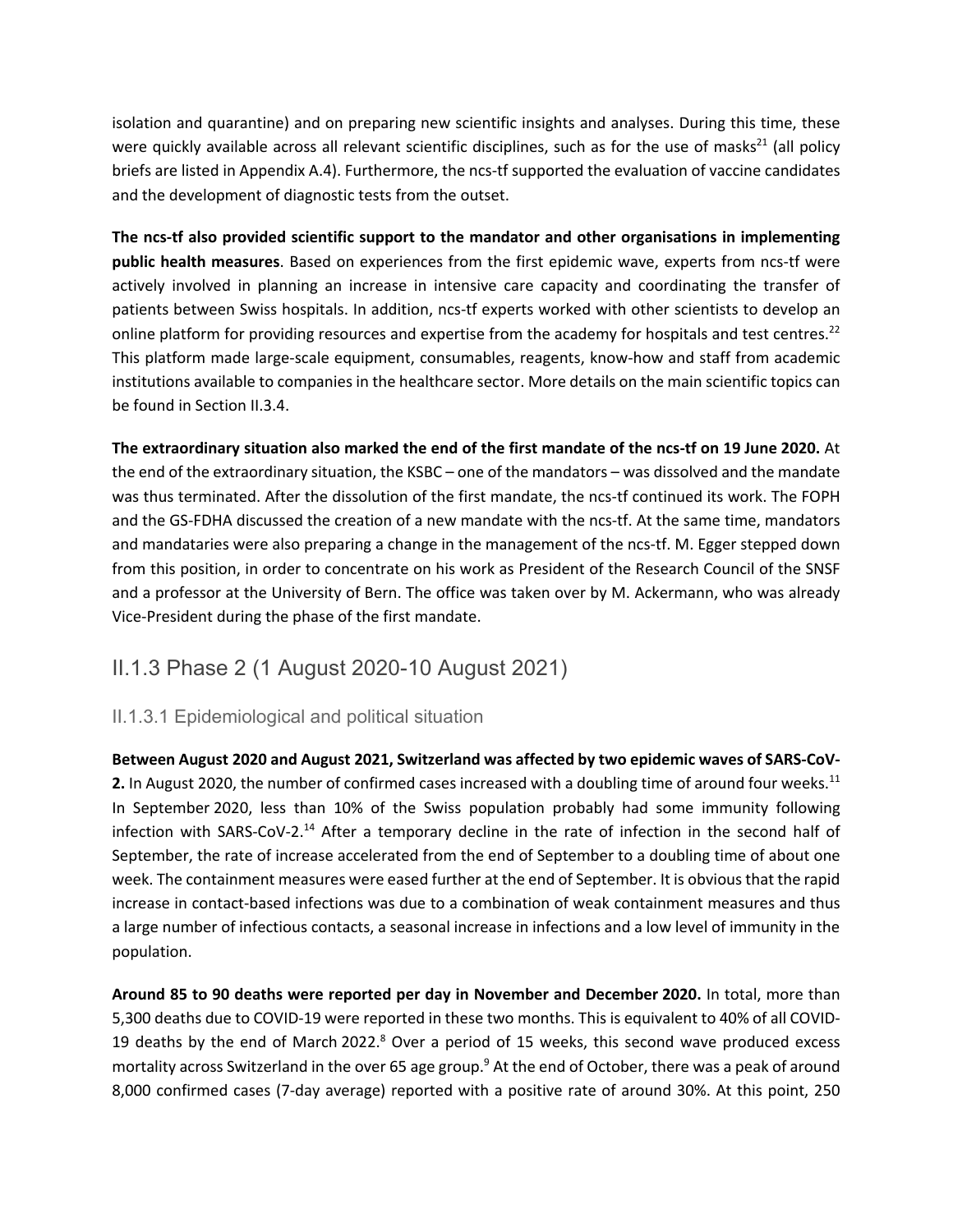isolation and quarantine) and on preparing new scientific insights and analyses. During this time, these were quickly available across all relevant scientific disciplines, such as for the use of masks[21] (all policy briefs are listed in Appendix A.4). Furthermore, the ncs-tf supported the evaluation of vaccine candidates and the development of diagnostic tests from the outset.

**The ncs-tf also provided scientific support to the mandator and other organisations in implementing public health measures**. Based on experiences from the first epidemic wave, experts from ncs-tf were actively involved in planning an increase in intensive care capacity and coordinating the transfer of patients between Swiss hospitals. In addition, ncs-tf experts worked with other scientists to develop an online platform for providing resources and expertise from the academy for hospitals and test centres.[22] This platform made large-scale equipment, consumables, reagents, know-how and staff from academic institutions available to companies in the healthcare sector. More details on the main scientific topics can be found in Section II.3.4.

**The extraordinary situation also marked the end of the first mandate of the ncs-tf on 19 June 2020.** At the end of the extraordinary situation, the KSBC – one of the mandators – was dissolved and the mandate was thus terminated. After the dissolution of the first mandate, the ncs-tf continued its work. The FOPH and the GS-FDHA discussed the creation of a new mandate with the ncs-tf. At the same time, mandators and mandataries were also preparing a change in the management of the ncs-tf. M. Egger stepped down from this position, in order to concentrate on his work as President of the Research Council of the SNSF and a professor at the University of Bern. The office was taken over by M. Ackermann, who was already Vice-President during the phase of the first mandate.

### II.1.3 Phase 2 (1 August 2020-10 August 2021)

#### II.1.3.1 Epidemiological and political situation

**Between August 2020 and August 2021, Switzerland was affected by two epidemic waves of SARS-CoV-2.** In August 2020, the number of confirmed cases increased with a doubling time of around four weeks.[11] In September 2020, less than 10% of the Swiss population probably had some immunity following infection with SARS-CoV-2.[14] After a temporary decline in the rate of infection in the second half of September, the rate of increase accelerated from the end of September to a doubling time of about one week. The containment measures were eased further at the end of September. It is obvious that the rapid increase in contact-based infections was due to a combination of weak containment measures and thus a large number of infectious contacts, a seasonal increase in infections and a low level of immunity in the population.

**Around 85 to 90 deaths were reported per day in November and December 2020.** In total, more than 5,300 deaths due to COVID-19 were reported in these two months. This is equivalent to 40% of all COVID-19 deaths by the end of March 2022.[8] Over a period of 15 weeks, this second wave produced excess mortality across Switzerland in the over 65 age group.[9] At the end of October, there was a peak of around 8,000 confirmed cases (7-day average) reported with a positive rate of around 30%. At this point, 250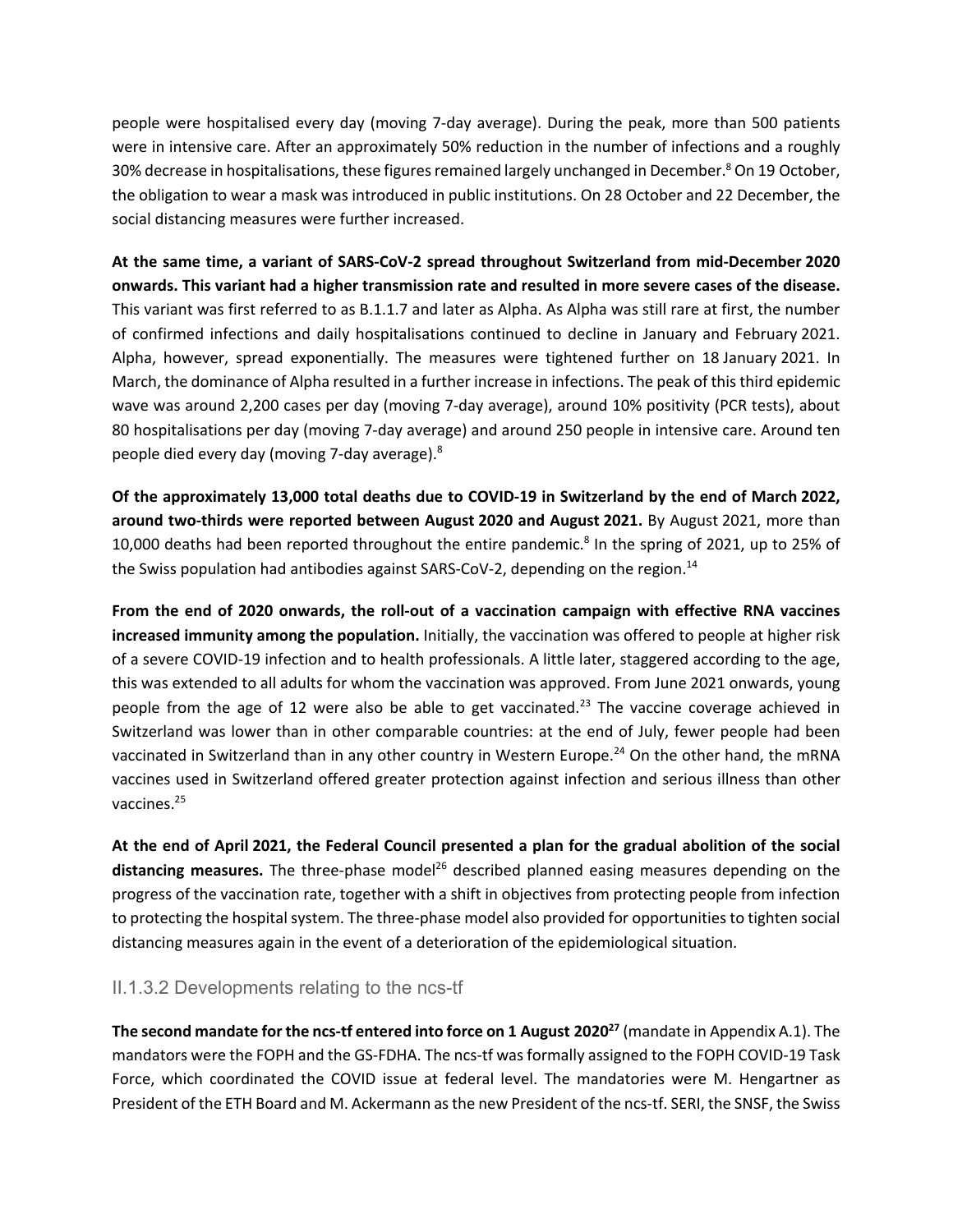people were hospitalised every day (moving 7-day average). During the peak, more than 500 patients were in intensive care. After an approximately 50% reduction in the number of infections and a roughly 30% decrease in hospitalisations, these figures remained largely unchanged in December.[8] On 19 October, the obligation to wear a mask was introduced in public institutions. On 28 October and 22 December, the social distancing measures were further increased.

**At the same time, a variant of SARS-CoV-2 spread throughout Switzerland from mid-December 2020 onwards. This variant had a higher transmission rate and resulted in more severe cases of the disease.** This variant was first referred to as B.1.1.7 and later as Alpha. As Alpha was still rare at first, the number of confirmed infections and daily hospitalisations continued to decline in January and February 2021. Alpha, however, spread exponentially. The measures were tightened further on 18 January 2021. In March, the dominance of Alpha resulted in a further increase in infections. The peak of this third epidemic wave was around 2,200 cases per day (moving 7-day average), around 10% positivity (PCR tests), about 80 hospitalisations per day (moving 7-day average) and around 250 people in intensive care. Around ten people died every day (moving 7-day average).[8]

**Of the approximately 13,000 total deaths due to COVID-19 in Switzerland by the end of March 2022, around two-thirds were reported between August 2020 and August 2021.** By August 2021, more than 10,000 deaths had been reported throughout the entire pandemic.[8] In the spring of 2021, up to 25% of the Swiss population had antibodies against SARS-CoV-2, depending on the region.[14]

**From the end of 2020 onwards, the roll-out of a vaccination campaign with effective RNA vaccines increased immunity among the population.** Initially, the vaccination was offered to people at higher risk of a severe COVID-19 infection and to health professionals. A little later, staggered according to the age, this was extended to all adults for whom the vaccination was approved. From June 2021 onwards, young people from the age of 12 were also be able to get vaccinated.[23] The vaccine coverage achieved in Switzerland was lower than in other comparable countries: at the end of July, fewer people had been vaccinated in Switzerland than in any other country in Western Europe.[24] On the other hand, the mRNA vaccines used in Switzerland offered greater protection against infection and serious illness than other vaccines.[25]

**At the end of April 2021, the Federal Council presented a plan for the gradual abolition of the social distancing measures.** The three-phase model[26] described planned easing measures depending on the progress of the vaccination rate, together with a shift in objectives from protecting people from infection to protecting the hospital system. The three-phase model also provided for opportunities to tighten social distancing measures again in the event of a deterioration of the epidemiological situation.

### II.1.3.2 Developments relating to the ncs-tf

**The second mandate for the ncs-tf entered into force on 1 August 2020[27]** (mandate in Appendix A.1). The mandators were the FOPH and the GS-FDHA. The ncs-tf was formally assigned to the FOPH COVID-19 Task Force, which coordinated the COVID issue at federal level. The mandatories were M. Hengartner as President of the ETH Board and M. Ackermann as the new President of the ncs-tf. SERI, the SNSF, the Swiss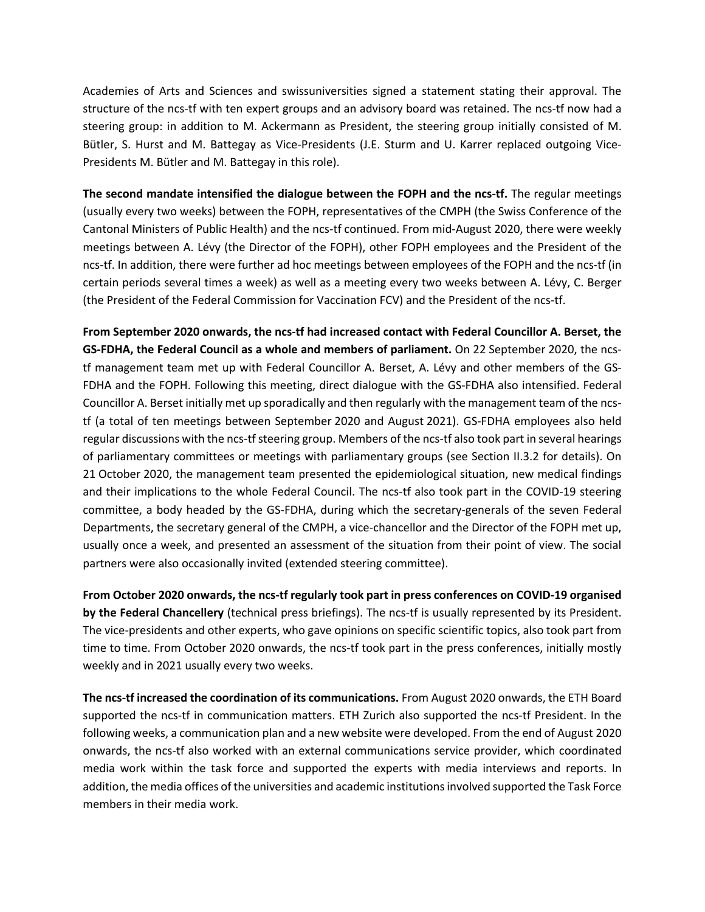Academies of Arts and Sciences and swissuniversities signed a statement stating their approval. The structure of the ncs-tf with ten expert groups and an advisory board was retained. The ncs-tf now had a steering group: in addition to M. Ackermann as President, the steering group initially consisted of M. Bütler, S. Hurst and M. Battegay as Vice-Presidents (J.E. Sturm and U. Karrer replaced outgoing Vice-Presidents M. Bütler and M. Battegay in this role).

**The second mandate intensified the dialogue between the FOPH and the ncs-tf.** The regular meetings (usually every two weeks) between the FOPH, representatives of the CMPH (the Swiss Conference of the Cantonal Ministers of Public Health) and the ncs-tf continued. From mid-August 2020, there were weekly meetings between A. Lévy (the Director of the FOPH), other FOPH employees and the President of the ncs-tf. In addition, there were further ad hoc meetings between employees of the FOPH and the ncs-tf (in certain periods several times a week) as well as a meeting every two weeks between A. Lévy, C. Berger (the President of the Federal Commission for Vaccination FCV) and the President of the ncs-tf.

**From September 2020 onwards, the ncs-tf had increased contact with Federal Councillor A. Berset, the GS-FDHA, the Federal Council as a whole and members of parliament.** On 22 September 2020, the ncs-tf management team met up with Federal Councillor A. Berset, A. Lévy and other members of the GS-FDHA and the FOPH. Following this meeting, direct dialogue with the GS-FDHA also intensified. Federal Councillor A. Berset initially met up sporadically and then regularly with the management team of the ncs-tf (a total of ten meetings between September 2020 and August 2021). GS-FDHA employees also held regular discussions with the ncs-tf steering group. Members of the ncs-tf also took part in several hearings of parliamentary committees or meetings with parliamentary groups (see Section II.3.2 for details). On 21 October 2020, the management team presented the epidemiological situation, new medical findings and their implications to the whole Federal Council. The ncs-tf also took part in the COVID-19 steering committee, a body headed by the GS-FDHA, during which the secretary-generals of the seven Federal Departments, the secretary general of the CMPH, a vice-chancellor and the Director of the FOPH met up, usually once a week, and presented an assessment of the situation from their point of view. The social partners were also occasionally invited (extended steering committee).

**From October 2020 onwards, the ncs-tf regularly took part in press conferences on COVID-19 organised by the Federal Chancellery** (technical press briefings). The ncs-tf is usually represented by its President. The vice-presidents and other experts, who gave opinions on specific scientific topics, also took part from time to time. From October 2020 onwards, the ncs-tf took part in the press conferences, initially mostly weekly and in 2021 usually every two weeks.

**The ncs-tf increased the coordination of its communications.** From August 2020 onwards, the ETH Board supported the ncs-tf in communication matters. ETH Zurich also supported the ncs-tf President. In the following weeks, a communication plan and a new website were developed. From the end of August 2020 onwards, the ncs-tf also worked with an external communications service provider, which coordinated media work within the task force and supported the experts with media interviews and reports. In addition, the media offices of the universities and academic institutions involved supported the Task Force members in their media work.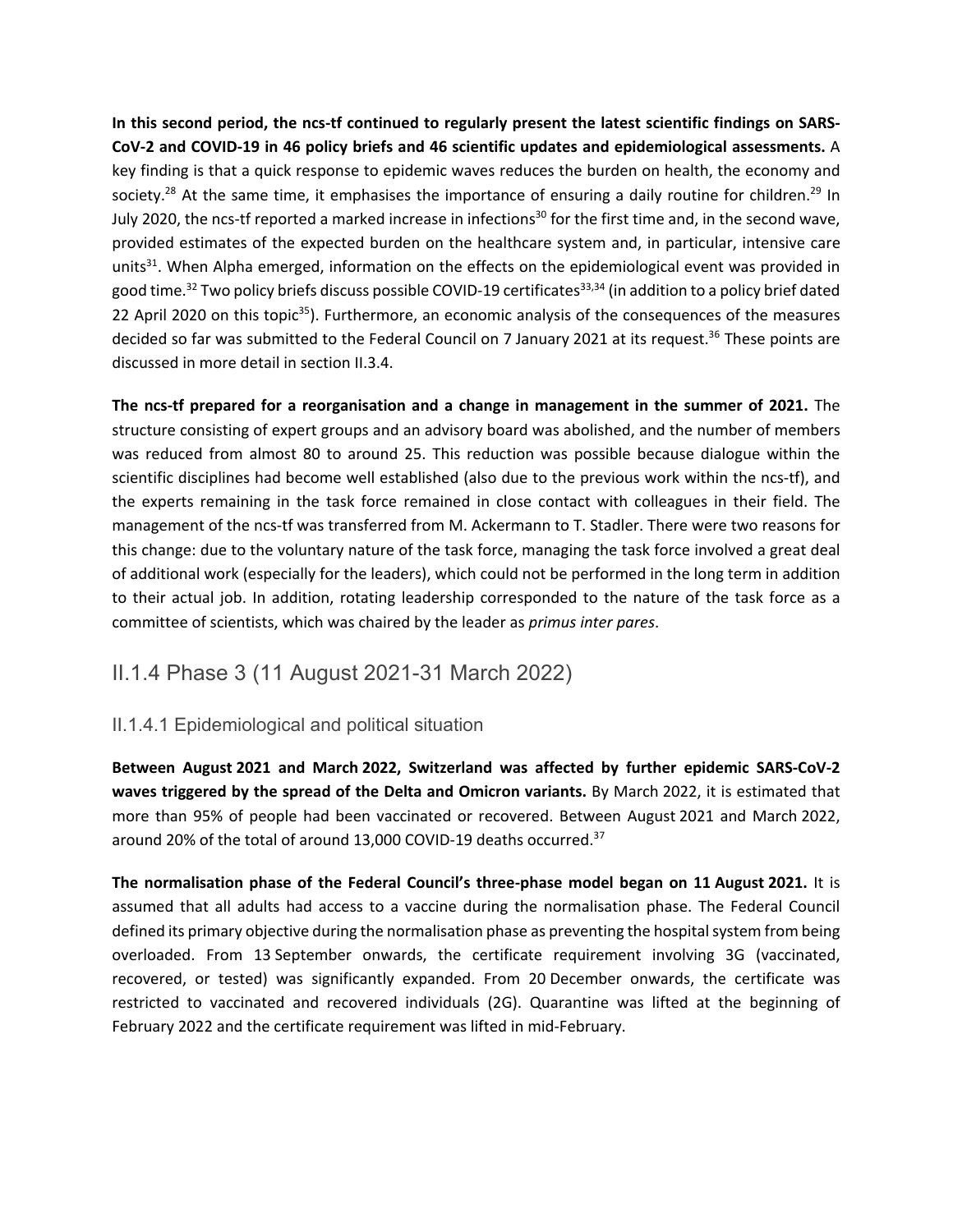**In this second period, the ncs-tf continued to regularly present the latest scientific findings on SARS-CoV-2 and COVID-19 in 46 policy briefs and 46 scientific updates and epidemiological assessments.** A key finding is that a quick response to epidemic waves reduces the burden on health, the economy and society.[28] At the same time, it emphasises the importance of ensuring a daily routine for children.[29] In July 2020, the ncs-tf reported a marked increase in infections[30] for the first time and, in the second wave, provided estimates of the expected burden on the healthcare system and, in particular, intensive care units[31]. When Alpha emerged, information on the effects on the epidemiological event was provided in good time.[32] Two policy briefs discuss possible COVID-19 certificates[33,34] (in addition to a policy brief dated 22 April 2020 on this topic[35]). Furthermore, an economic analysis of the consequences of the measures decided so far was submitted to the Federal Council on 7 January 2021 at its request.[36] These points are discussed in more detail in section II.3.4.

**The ncs-tf prepared for a reorganisation and a change in management in the summer of 2021.** The structure consisting of expert groups and an advisory board was abolished, and the number of members was reduced from almost 80 to around 25. This reduction was possible because dialogue within the scientific disciplines had become well established (also due to the previous work within the ncs-tf), and the experts remaining in the task force remained in close contact with colleagues in their field. The management of the ncs-tf was transferred from M. Ackermann to T. Stadler. There were two reasons for this change: due to the voluntary nature of the task force, managing the task force involved a great deal of additional work (especially for the leaders), which could not be performed in the long term in addition to their actual job. In addition, rotating leadership corresponded to the nature of the task force as a committee of scientists, which was chaired by the leader as *primus inter pares*.

## II.1.4 Phase 3 (11 August 2021-31 March 2022)

### II.1.4.1 Epidemiological and political situation

**Between August 2021 and March 2022, Switzerland was affected by further epidemic SARS-CoV-2 waves triggered by the spread of the Delta and Omicron variants.** By March 2022, it is estimated that more than 95% of people had been vaccinated or recovered. Between August 2021 and March 2022, around 20% of the total of around 13,000 COVID-19 deaths occurred.[37]

**The normalisation phase of the Federal Council's three-phase model began on 11 August 2021.** It is assumed that all adults had access to a vaccine during the normalisation phase. The Federal Council defined its primary objective during the normalisation phase as preventing the hospital system from being overloaded. From 13 September onwards, the certificate requirement involving 3G (vaccinated, recovered, or tested) was significantly expanded. From 20 December onwards, the certificate was restricted to vaccinated and recovered individuals (2G). Quarantine was lifted at the beginning of February 2022 and the certificate requirement was lifted in mid-February.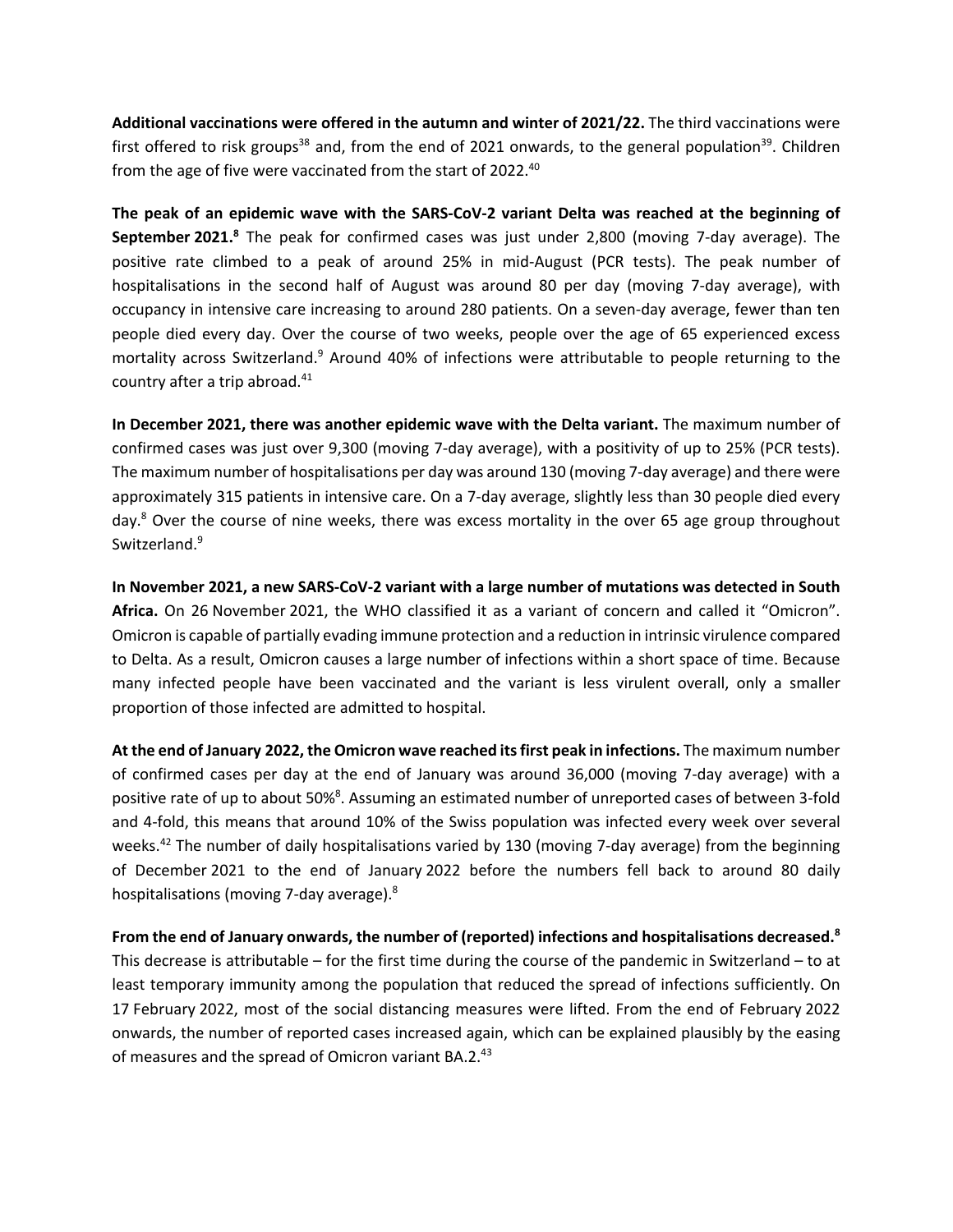**Additional vaccinations were offered in the autumn and winter of 2021/22.** The third vaccinations were first offered to risk groups[38] and, from the end of 2021 onwards, to the general population[39]. Children from the age of five were vaccinated from the start of 2022.[40]

**The peak of an epidemic wave with the SARS-CoV-2 variant Delta was reached at the beginning of September 2021.[8]** The peak for confirmed cases was just under 2,800 (moving 7-day average). The positive rate climbed to a peak of around 25% in mid-August (PCR tests). The peak number of hospitalisations in the second half of August was around 80 per day (moving 7-day average), with occupancy in intensive care increasing to around 280 patients. On a seven-day average, fewer than ten people died every day. Over the course of two weeks, people over the age of 65 experienced excess mortality across Switzerland.[9] Around 40% of infections were attributable to people returning to the country after a trip abroad.[41]

**In December 2021, there was another epidemic wave with the Delta variant.** The maximum number of confirmed cases was just over 9,300 (moving 7-day average), with a positivity of up to 25% (PCR tests). The maximum number of hospitalisations per day was around 130 (moving 7-day average) and there were approximately 315 patients in intensive care. On a 7-day average, slightly less than 30 people died every day.[8] Over the course of nine weeks, there was excess mortality in the over 65 age group throughout Switzerland.[9]

**In November 2021, a new SARS-CoV-2 variant with a large number of mutations was detected in South Africa.** On 26 November 2021, the WHO classified it as a variant of concern and called it "Omicron". Omicron is capable of partially evading immune protection and a reduction in intrinsic virulence compared to Delta. As a result, Omicron causes a large number of infections within a short space of time. Because many infected people have been vaccinated and the variant is less virulent overall, only a smaller proportion of those infected are admitted to hospital.

**At the end of January 2022, the Omicron wave reached its first peak in infections.** The maximum number of confirmed cases per day at the end of January was around 36,000 (moving 7-day average) with a positive rate of up to about 50%[8]. Assuming an estimated number of unreported cases of between 3-fold and 4-fold, this means that around 10% of the Swiss population was infected every week over several weeks.[42] The number of daily hospitalisations varied by 130 (moving 7-day average) from the beginning of December 2021 to the end of January 2022 before the numbers fell back to around 80 daily hospitalisations (moving 7-day average).[8]

**From the end of January onwards, the number of (reported) infections and hospitalisations decreased.[8]** This decrease is attributable – for the first time during the course of the pandemic in Switzerland – to at least temporary immunity among the population that reduced the spread of infections sufficiently. On 17 February 2022, most of the social distancing measures were lifted. From the end of February 2022 onwards, the number of reported cases increased again, which can be explained plausibly by the easing of measures and the spread of Omicron variant BA.2.[43]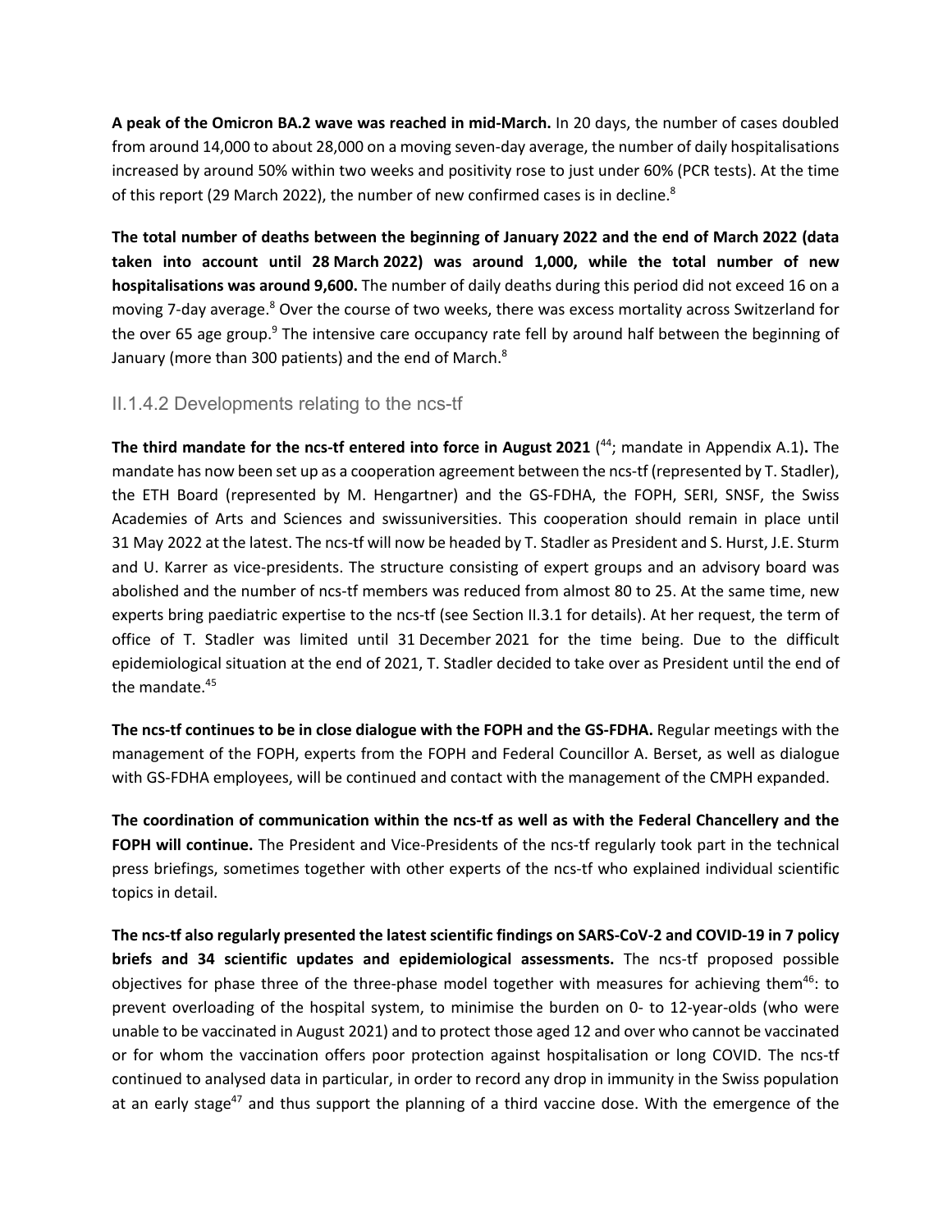**A peak of the Omicron BA.2 wave was reached in mid-March.** In 20 days, the number of cases doubled from around 14,000 to about 28,000 on a moving seven-day average, the number of daily hospitalisations increased by around 50% within two weeks and positivity rose to just under 60% (PCR tests). At the time of this report (29 March 2022), the number of new confirmed cases is in decline.[8]

**The total number of deaths between the beginning of January 2022 and the end of March 2022 (data taken into account until 28 March 2022) was around 1,000, while the total number of new hospitalisations was around 9,600.** The number of daily deaths during this period did not exceed 16 on a moving 7-day average.[8] Over the course of two weeks, there was excess mortality across Switzerland for the over 65 age group.[9] The intensive care occupancy rate fell by around half between the beginning of January (more than 300 patients) and the end of March.[8]

### II.1.4.2 Developments relating to the ncs-tf

**The third mandate for the ncs-tf entered into force in August 2021** ([44]; mandate in Appendix A.1)**.** The mandate has now been set up as a cooperation agreement between the ncs-tf (represented by T. Stadler), the ETH Board (represented by M. Hengartner) and the GS-FDHA, the FOPH, SERI, SNSF, the Swiss Academies of Arts and Sciences and swissuniversities. This cooperation should remain in place until 31 May 2022 at the latest. The ncs-tf will now be headed by T. Stadler as President and S. Hurst, J.E. Sturm and U. Karrer as vice-presidents. The structure consisting of expert groups and an advisory board was abolished and the number of ncs-tf members was reduced from almost 80 to 25. At the same time, new experts bring paediatric expertise to the ncs-tf (see Section II.3.1 for details). At her request, the term of office of T. Stadler was limited until 31 December 2021 for the time being. Due to the difficult epidemiological situation at the end of 2021, T. Stadler decided to take over as President until the end of the mandate.[45]

**The ncs-tf continues to be in close dialogue with the FOPH and the GS-FDHA.** Regular meetings with the management of the FOPH, experts from the FOPH and Federal Councillor A. Berset, as well as dialogue with GS-FDHA employees, will be continued and contact with the management of the CMPH expanded.

**The coordination of communication within the ncs-tf as well as with the Federal Chancellery and the FOPH will continue.** The President and Vice-Presidents of the ncs-tf regularly took part in the technical press briefings, sometimes together with other experts of the ncs-tf who explained individual scientific topics in detail.

**The ncs-tf also regularly presented the latest scientific findings on SARS-CoV-2 and COVID-19 in 7 policy briefs and 34 scientific updates and epidemiological assessments.** The ncs-tf proposed possible objectives for phase three of the three-phase model together with measures for achieving them[46]: to prevent overloading of the hospital system, to minimise the burden on 0- to 12-year-olds (who were unable to be vaccinated in August 2021) and to protect those aged 12 and over who cannot be vaccinated or for whom the vaccination offers poor protection against hospitalisation or long COVID. The ncs-tf continued to analysed data in particular, in order to record any drop in immunity in the Swiss population at an early stage[47] and thus support the planning of a third vaccine dose. With the emergence of the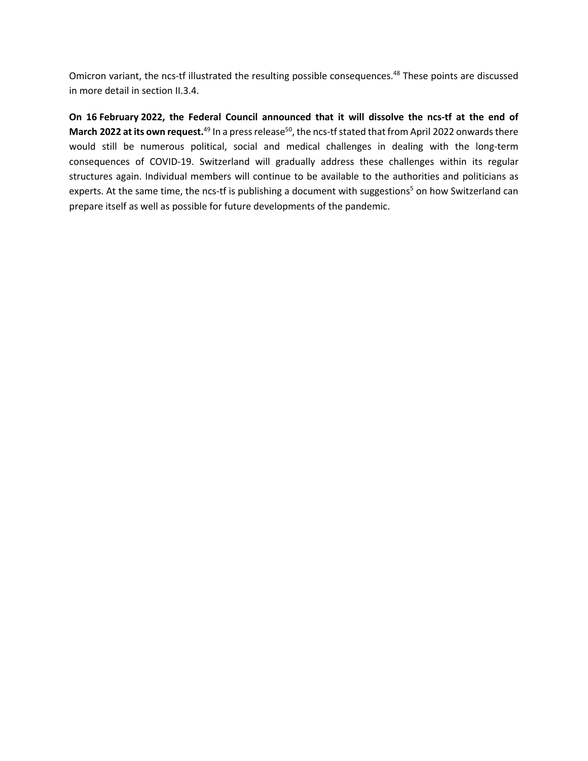Omicron variant, the ncs-tf illustrated the resulting possible consequences.[48] These points are discussed in more detail in section II.3.4.

**On 16 February 2022, the Federal Council announced that it will dissolve the ncs-tf at the end of March 2022 at its own request.**[49] In a press release[50], the ncs-tf stated that from April 2022 onwards there would still be numerous political, social and medical challenges in dealing with the long-term consequences of COVID-19. Switzerland will gradually address these challenges within its regular structures again. Individual members will continue to be available to the authorities and politicians as experts. At the same time, the ncs-tf is publishing a document with suggestions[5] on how Switzerland can prepare itself as well as possible for future developments of the pandemic.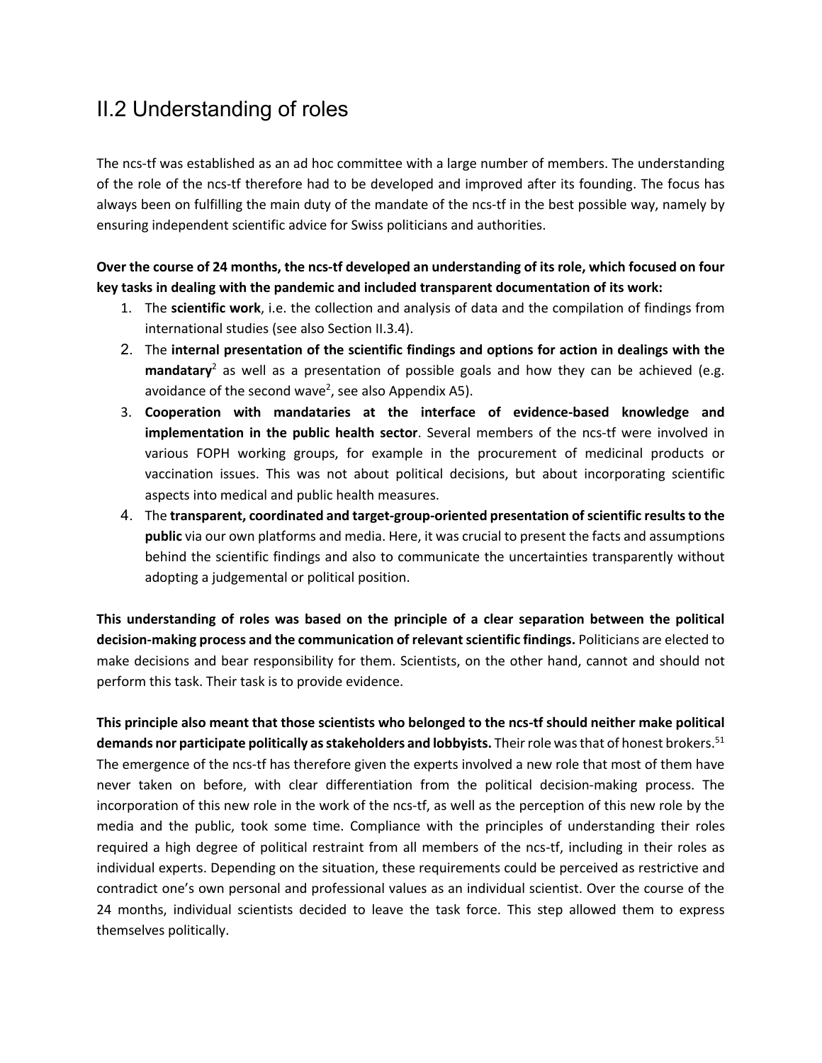## II.2 Understanding of roles

The ncs-tf was established as an ad hoc committee with a large number of members. The understanding of the role of the ncs-tf therefore had to be developed and improved after its founding. The focus has always been on fulfilling the main duty of the mandate of the ncs-tf in the best possible way, namely by ensuring independent scientific advice for Swiss politicians and authorities.

**Over the course of 24 months, the ncs-tf developed an understanding of its role, which focused on four key tasks in dealing with the pandemic and included transparent documentation of its work:**

1. The **scientific work**, i.e. the collection and analysis of data and the compilation of findings from international studies (see also Section II.3.4).
2. The **internal presentation of the scientific findings and options for action in dealings with the mandatary**[2] as well as a presentation of possible goals and how they can be achieved (e.g. avoidance of the second wave[2], see also Appendix A5).
3. **Cooperation with mandataries at the interface of evidence-based knowledge and implementation in the public health sector**. Several members of the ncs-tf were involved in various FOPH working groups, for example in the procurement of medicinal products or vaccination issues. This was not about political decisions, but about incorporating scientific aspects into medical and public health measures.
4. The **transparent, coordinated and target-group-oriented presentation of scientific results to the public** via our own platforms and media. Here, it was crucial to present the facts and assumptions behind the scientific findings and also to communicate the uncertainties transparently without adopting a judgemental or political position.

**This understanding of roles was based on the principle of a clear separation between the political decision-making process and the communication of relevant scientific findings.** Politicians are elected to make decisions and bear responsibility for them. Scientists, on the other hand, cannot and should not perform this task. Their task is to provide evidence.

**This principle also meant that those scientists who belonged to the ncs-tf should neither make political demands nor participate politically as stakeholders and lobbyists.** Their role was that of honest brokers.[51] The emergence of the ncs-tf has therefore given the experts involved a new role that most of them have never taken on before, with clear differentiation from the political decision-making process. The incorporation of this new role in the work of the ncs-tf, as well as the perception of this new role by the media and the public, took some time. Compliance with the principles of understanding their roles required a high degree of political restraint from all members of the ncs-tf, including in their roles as individual experts. Depending on the situation, these requirements could be perceived as restrictive and contradict one's own personal and professional values as an individual scientist. Over the course of the 24 months, individual scientists decided to leave the task force. This step allowed them to express themselves politically.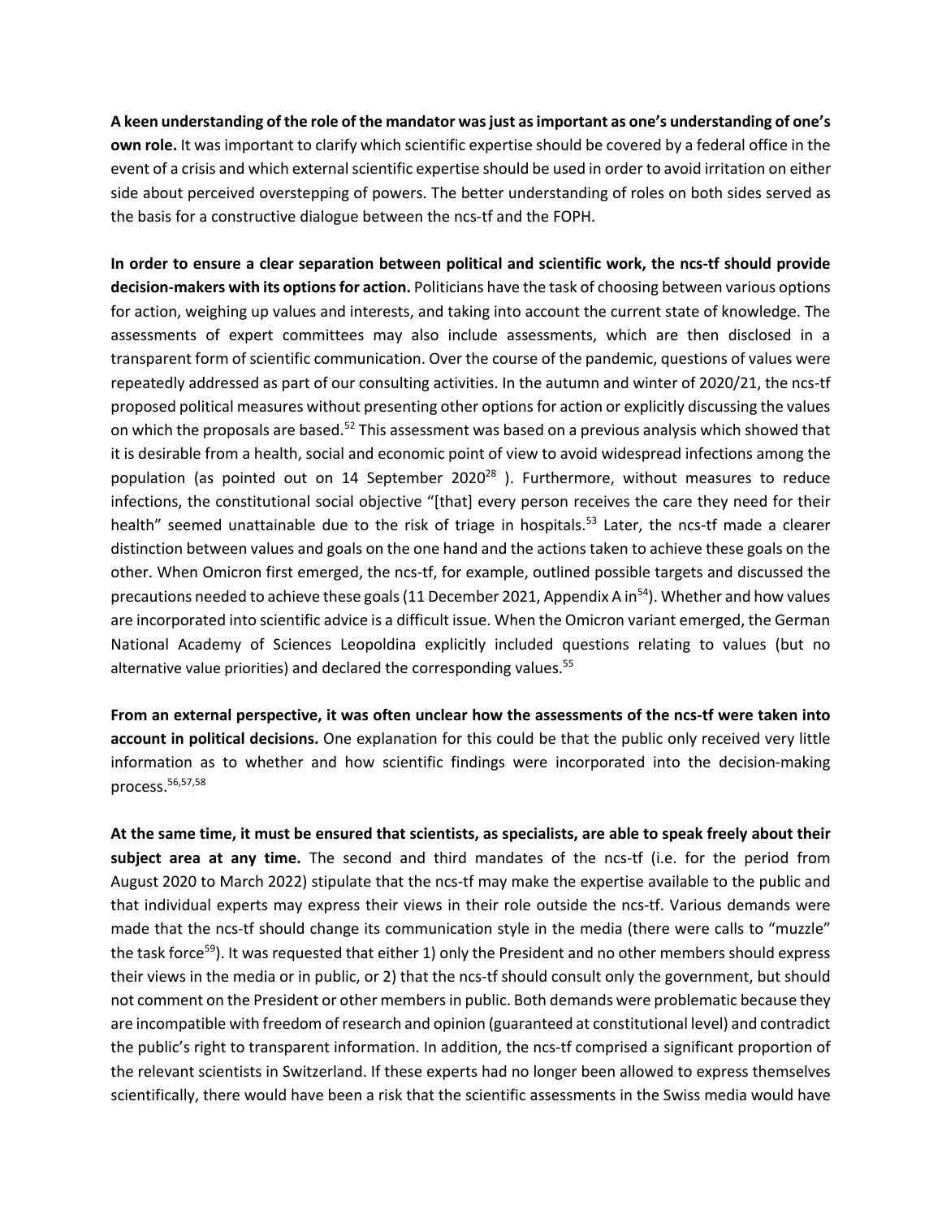**A keen understanding of the role of the mandator was just as important as one's understanding of one's own role.** It was important to clarify which scientific expertise should be covered by a federal office in the event of a crisis and which external scientific expertise should be used in order to avoid irritation on either side about perceived overstepping of powers. The better understanding of roles on both sides served as the basis for a constructive dialogue between the ncs-tf and the FOPH.

**In order to ensure a clear separation between political and scientific work, the ncs-tf should provide decision-makers with its options for action.** Politicians have the task of choosing between various options for action, weighing up values and interests, and taking into account the current state of knowledge. The assessments of expert committees may also include assessments, which are then disclosed in a transparent form of scientific communication. Over the course of the pandemic, questions of values were repeatedly addressed as part of our consulting activities. In the autumn and winter of 2020/21, the ncs-tf proposed political measures without presenting other options for action or explicitly discussing the values on which the proposals are based.[52] This assessment was based on a previous analysis which showed that it is desirable from a health, social and economic point of view to avoid widespread infections among the population (as pointed out on 14 September 2020[28] ). Furthermore, without measures to reduce infections, the constitutional social objective "[that] every person receives the care they need for their health" seemed unattainable due to the risk of triage in hospitals.[53] Later, the ncs-tf made a clearer distinction between values and goals on the one hand and the actions taken to achieve these goals on the other. When Omicron first emerged, the ncs-tf, for example, outlined possible targets and discussed the precautions needed to achieve these goals (11 December 2021, Appendix A in[54]). Whether and how values are incorporated into scientific advice is a difficult issue. When the Omicron variant emerged, the German National Academy of Sciences Leopoldina explicitly included questions relating to values (but no alternative value priorities) and declared the corresponding values.[55]

**From an external perspective, it was often unclear how the assessments of the ncs-tf were taken into account in political decisions.** One explanation for this could be that the public only received very little information as to whether and how scientific findings were incorporated into the decision-making process.[56,57,58]

**At the same time, it must be ensured that scientists, as specialists, are able to speak freely about their subject area at any time.** The second and third mandates of the ncs-tf (i.e. for the period from August 2020 to March 2022) stipulate that the ncs-tf may make the expertise available to the public and that individual experts may express their views in their role outside the ncs-tf. Various demands were made that the ncs-tf should change its communication style in the media (there were calls to "muzzle" the task force[59]). It was requested that either 1) only the President and no other members should express their views in the media or in public, or 2) that the ncs-tf should consult only the government, but should not comment on the President or other members in public. Both demands were problematic because they are incompatible with freedom of research and opinion (guaranteed at constitutional level) and contradict the public's right to transparent information. In addition, the ncs-tf comprised a significant proportion of the relevant scientists in Switzerland. If these experts had no longer been allowed to express themselves scientifically, there would have been a risk that the scientific assessments in the Swiss media would have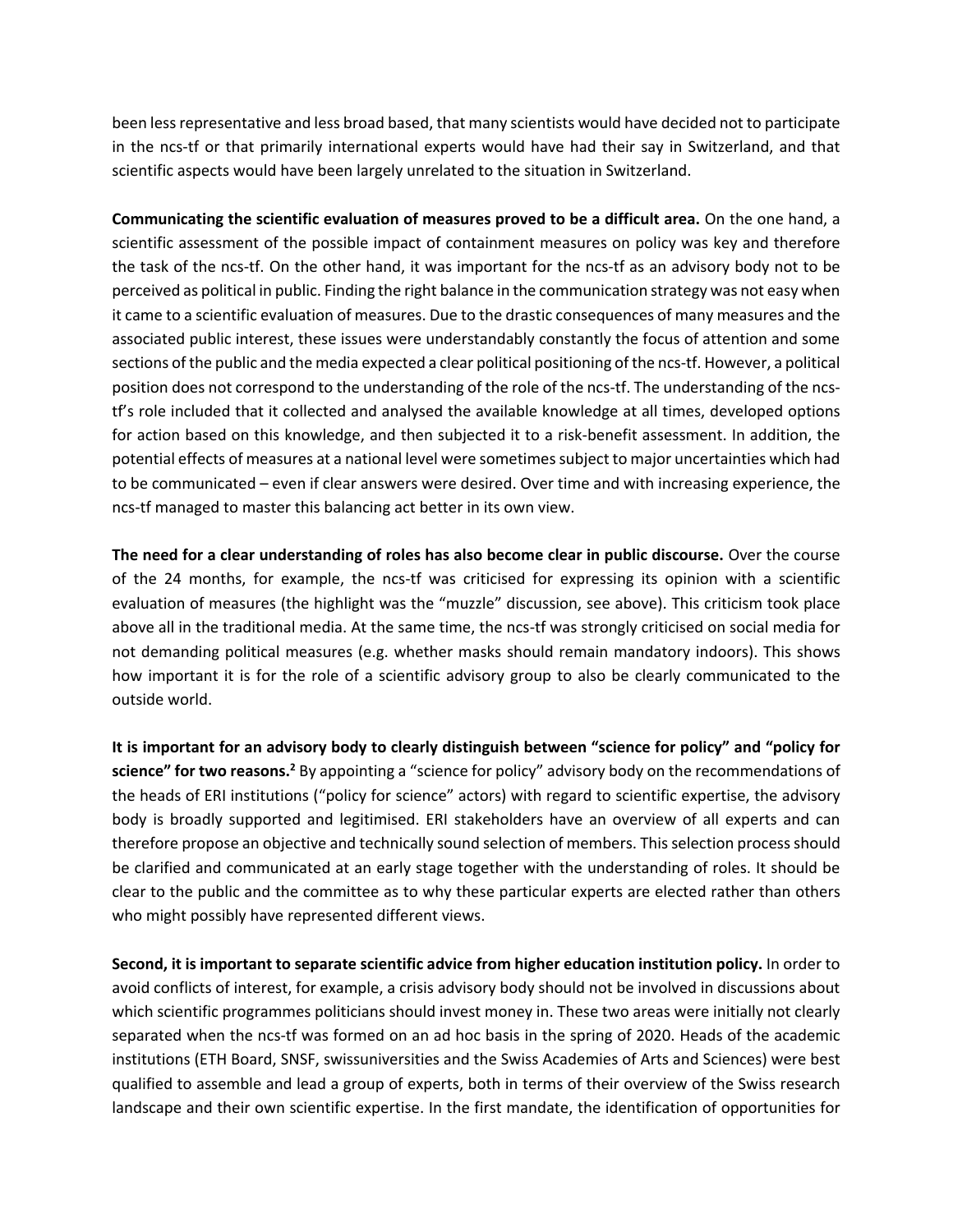been less representative and less broad based, that many scientists would have decided not to participate in the ncs-tf or that primarily international experts would have had their say in Switzerland, and that scientific aspects would have been largely unrelated to the situation in Switzerland.

**Communicating the scientific evaluation of measures proved to be a difficult area.** On the one hand, a scientific assessment of the possible impact of containment measures on policy was key and therefore the task of the ncs-tf. On the other hand, it was important for the ncs-tf as an advisory body not to be perceived as political in public. Finding the right balance in the communication strategy was not easy when it came to a scientific evaluation of measures. Due to the drastic consequences of many measures and the associated public interest, these issues were understandably constantly the focus of attention and some sections of the public and the media expected a clear political positioning of the ncs-tf. However, a political position does not correspond to the understanding of the role of the ncs-tf. The understanding of the ncs-tf's role included that it collected and analysed the available knowledge at all times, developed options for action based on this knowledge, and then subjected it to a risk-benefit assessment. In addition, the potential effects of measures at a national level were sometimes subject to major uncertainties which had to be communicated – even if clear answers were desired. Over time and with increasing experience, the ncs-tf managed to master this balancing act better in its own view.

**The need for a clear understanding of roles has also become clear in public discourse.** Over the course of the 24 months, for example, the ncs-tf was criticised for expressing its opinion with a scientific evaluation of measures (the highlight was the "muzzle" discussion, see above). This criticism took place above all in the traditional media. At the same time, the ncs-tf was strongly criticised on social media for not demanding political measures (e.g. whether masks should remain mandatory indoors). This shows how important it is for the role of a scientific advisory group to also be clearly communicated to the outside world.

**It is important for an advisory body to clearly distinguish between "science for policy" and "policy for science" for two reasons.[2]** By appointing a "science for policy" advisory body on the recommendations of the heads of ERI institutions ("policy for science" actors) with regard to scientific expertise, the advisory body is broadly supported and legitimised. ERI stakeholders have an overview of all experts and can therefore propose an objective and technically sound selection of members. This selection process should be clarified and communicated at an early stage together with the understanding of roles. It should be clear to the public and the committee as to why these particular experts are elected rather than others who might possibly have represented different views.

**Second, it is important to separate scientific advice from higher education institution policy.** In order to avoid conflicts of interest, for example, a crisis advisory body should not be involved in discussions about which scientific programmes politicians should invest money in. These two areas were initially not clearly separated when the ncs-tf was formed on an ad hoc basis in the spring of 2020. Heads of the academic institutions (ETH Board, SNSF, swissuniversities and the Swiss Academies of Arts and Sciences) were best qualified to assemble and lead a group of experts, both in terms of their overview of the Swiss research landscape and their own scientific expertise. In the first mandate, the identification of opportunities for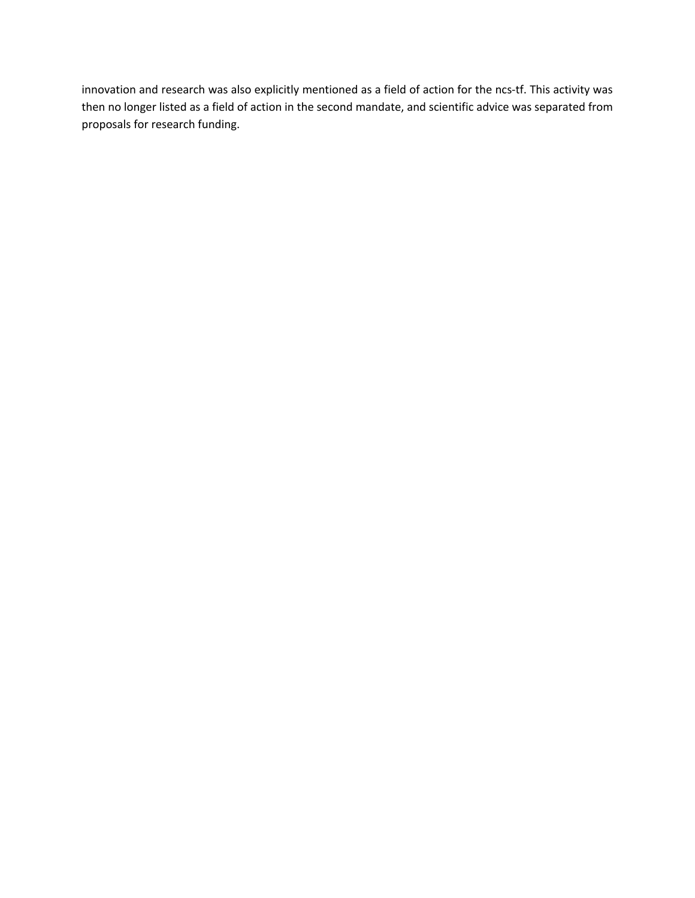innovation and research was also explicitly mentioned as a field of action for the ncs-tf. This activity was then no longer listed as a field of action in the second mandate, and scientific advice was separated from proposals for research funding.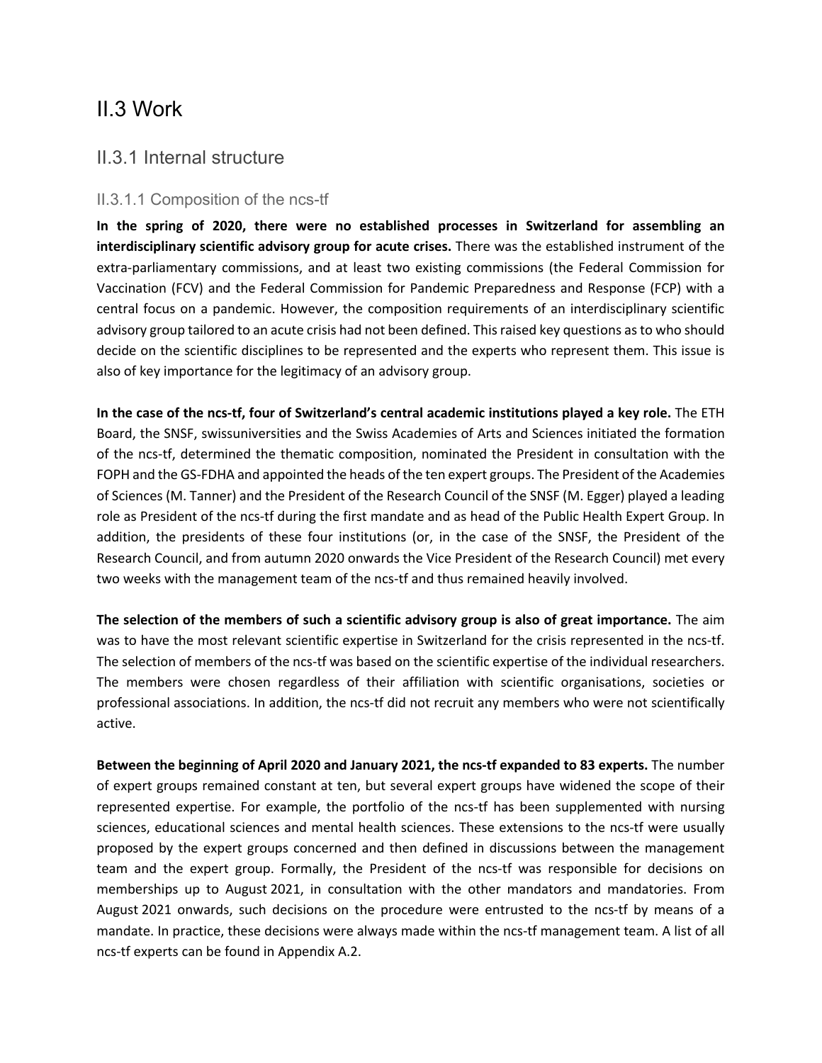# II.3 Work

## II.3.1 Internal structure

### II.3.1.1 Composition of the ncs-tf

**In the spring of 2020, there were no established processes in Switzerland for assembling an interdisciplinary scientific advisory group for acute crises.** There was the established instrument of the extra-parliamentary commissions, and at least two existing commissions (the Federal Commission for Vaccination (FCV) and the Federal Commission for Pandemic Preparedness and Response (FCP) with a central focus on a pandemic. However, the composition requirements of an interdisciplinary scientific advisory group tailored to an acute crisis had not been defined. This raised key questions as to who should decide on the scientific disciplines to be represented and the experts who represent them. This issue is also of key importance for the legitimacy of an advisory group.

**In the case of the ncs-tf, four of Switzerland's central academic institutions played a key role.** The ETH Board, the SNSF, swissuniversities and the Swiss Academies of Arts and Sciences initiated the formation of the ncs-tf, determined the thematic composition, nominated the President in consultation with the FOPH and the GS-FDHA and appointed the heads of the ten expert groups. The President of the Academies of Sciences (M. Tanner) and the President of the Research Council of the SNSF (M. Egger) played a leading role as President of the ncs-tf during the first mandate and as head of the Public Health Expert Group. In addition, the presidents of these four institutions (or, in the case of the SNSF, the President of the Research Council, and from autumn 2020 onwards the Vice President of the Research Council) met every two weeks with the management team of the ncs-tf and thus remained heavily involved.

**The selection of the members of such a scientific advisory group is also of great importance.** The aim was to have the most relevant scientific expertise in Switzerland for the crisis represented in the ncs-tf. The selection of members of the ncs-tf was based on the scientific expertise of the individual researchers. The members were chosen regardless of their affiliation with scientific organisations, societies or professional associations. In addition, the ncs-tf did not recruit any members who were not scientifically active.

**Between the beginning of April 2020 and January 2021, the ncs-tf expanded to 83 experts.** The number of expert groups remained constant at ten, but several expert groups have widened the scope of their represented expertise. For example, the portfolio of the ncs-tf has been supplemented with nursing sciences, educational sciences and mental health sciences. These extensions to the ncs-tf were usually proposed by the expert groups concerned and then defined in discussions between the management team and the expert group. Formally, the President of the ncs-tf was responsible for decisions on memberships up to August 2021, in consultation with the other mandators and mandatories. From August 2021 onwards, such decisions on the procedure were entrusted to the ncs-tf by means of a mandate. In practice, these decisions were always made within the ncs-tf management team. A list of all ncs-tf experts can be found in Appendix A.2.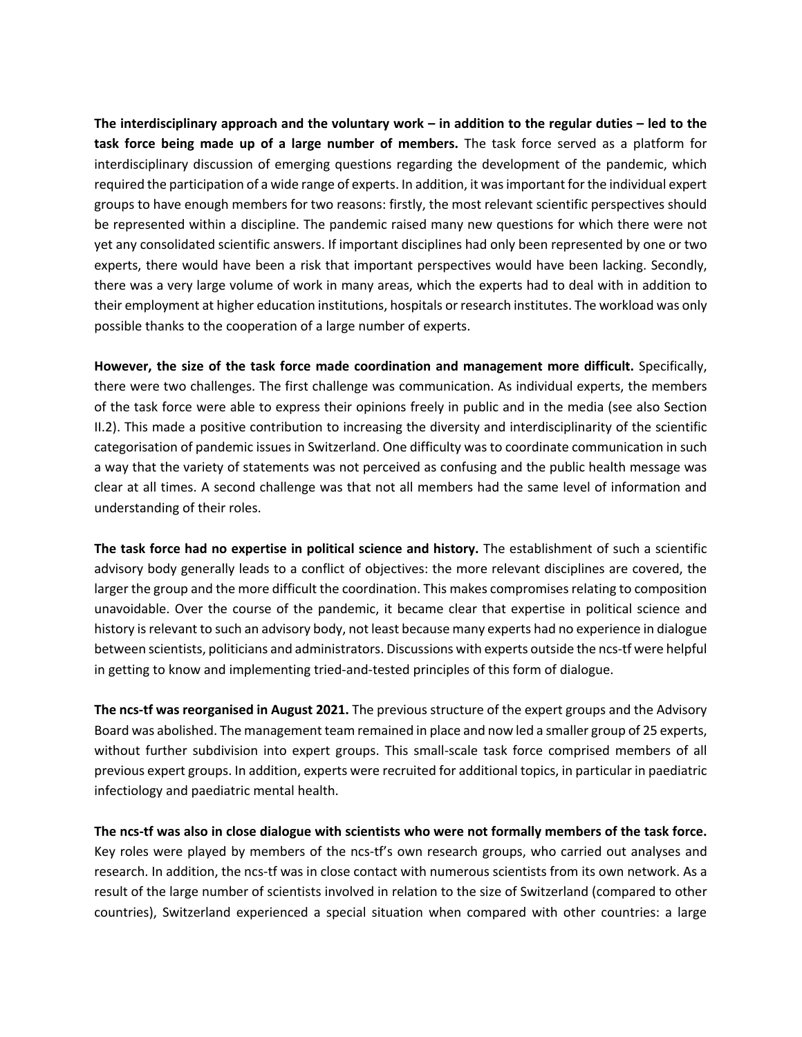**The interdisciplinary approach and the voluntary work – in addition to the regular duties – led to the task force being made up of a large number of members.** The task force served as a platform for interdisciplinary discussion of emerging questions regarding the development of the pandemic, which required the participation of a wide range of experts. In addition, it was important for the individual expert groups to have enough members for two reasons: firstly, the most relevant scientific perspectives should be represented within a discipline. The pandemic raised many new questions for which there were not yet any consolidated scientific answers. If important disciplines had only been represented by one or two experts, there would have been a risk that important perspectives would have been lacking. Secondly, there was a very large volume of work in many areas, which the experts had to deal with in addition to their employment at higher education institutions, hospitals or research institutes. The workload was only possible thanks to the cooperation of a large number of experts.

**However, the size of the task force made coordination and management more difficult.** Specifically, there were two challenges. The first challenge was communication. As individual experts, the members of the task force were able to express their opinions freely in public and in the media (see also Section II.2). This made a positive contribution to increasing the diversity and interdisciplinarity of the scientific categorisation of pandemic issues in Switzerland. One difficulty was to coordinate communication in such a way that the variety of statements was not perceived as confusing and the public health message was clear at all times. A second challenge was that not all members had the same level of information and understanding of their roles.

**The task force had no expertise in political science and history.** The establishment of such a scientific advisory body generally leads to a conflict of objectives: the more relevant disciplines are covered, the larger the group and the more difficult the coordination. This makes compromises relating to composition unavoidable. Over the course of the pandemic, it became clear that expertise in political science and history is relevant to such an advisory body, not least because many experts had no experience in dialogue between scientists, politicians and administrators. Discussions with experts outside the ncs-tf were helpful in getting to know and implementing tried-and-tested principles of this form of dialogue.

**The ncs-tf was reorganised in August 2021.** The previous structure of the expert groups and the Advisory Board was abolished. The management team remained in place and now led a smaller group of 25 experts, without further subdivision into expert groups. This small-scale task force comprised members of all previous expert groups. In addition, experts were recruited for additional topics, in particular in paediatric infectiology and paediatric mental health.

**The ncs-tf was also in close dialogue with scientists who were not formally members of the task force.** Key roles were played by members of the ncs-tf's own research groups, who carried out analyses and research. In addition, the ncs-tf was in close contact with numerous scientists from its own network. As a result of the large number of scientists involved in relation to the size of Switzerland (compared to other countries), Switzerland experienced a special situation when compared with other countries: a large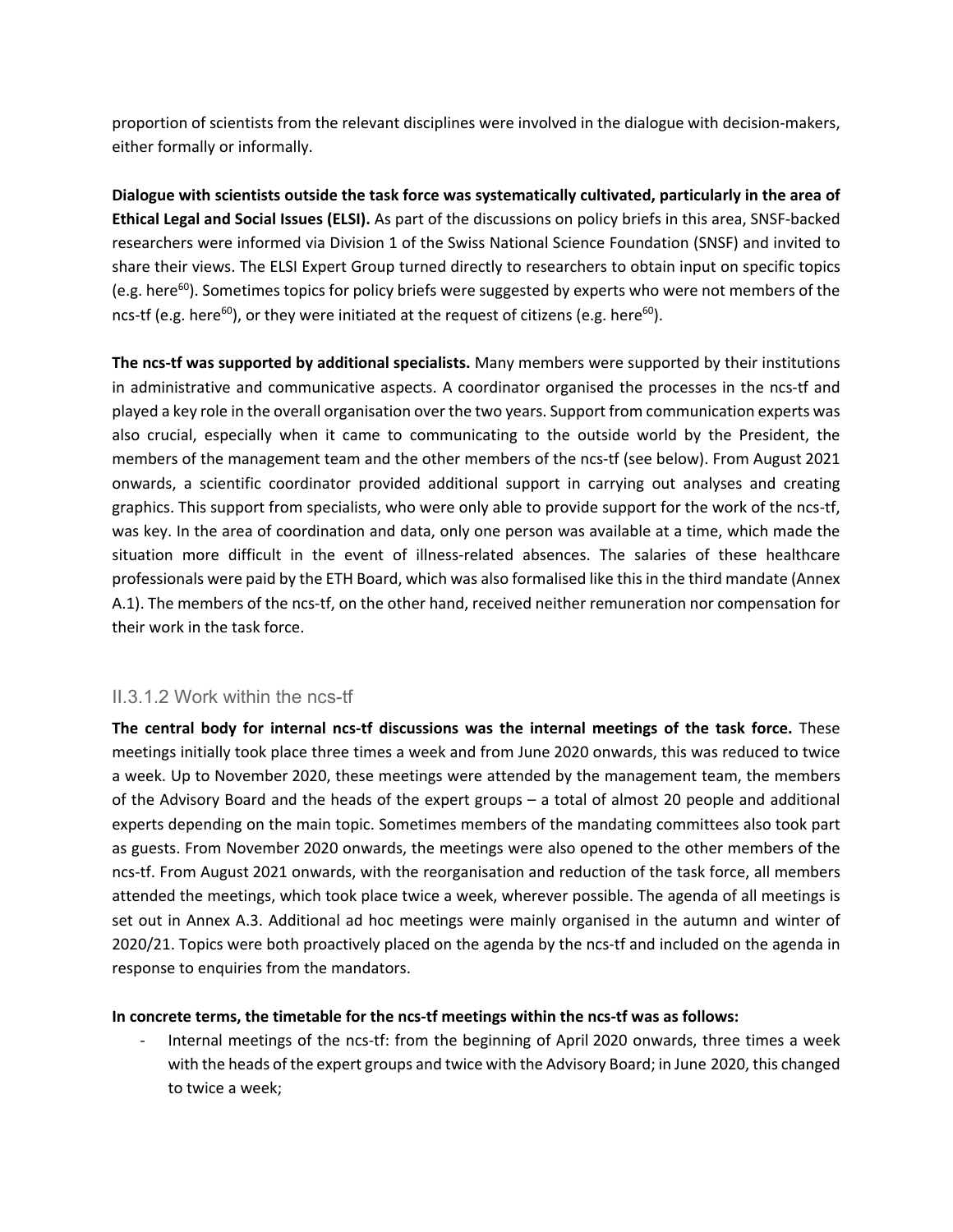proportion of scientists from the relevant disciplines were involved in the dialogue with decision-makers, either formally or informally.

**Dialogue with scientists outside the task force was systematically cultivated, particularly in the area of Ethical Legal and Social Issues (ELSI).** As part of the discussions on policy briefs in this area, SNSF-backed researchers were informed via Division 1 of the Swiss National Science Foundation (SNSF) and invited to share their views. The ELSI Expert Group turned directly to researchers to obtain input on specific topics (e.g. here[60]). Sometimes topics for policy briefs were suggested by experts who were not members of the ncs-tf (e.g. here[60]), or they were initiated at the request of citizens (e.g. here[60]).

**The ncs-tf was supported by additional specialists.** Many members were supported by their institutions in administrative and communicative aspects. A coordinator organised the processes in the ncs-tf and played a key role in the overall organisation over the two years. Support from communication experts was also crucial, especially when it came to communicating to the outside world by the President, the members of the management team and the other members of the ncs-tf (see below). From August 2021 onwards, a scientific coordinator provided additional support in carrying out analyses and creating graphics. This support from specialists, who were only able to provide support for the work of the ncs-tf, was key. In the area of coordination and data, only one person was available at a time, which made the situation more difficult in the event of illness-related absences. The salaries of these healthcare professionals were paid by the ETH Board, which was also formalised like this in the third mandate (Annex A.1). The members of the ncs-tf, on the other hand, received neither remuneration nor compensation for their work in the task force.

### II.3.1.2 Work within the ncs-tf

**The central body for internal ncs-tf discussions was the internal meetings of the task force.** These meetings initially took place three times a week and from June 2020 onwards, this was reduced to twice a week. Up to November 2020, these meetings were attended by the management team, the members of the Advisory Board and the heads of the expert groups – a total of almost 20 people and additional experts depending on the main topic. Sometimes members of the mandating committees also took part as guests. From November 2020 onwards, the meetings were also opened to the other members of the ncs-tf. From August 2021 onwards, with the reorganisation and reduction of the task force, all members attended the meetings, which took place twice a week, wherever possible. The agenda of all meetings is set out in Annex A.3. Additional ad hoc meetings were mainly organised in the autumn and winter of 2020/21. Topics were both proactively placed on the agenda by the ncs-tf and included on the agenda in response to enquiries from the mandators.

**In concrete terms, the timetable for the ncs-tf meetings within the ncs-tf was as follows:**

- Internal meetings of the ncs-tf: from the beginning of April 2020 onwards, three times a week with the heads of the expert groups and twice with the Advisory Board; in June 2020, this changed to twice a week;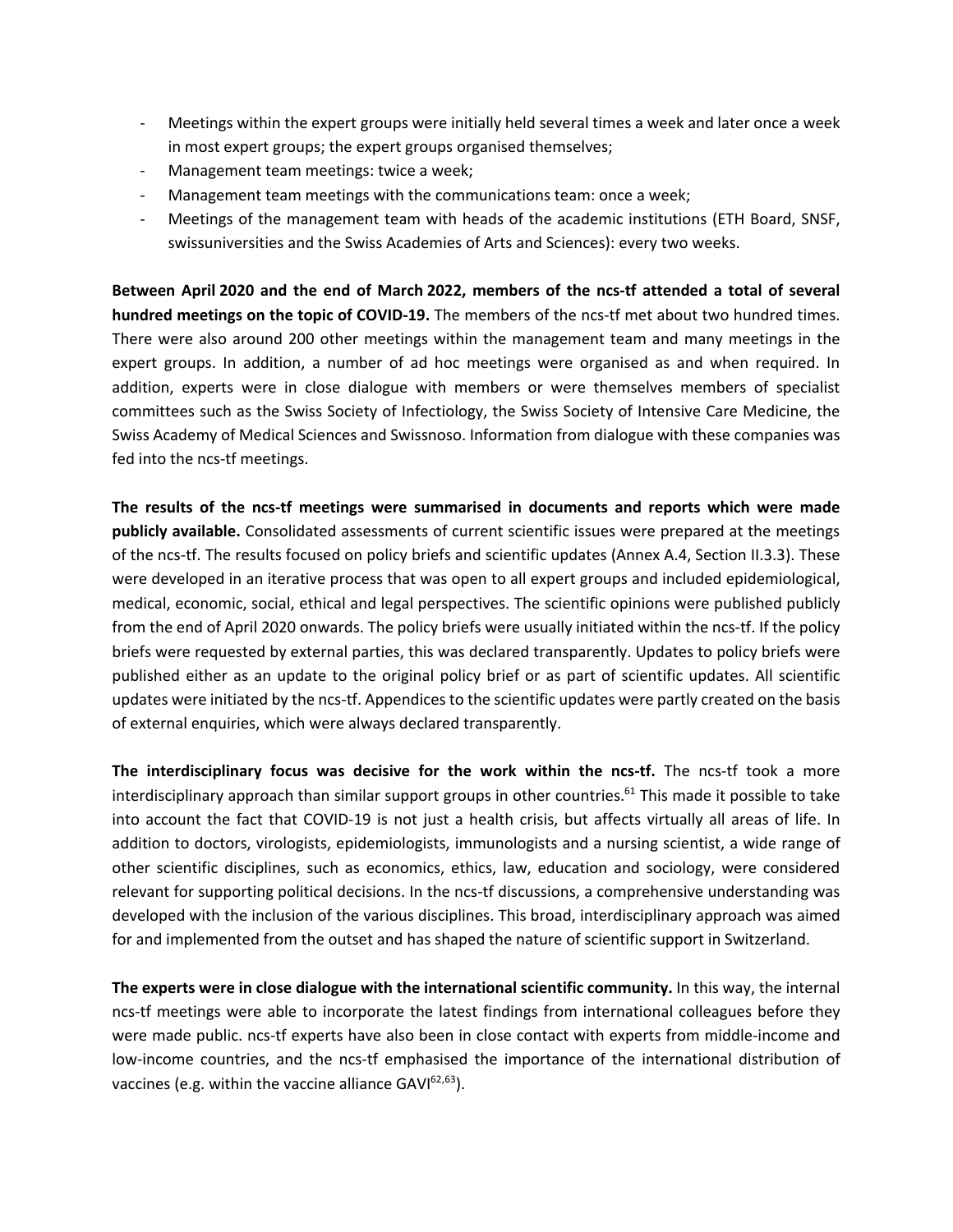- Meetings within the expert groups were initially held several times a week and later once a week in most expert groups; the expert groups organised themselves;
- Management team meetings: twice a week;
- Management team meetings with the communications team: once a week;
- Meetings of the management team with heads of the academic institutions (ETH Board, SNSF, swissuniversities and the Swiss Academies of Arts and Sciences): every two weeks.

**Between April 2020 and the end of March 2022, members of the ncs-tf attended a total of several hundred meetings on the topic of COVID-19.** The members of the ncs-tf met about two hundred times. There were also around 200 other meetings within the management team and many meetings in the expert groups. In addition, a number of ad hoc meetings were organised as and when required. In addition, experts were in close dialogue with members or were themselves members of specialist committees such as the Swiss Society of Infectiology, the Swiss Society of Intensive Care Medicine, the Swiss Academy of Medical Sciences and Swissnoso. Information from dialogue with these companies was fed into the ncs-tf meetings.

**The results of the ncs-tf meetings were summarised in documents and reports which were made publicly available.** Consolidated assessments of current scientific issues were prepared at the meetings of the ncs-tf. The results focused on policy briefs and scientific updates (Annex A.4, Section II.3.3). These were developed in an iterative process that was open to all expert groups and included epidemiological, medical, economic, social, ethical and legal perspectives. The scientific opinions were published publicly from the end of April 2020 onwards. The policy briefs were usually initiated within the ncs-tf. If the policy briefs were requested by external parties, this was declared transparently. Updates to policy briefs were published either as an update to the original policy brief or as part of scientific updates. All scientific updates were initiated by the ncs-tf. Appendices to the scientific updates were partly created on the basis of external enquiries, which were always declared transparently.

**The interdisciplinary focus was decisive for the work within the ncs-tf.** The ncs-tf took a more interdisciplinary approach than similar support groups in other countries.[61] This made it possible to take into account the fact that COVID-19 is not just a health crisis, but affects virtually all areas of life. In addition to doctors, virologists, epidemiologists, immunologists and a nursing scientist, a wide range of other scientific disciplines, such as economics, ethics, law, education and sociology, were considered relevant for supporting political decisions. In the ncs-tf discussions, a comprehensive understanding was developed with the inclusion of the various disciplines. This broad, interdisciplinary approach was aimed for and implemented from the outset and has shaped the nature of scientific support in Switzerland.

**The experts were in close dialogue with the international scientific community.** In this way, the internal ncs-tf meetings were able to incorporate the latest findings from international colleagues before they were made public. ncs-tf experts have also been in close contact with experts from middle-income and low-income countries, and the ncs-tf emphasised the importance of the international distribution of vaccines (e.g. within the vaccine alliance GAVI[62,63]).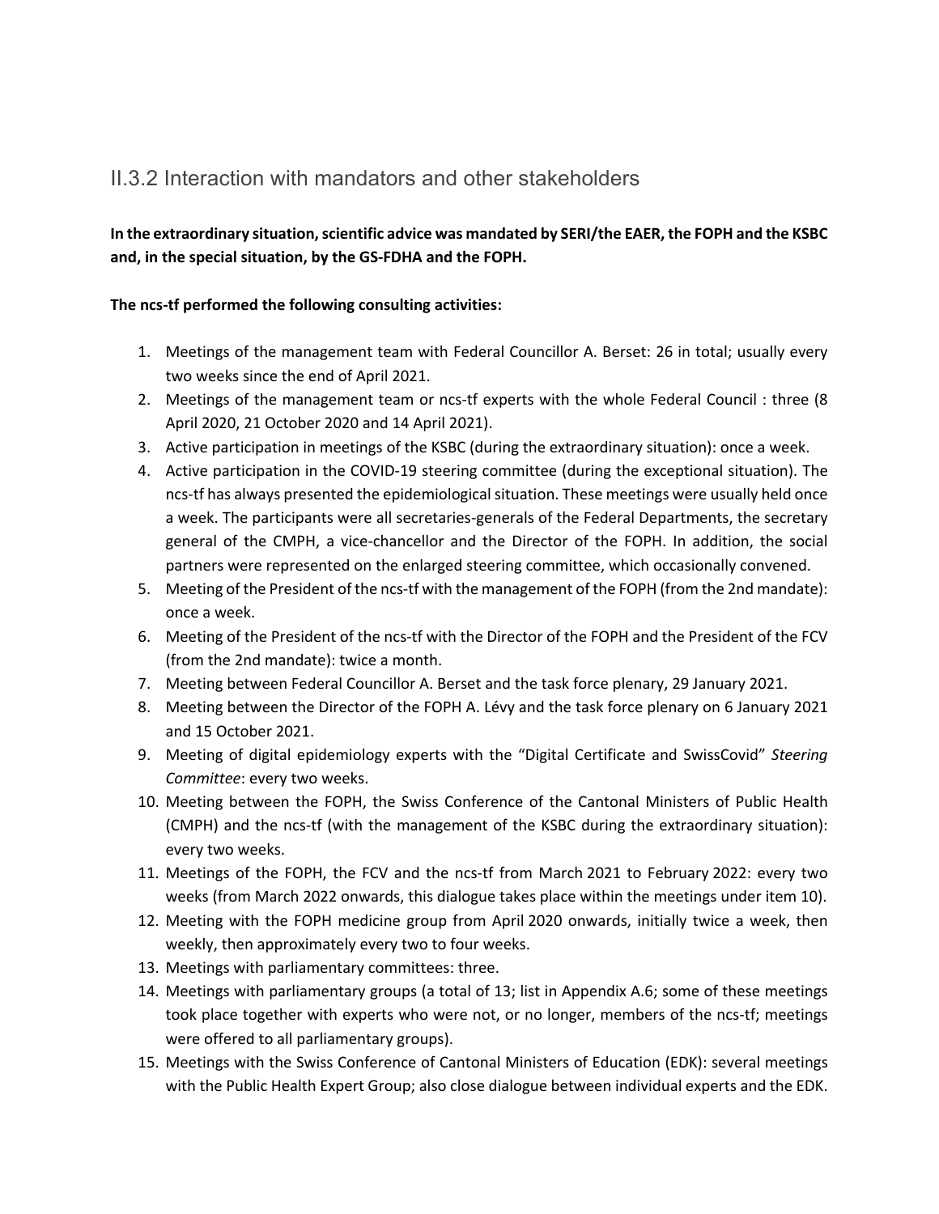### II.3.2 Interaction with mandators and other stakeholders

**In the extraordinary situation, scientific advice was mandated by SERI/the EAER, the FOPH and the KSBC and, in the special situation, by the GS-FDHA and the FOPH.**

**The ncs-tf performed the following consulting activities:**

1. Meetings of the management team with Federal Councillor A. Berset: 26 in total; usually every two weeks since the end of April 2021.
2. Meetings of the management team or ncs-tf experts with the whole Federal Council : three (8 April 2020, 21 October 2020 and 14 April 2021).
3. Active participation in meetings of the KSBC (during the extraordinary situation): once a week.
4. Active participation in the COVID-19 steering committee (during the exceptional situation). The ncs-tf has always presented the epidemiological situation. These meetings were usually held once a week. The participants were all secretaries-generals of the Federal Departments, the secretary general of the CMPH, a vice-chancellor and the Director of the FOPH. In addition, the social partners were represented on the enlarged steering committee, which occasionally convened.
5. Meeting of the President of the ncs-tf with the management of the FOPH (from the 2nd mandate): once a week.
6. Meeting of the President of the ncs-tf with the Director of the FOPH and the President of the FCV (from the 2nd mandate): twice a month.
7. Meeting between Federal Councillor A. Berset and the task force plenary, 29 January 2021.
8. Meeting between the Director of the FOPH A. Lévy and the task force plenary on 6 January 2021 and 15 October 2021.
9. Meeting of digital epidemiology experts with the "Digital Certificate and SwissCovid" *Steering Committee*: every two weeks.
10. Meeting between the FOPH, the Swiss Conference of the Cantonal Ministers of Public Health (CMPH) and the ncs-tf (with the management of the KSBC during the extraordinary situation): every two weeks.
11. Meetings of the FOPH, the FCV and the ncs-tf from March 2021 to February 2022: every two weeks (from March 2022 onwards, this dialogue takes place within the meetings under item 10).
12. Meeting with the FOPH medicine group from April 2020 onwards, initially twice a week, then weekly, then approximately every two to four weeks.
13. Meetings with parliamentary committees: three.
14. Meetings with parliamentary groups (a total of 13; list in Appendix A.6; some of these meetings took place together with experts who were not, or no longer, members of the ncs-tf; meetings were offered to all parliamentary groups).
15. Meetings with the Swiss Conference of Cantonal Ministers of Education (EDK): several meetings with the Public Health Expert Group; also close dialogue between individual experts and the EDK.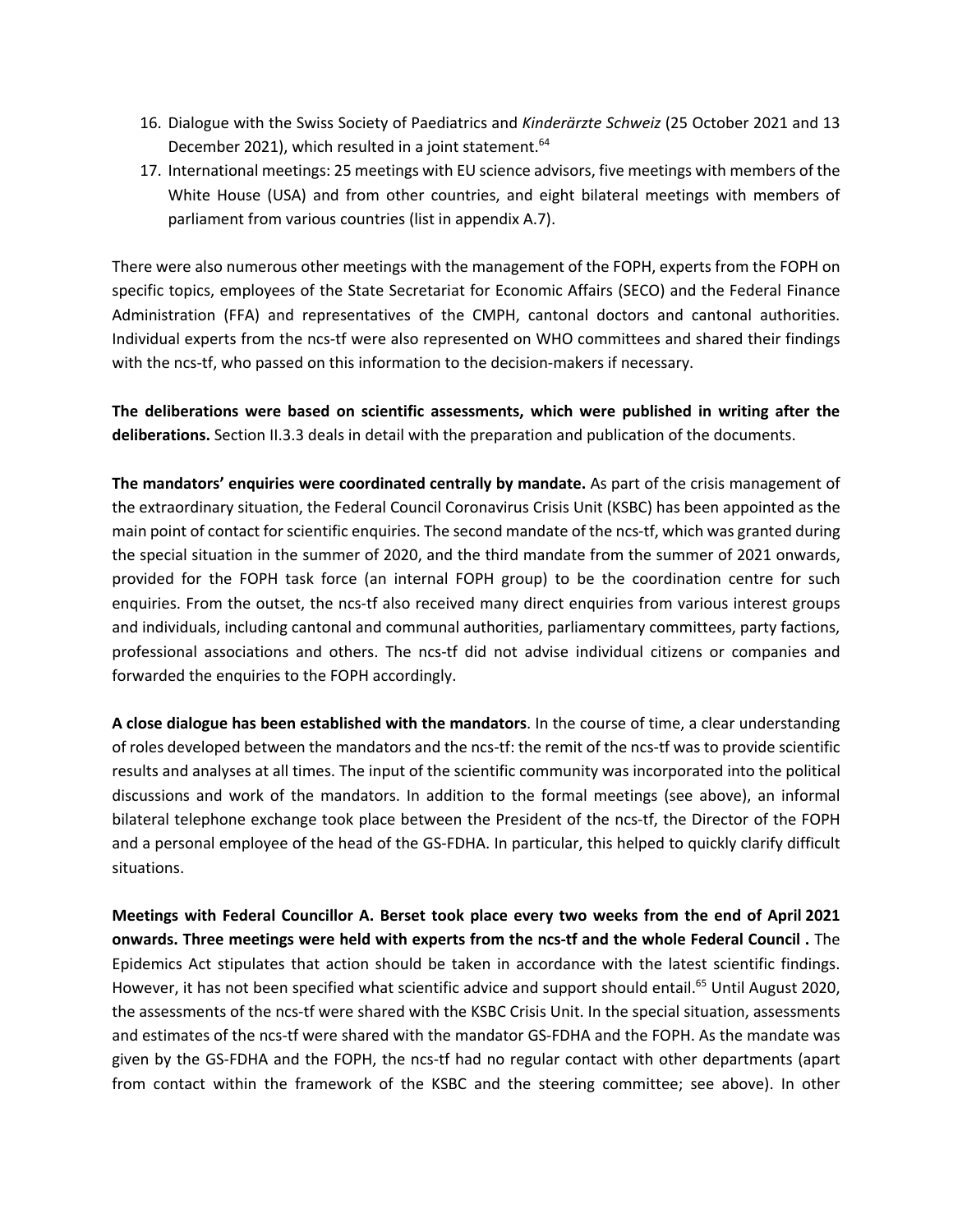16. Dialogue with the Swiss Society of Paediatrics and *Kinderärzte Schweiz* (25 October 2021 and 13 December 2021), which resulted in a joint statement.[64]
17. International meetings: 25 meetings with EU science advisors, five meetings with members of the White House (USA) and from other countries, and eight bilateral meetings with members of parliament from various countries (list in appendix A.7).

There were also numerous other meetings with the management of the FOPH, experts from the FOPH on specific topics, employees of the State Secretariat for Economic Affairs (SECO) and the Federal Finance Administration (FFA) and representatives of the CMPH, cantonal doctors and cantonal authorities. Individual experts from the ncs-tf were also represented on WHO committees and shared their findings with the ncs-tf, who passed on this information to the decision-makers if necessary.

**The deliberations were based on scientific assessments, which were published in writing after the deliberations.** Section II.3.3 deals in detail with the preparation and publication of the documents.

**The mandators' enquiries were coordinated centrally by mandate.** As part of the crisis management of the extraordinary situation, the Federal Council Coronavirus Crisis Unit (KSBC) has been appointed as the main point of contact for scientific enquiries. The second mandate of the ncs-tf, which was granted during the special situation in the summer of 2020, and the third mandate from the summer of 2021 onwards, provided for the FOPH task force (an internal FOPH group) to be the coordination centre for such enquiries. From the outset, the ncs-tf also received many direct enquiries from various interest groups and individuals, including cantonal and communal authorities, parliamentary committees, party factions, professional associations and others. The ncs-tf did not advise individual citizens or companies and forwarded the enquiries to the FOPH accordingly.

**A close dialogue has been established with the mandators**. In the course of time, a clear understanding of roles developed between the mandators and the ncs-tf: the remit of the ncs-tf was to provide scientific results and analyses at all times. The input of the scientific community was incorporated into the political discussions and work of the mandators. In addition to the formal meetings (see above), an informal bilateral telephone exchange took place between the President of the ncs-tf, the Director of the FOPH and a personal employee of the head of the GS-FDHA. In particular, this helped to quickly clarify difficult situations.

**Meetings with Federal Councillor A. Berset took place every two weeks from the end of April 2021 onwards. Three meetings were held with experts from the ncs-tf and the whole Federal Council .** The Epidemics Act stipulates that action should be taken in accordance with the latest scientific findings. However, it has not been specified what scientific advice and support should entail.[65] Until August 2020, the assessments of the ncs-tf were shared with the KSBC Crisis Unit. In the special situation, assessments and estimates of the ncs-tf were shared with the mandator GS-FDHA and the FOPH. As the mandate was given by the GS-FDHA and the FOPH, the ncs-tf had no regular contact with other departments (apart from contact within the framework of the KSBC and the steering committee; see above). In other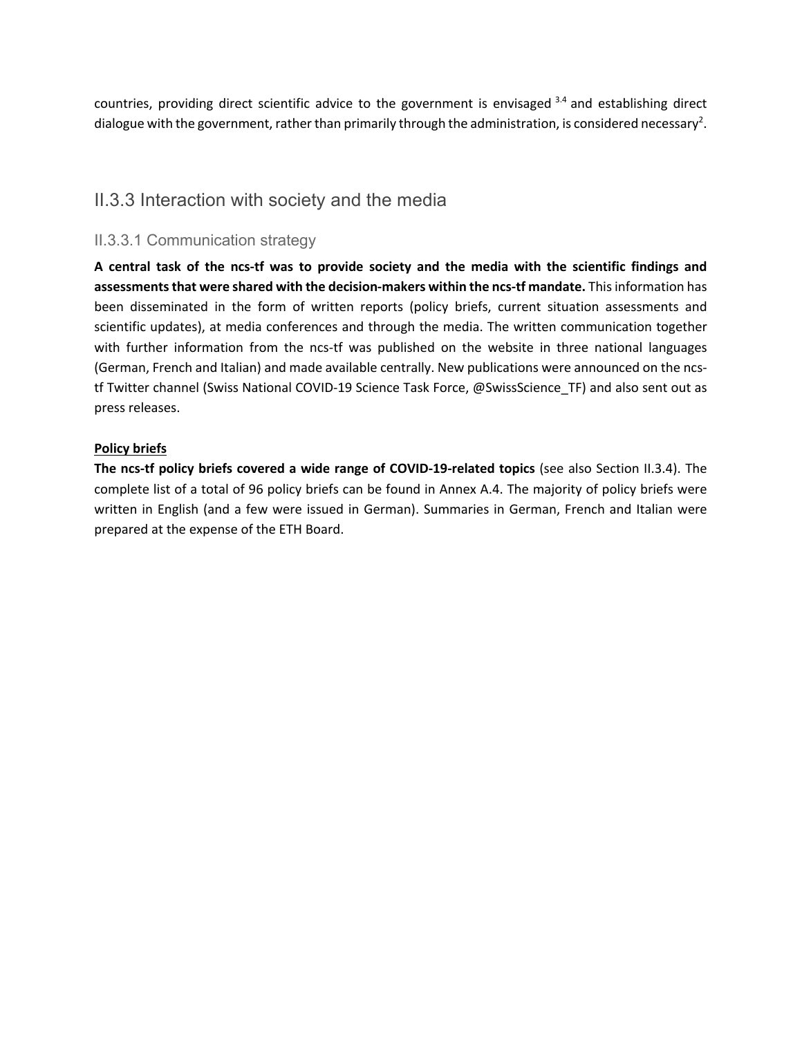countries, providing direct scientific advice to the government is envisaged [3,4] and establishing direct dialogue with the government, rather than primarily through the administration, is considered necessary[2].

## II.3.3 Interaction with society and the media

### II.3.3.1 Communication strategy

**A central task of the ncs-tf was to provide society and the media with the scientific findings and assessments that were shared with the decision-makers within the ncs-tf mandate.** This information has been disseminated in the form of written reports (policy briefs, current situation assessments and scientific updates), at media conferences and through the media. The written communication together with further information from the ncs-tf was published on the website in three national languages (German, French and Italian) and made available centrally. New publications were announced on the ncs-tf Twitter channel (Swiss National COVID-19 Science Task Force, @SwissScience_TF) and also sent out as press releases.

**Policy briefs**

**The ncs-tf policy briefs covered a wide range of COVID-19-related topics** (see also Section II.3.4). The complete list of a total of 96 policy briefs can be found in Annex A.4. The majority of policy briefs were written in English (and a few were issued in German). Summaries in German, French and Italian were prepared at the expense of the ETH Board.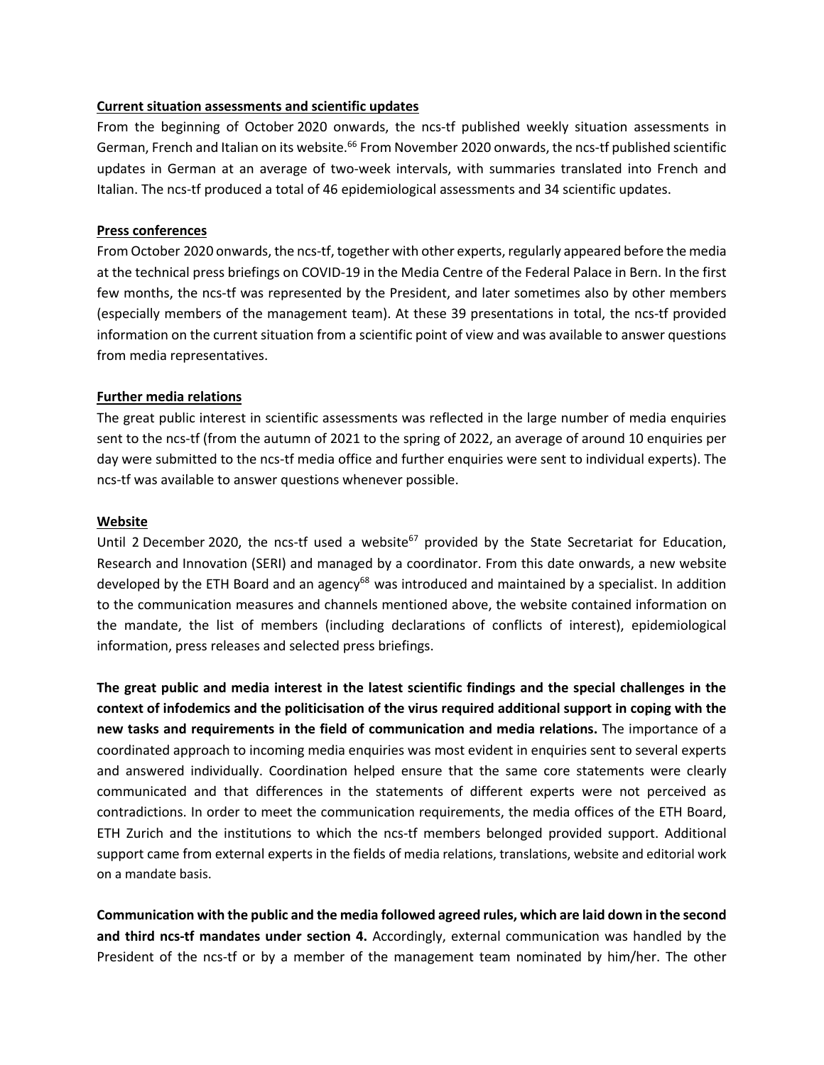**Current situation assessments and scientific updates**

From the beginning of October 2020 onwards, the ncs-tf published weekly situation assessments in German, French and Italian on its website.[66] From November 2020 onwards, the ncs-tf published scientific updates in German at an average of two-week intervals, with summaries translated into French and Italian. The ncs-tf produced a total of 46 epidemiological assessments and 34 scientific updates.

**Press conferences**

From October 2020 onwards, the ncs-tf, together with other experts, regularly appeared before the media at the technical press briefings on COVID-19 in the Media Centre of the Federal Palace in Bern. In the first few months, the ncs-tf was represented by the President, and later sometimes also by other members (especially members of the management team). At these 39 presentations in total, the ncs-tf provided information on the current situation from a scientific point of view and was available to answer questions from media representatives.

**Further media relations**

The great public interest in scientific assessments was reflected in the large number of media enquiries sent to the ncs-tf (from the autumn of 2021 to the spring of 2022, an average of around 10 enquiries per day were submitted to the ncs-tf media office and further enquiries were sent to individual experts). The ncs-tf was available to answer questions whenever possible.

**Website**

Until 2 December 2020, the ncs-tf used a website[67] provided by the State Secretariat for Education, Research and Innovation (SERI) and managed by a coordinator. From this date onwards, a new website developed by the ETH Board and an agency[68] was introduced and maintained by a specialist. In addition to the communication measures and channels mentioned above, the website contained information on the mandate, the list of members (including declarations of conflicts of interest), epidemiological information, press releases and selected press briefings.

**The great public and media interest in the latest scientific findings and the special challenges in the context of infodemics and the politicisation of the virus required additional support in coping with the new tasks and requirements in the field of communication and media relations.** The importance of a coordinated approach to incoming media enquiries was most evident in enquiries sent to several experts and answered individually. Coordination helped ensure that the same core statements were clearly communicated and that differences in the statements of different experts were not perceived as contradictions. In order to meet the communication requirements, the media offices of the ETH Board, ETH Zurich and the institutions to which the ncs-tf members belonged provided support. Additional support came from external experts in the fields of media relations, translations, website and editorial work on a mandate basis.

**Communication with the public and the media followed agreed rules, which are laid down in the second and third ncs-tf mandates under section 4.** Accordingly, external communication was handled by the President of the ncs-tf or by a member of the management team nominated by him/her. The other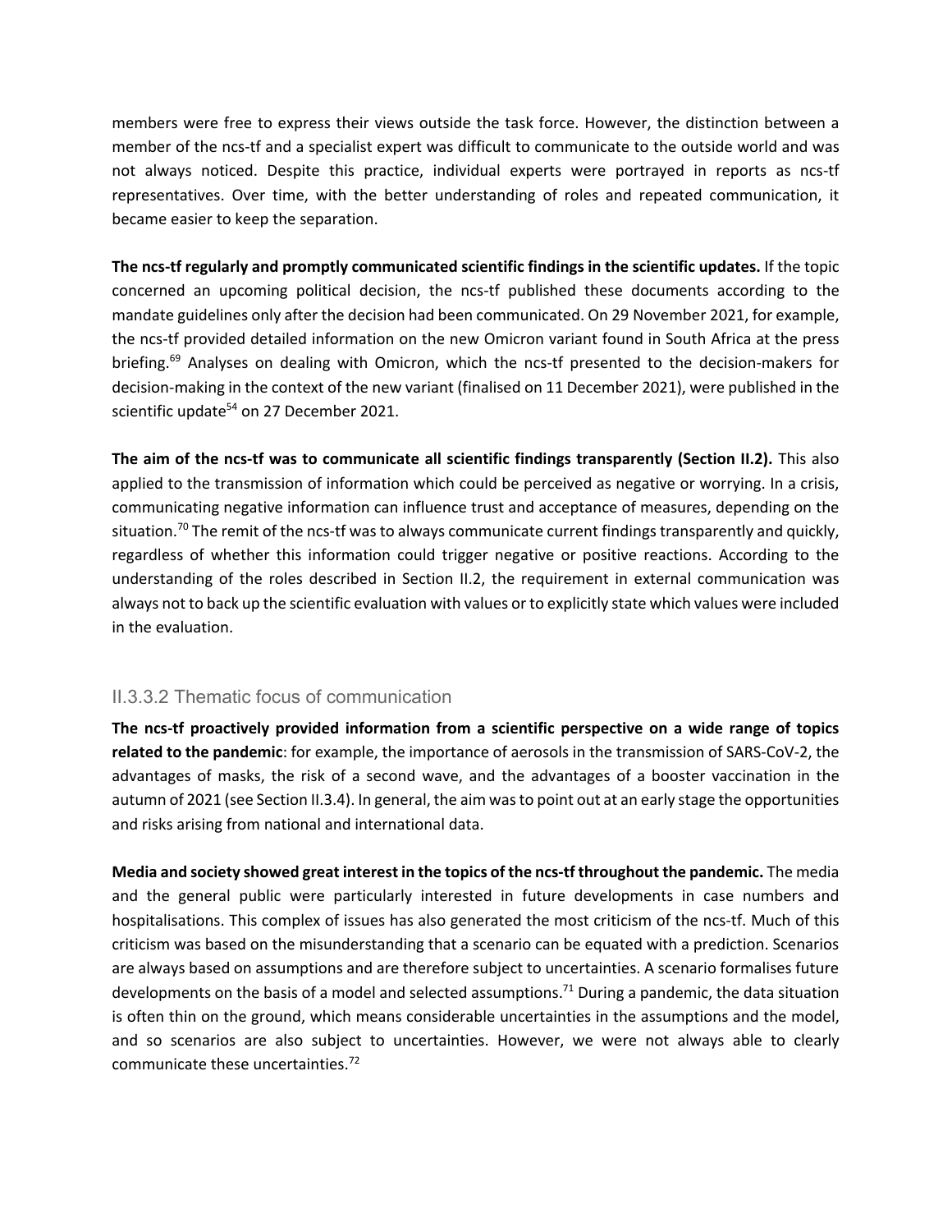members were free to express their views outside the task force. However, the distinction between a member of the ncs-tf and a specialist expert was difficult to communicate to the outside world and was not always noticed. Despite this practice, individual experts were portrayed in reports as ncs-tf representatives. Over time, with the better understanding of roles and repeated communication, it became easier to keep the separation.

**The ncs-tf regularly and promptly communicated scientific findings in the scientific updates.** If the topic concerned an upcoming political decision, the ncs-tf published these documents according to the mandate guidelines only after the decision had been communicated. On 29 November 2021, for example, the ncs-tf provided detailed information on the new Omicron variant found in South Africa at the press briefing.[69] Analyses on dealing with Omicron, which the ncs-tf presented to the decision-makers for decision-making in the context of the new variant (finalised on 11 December 2021), were published in the scientific update[54] on 27 December 2021.

**The aim of the ncs-tf was to communicate all scientific findings transparently (Section II.2).** This also applied to the transmission of information which could be perceived as negative or worrying. In a crisis, communicating negative information can influence trust and acceptance of measures, depending on the situation.[70] The remit of the ncs-tf was to always communicate current findings transparently and quickly, regardless of whether this information could trigger negative or positive reactions. According to the understanding of the roles described in Section II.2, the requirement in external communication was always not to back up the scientific evaluation with values or to explicitly state which values were included in the evaluation.

### II.3.3.2 Thematic focus of communication

**The ncs-tf proactively provided information from a scientific perspective on a wide range of topics related to the pandemic**: for example, the importance of aerosols in the transmission of SARS-CoV-2, the advantages of masks, the risk of a second wave, and the advantages of a booster vaccination in the autumn of 2021 (see Section II.3.4). In general, the aim was to point out at an early stage the opportunities and risks arising from national and international data.

**Media and society showed great interest in the topics of the ncs-tf throughout the pandemic.** The media and the general public were particularly interested in future developments in case numbers and hospitalisations. This complex of issues has also generated the most criticism of the ncs-tf. Much of this criticism was based on the misunderstanding that a scenario can be equated with a prediction. Scenarios are always based on assumptions and are therefore subject to uncertainties. A scenario formalises future developments on the basis of a model and selected assumptions.[71] During a pandemic, the data situation is often thin on the ground, which means considerable uncertainties in the assumptions and the model, and so scenarios are also subject to uncertainties. However, we were not always able to clearly communicate these uncertainties.[72]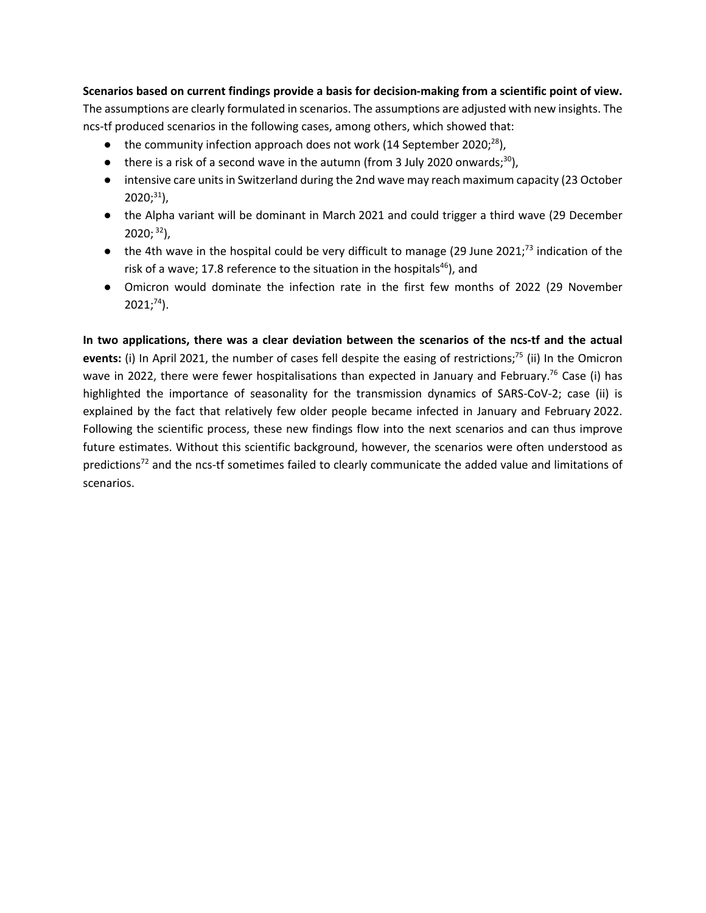**Scenarios based on current findings provide a basis for decision-making from a scientific point of view.** The assumptions are clearly formulated in scenarios. The assumptions are adjusted with new insights. The ncs-tf produced scenarios in the following cases, among others, which showed that:

- the community infection approach does not work (14 September 2020;[28]),
- there is a risk of a second wave in the autumn (from 3 July 2020 onwards;[30]),
- intensive care units in Switzerland during the 2nd wave may reach maximum capacity (23 October 2020;[31]),
- the Alpha variant will be dominant in March 2021 and could trigger a third wave (29 December 2020; [32]),
- the 4th wave in the hospital could be very difficult to manage (29 June 2021;[73] indication of the risk of a wave; 17.8 reference to the situation in the hospitals[46]), and
- Omicron would dominate the infection rate in the first few months of 2022 (29 November 2021;[74]).

**In two applications, there was a clear deviation between the scenarios of the ncs-tf and the actual events:** (i) In April 2021, the number of cases fell despite the easing of restrictions;[75] (ii) In the Omicron wave in 2022, there were fewer hospitalisations than expected in January and February.[76] Case (i) has highlighted the importance of seasonality for the transmission dynamics of SARS-CoV-2; case (ii) is explained by the fact that relatively few older people became infected in January and February 2022. Following the scientific process, these new findings flow into the next scenarios and can thus improve future estimates. Without this scientific background, however, the scenarios were often understood as predictions[72] and the ncs-tf sometimes failed to clearly communicate the added value and limitations of scenarios.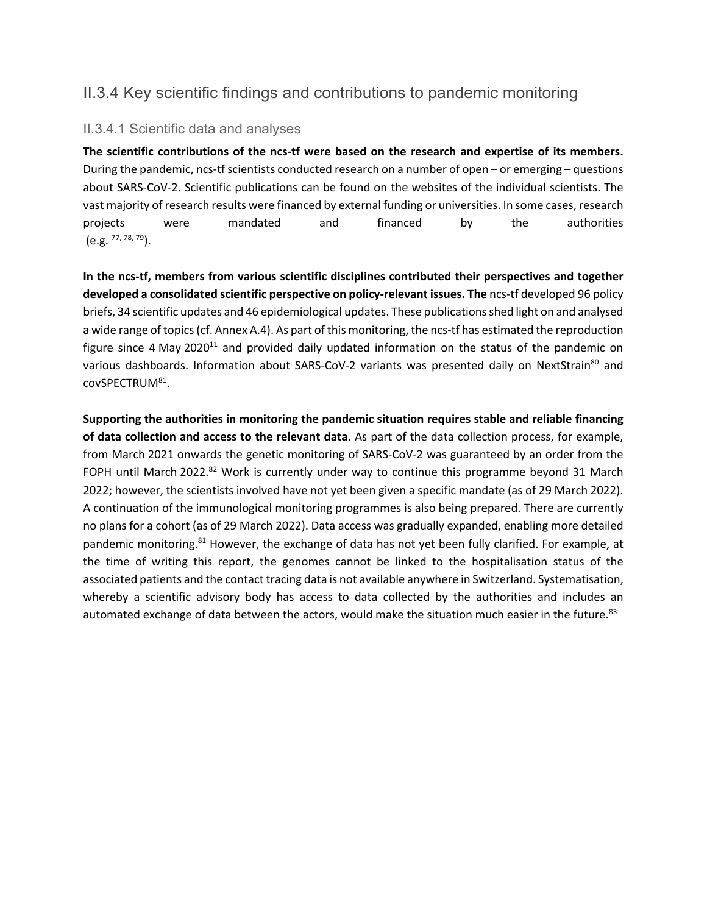## II.3.4 Key scientific findings and contributions to pandemic monitoring

### II.3.4.1 Scientific data and analyses

**The scientific contributions of the ncs-tf were based on the research and expertise of its members.** During the pandemic, ncs-tf scientists conducted research on a number of open – or emerging – questions about SARS-CoV-2. Scientific publications can be found on the websites of the individual scientists. The vast majority of research results were financed by external funding or universities. In some cases, research projects were mandated and financed by the authorities (e.g. [77, 78, 79]).

**In the ncs-tf, members from various scientific disciplines contributed their perspectives and together developed a consolidated scientific perspective on policy-relevant issues. The** ncs-tf developed 96 policy briefs, 34 scientific updates and 46 epidemiological updates. These publications shed light on and analysed a wide range of topics (cf. Annex A.4). As part of this monitoring, the ncs-tf has estimated the reproduction figure since 4 May 2020[11] and provided daily updated information on the status of the pandemic on various dashboards. Information about SARS-CoV-2 variants was presented daily on NextStrain[80] and covSPECTRUM[81].

**Supporting the authorities in monitoring the pandemic situation requires stable and reliable financing of data collection and access to the relevant data.** As part of the data collection process, for example, from March 2021 onwards the genetic monitoring of SARS-CoV-2 was guaranteed by an order from the FOPH until March 2022.[82] Work is currently under way to continue this programme beyond 31 March 2022; however, the scientists involved have not yet been given a specific mandate (as of 29 March 2022). A continuation of the immunological monitoring programmes is also being prepared. There are currently no plans for a cohort (as of 29 March 2022). Data access was gradually expanded, enabling more detailed pandemic monitoring.[81] However, the exchange of data has not yet been fully clarified. For example, at the time of writing this report, the genomes cannot be linked to the hospitalisation status of the associated patients and the contact tracing data is not available anywhere in Switzerland. Systematisation, whereby a scientific advisory body has access to data collected by the authorities and includes an automated exchange of data between the actors, would make the situation much easier in the future.[83]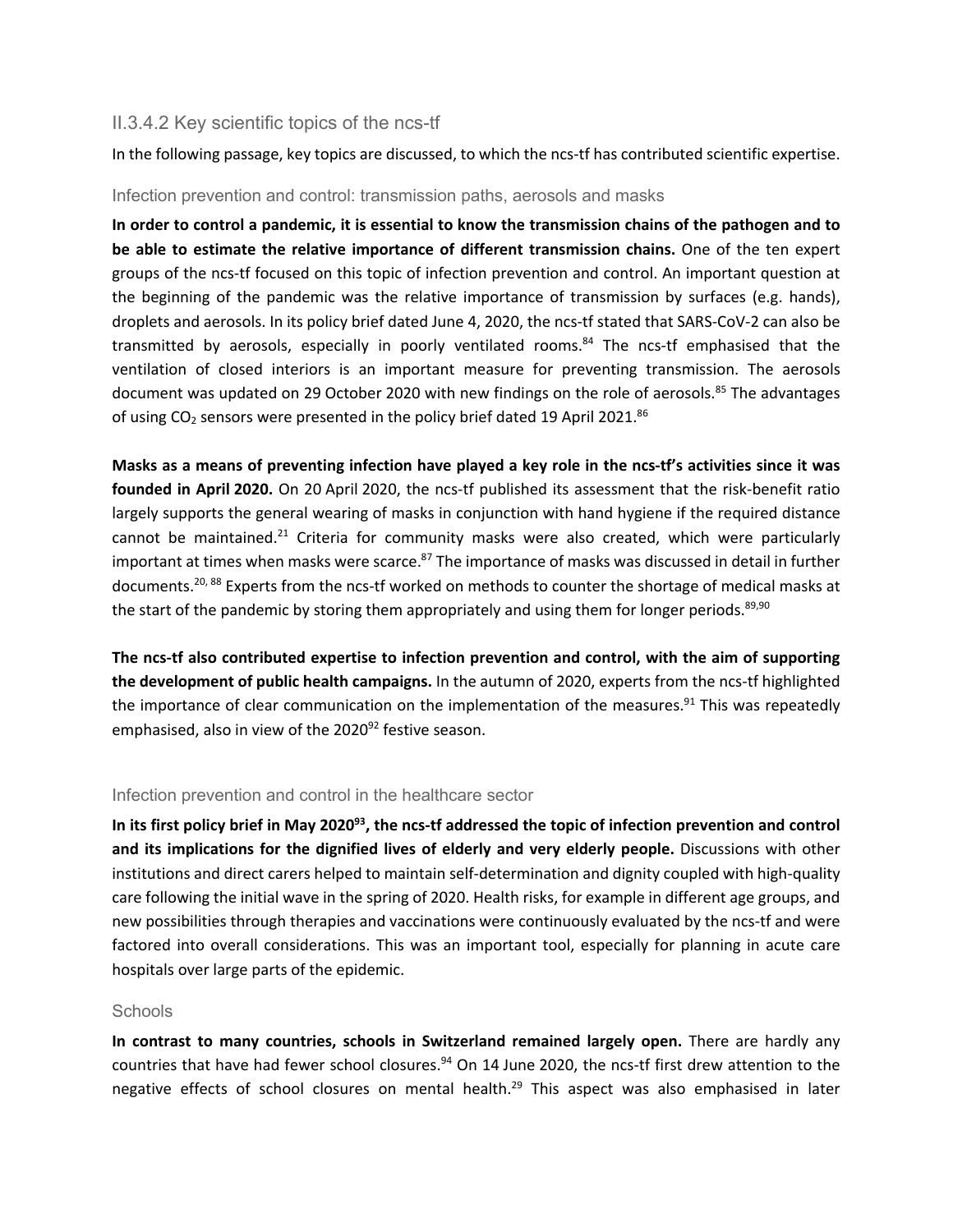### II.3.4.2 Key scientific topics of the ncs-tf

In the following passage, key topics are discussed, to which the ncs-tf has contributed scientific expertise.

#### Infection prevention and control: transmission paths, aerosols and masks

**In order to control a pandemic, it is essential to know the transmission chains of the pathogen and to be able to estimate the relative importance of different transmission chains.** One of the ten expert groups of the ncs-tf focused on this topic of infection prevention and control. An important question at the beginning of the pandemic was the relative importance of transmission by surfaces (e.g. hands), droplets and aerosols. In its policy brief dated June 4, 2020, the ncs-tf stated that SARS-CoV-2 can also be transmitted by aerosols, especially in poorly ventilated rooms.[84] The ncs-tf emphasised that the ventilation of closed interiors is an important measure for preventing transmission. The aerosols document was updated on 29 October 2020 with new findings on the role of aerosols.[85] The advantages of using $CO_2$ sensors were presented in the policy brief dated 19 April 2021.[86]

**Masks as a means of preventing infection have played a key role in the ncs-tf's activities since it was founded in April 2020.** On 20 April 2020, the ncs-tf published its assessment that the risk-benefit ratio largely supports the general wearing of masks in conjunction with hand hygiene if the required distance cannot be maintained.[21] Criteria for community masks were also created, which were particularly important at times when masks were scarce.[87] The importance of masks was discussed in detail in further documents.[20, 88] Experts from the ncs-tf worked on methods to counter the shortage of medical masks at the start of the pandemic by storing them appropriately and using them for longer periods.[89,90]

**The ncs-tf also contributed expertise to infection prevention and control, with the aim of supporting the development of public health campaigns.** In the autumn of 2020, experts from the ncs-tf highlighted the importance of clear communication on the implementation of the measures.[91] This was repeatedly emphasised, also in view of the 2020[92] festive season.

#### Infection prevention and control in the healthcare sector

**In its first policy brief in May 2020[93], the ncs-tf addressed the topic of infection prevention and control and its implications for the dignified lives of elderly and very elderly people.** Discussions with other institutions and direct carers helped to maintain self-determination and dignity coupled with high-quality care following the initial wave in the spring of 2020. Health risks, for example in different age groups, and new possibilities through therapies and vaccinations were continuously evaluated by the ncs-tf and were factored into overall considerations. This was an important tool, especially for planning in acute care hospitals over large parts of the epidemic.

#### Schools

**In contrast to many countries, schools in Switzerland remained largely open.** There are hardly any countries that have had fewer school closures.[94] On 14 June 2020, the ncs-tf first drew attention to the negative effects of school closures on mental health.[29] This aspect was also emphasised in later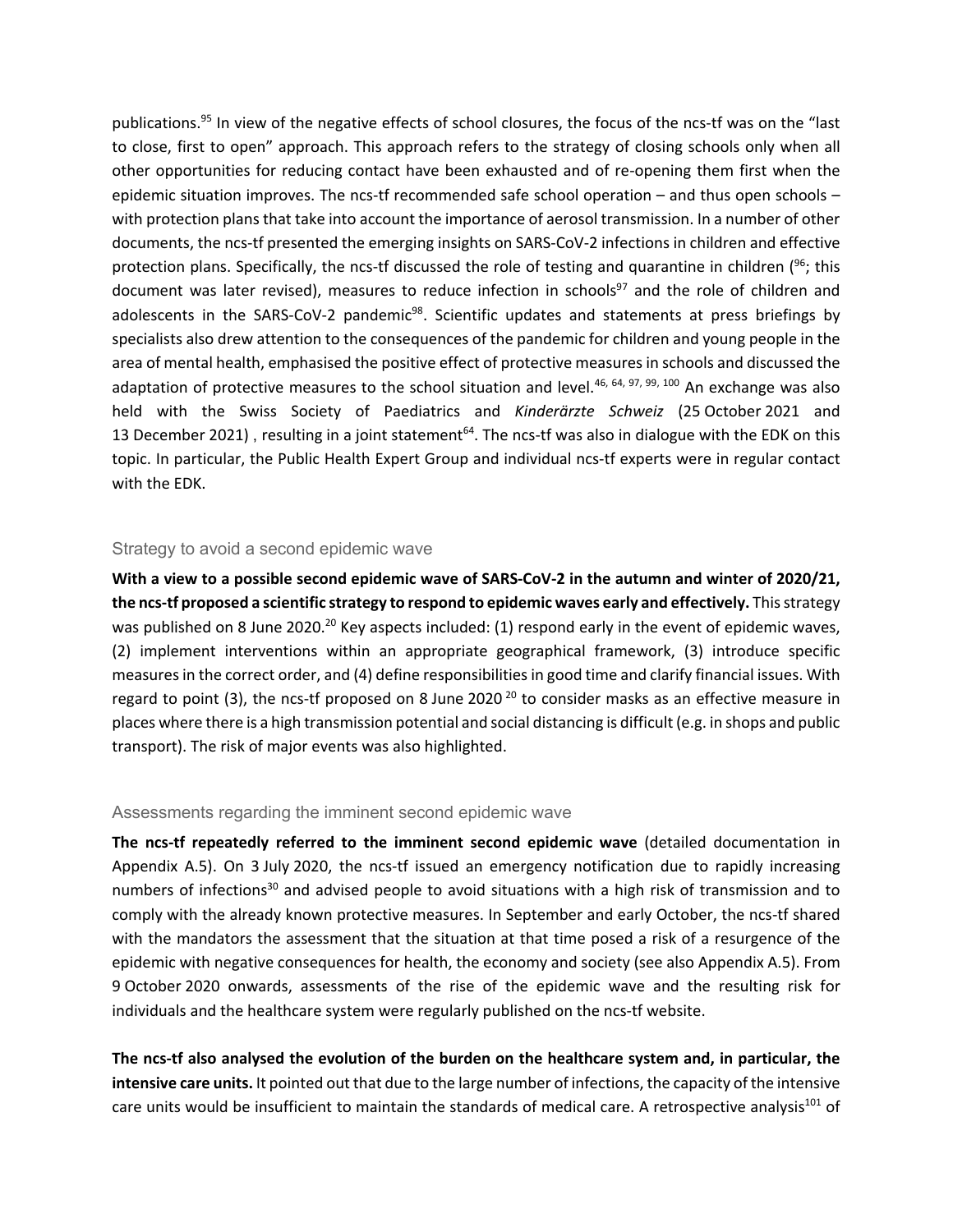publications.[95] In view of the negative effects of school closures, the focus of the ncs-tf was on the "last to close, first to open" approach. This approach refers to the strategy of closing schools only when all other opportunities for reducing contact have been exhausted and of re-opening them first when the epidemic situation improves. The ncs-tf recommended safe school operation – and thus open schools – with protection plans that take into account the importance of aerosol transmission. In a number of other documents, the ncs-tf presented the emerging insights on SARS-CoV-2 infections in children and effective protection plans. Specifically, the ncs-tf discussed the role of testing and quarantine in children ([96]; this document was later revised), measures to reduce infection in schools[97] and the role of children and adolescents in the SARS-CoV-2 pandemic[98]. Scientific updates and statements at press briefings by specialists also drew attention to the consequences of the pandemic for children and young people in the area of mental health, emphasised the positive effect of protective measures in schools and discussed the adaptation of protective measures to the school situation and level.[46, 64, 97, 99, 100] An exchange was also held with the Swiss Society of Paediatrics and *Kinderärzte Schweiz* (25 October 2021 and 13 December 2021) , resulting in a joint statement[64]. The ncs-tf was also in dialogue with the EDK on this topic. In particular, the Public Health Expert Group and individual ncs-tf experts were in regular contact with the EDK.

### Strategy to avoid a second epidemic wave

**With a view to a possible second epidemic wave of SARS-CoV-2 in the autumn and winter of 2020/21, the ncs-tf proposed a scientific strategy to respond to epidemic waves early and effectively.** This strategy was published on 8 June 2020.[20] Key aspects included: (1) respond early in the event of epidemic waves, (2) implement interventions within an appropriate geographical framework, (3) introduce specific measures in the correct order, and (4) define responsibilities in good time and clarify financial issues. With regard to point (3), the ncs-tf proposed on 8 June 2020 [20] to consider masks as an effective measure in places where there is a high transmission potential and social distancing is difficult (e.g. in shops and public transport). The risk of major events was also highlighted.

### Assessments regarding the imminent second epidemic wave

**The ncs-tf repeatedly referred to the imminent second epidemic wave** (detailed documentation in Appendix A.5). On 3 July 2020, the ncs-tf issued an emergency notification due to rapidly increasing numbers of infections[30] and advised people to avoid situations with a high risk of transmission and to comply with the already known protective measures. In September and early October, the ncs-tf shared with the mandators the assessment that the situation at that time posed a risk of a resurgence of the epidemic with negative consequences for health, the economy and society (see also Appendix A.5). From 9 October 2020 onwards, assessments of the rise of the epidemic wave and the resulting risk for individuals and the healthcare system were regularly published on the ncs-tf website.

**The ncs-tf also analysed the evolution of the burden on the healthcare system and, in particular, the intensive care units.** It pointed out that due to the large number of infections, the capacity of the intensive care units would be insufficient to maintain the standards of medical care. A retrospective analysis[101] of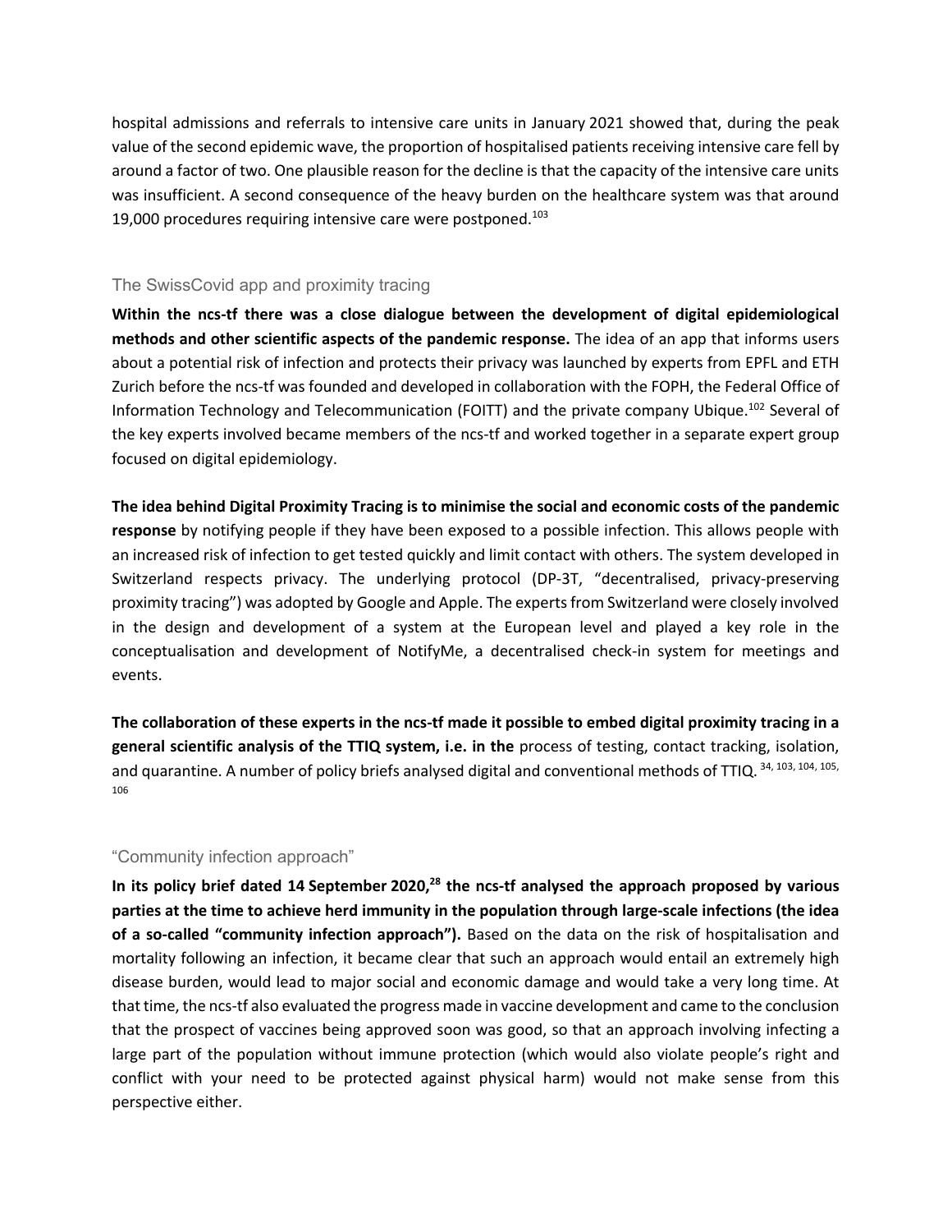hospital admissions and referrals to intensive care units in January 2021 showed that, during the peak value of the second epidemic wave, the proportion of hospitalised patients receiving intensive care fell by around a factor of two. One plausible reason for the decline is that the capacity of the intensive care units was insufficient. A second consequence of the heavy burden on the healthcare system was that around 19,000 procedures requiring intensive care were postponed.[103]

### The SwissCovid app and proximity tracing

**Within the ncs-tf there was a close dialogue between the development of digital epidemiological methods and other scientific aspects of the pandemic response.** The idea of an app that informs users about a potential risk of infection and protects their privacy was launched by experts from EPFL and ETH Zurich before the ncs-tf was founded and developed in collaboration with the FOPH, the Federal Office of Information Technology and Telecommunication (FOITT) and the private company Ubique.[102] Several of the key experts involved became members of the ncs-tf and worked together in a separate expert group focused on digital epidemiology.

**The idea behind Digital Proximity Tracing is to minimise the social and economic costs of the pandemic response** by notifying people if they have been exposed to a possible infection. This allows people with an increased risk of infection to get tested quickly and limit contact with others. The system developed in Switzerland respects privacy. The underlying protocol (DP-3T, "decentralised, privacy-preserving proximity tracing") was adopted by Google and Apple. The experts from Switzerland were closely involved in the design and development of a system at the European level and played a key role in the conceptualisation and development of NotifyMe, a decentralised check-in system for meetings and events.

**The collaboration of these experts in the ncs-tf made it possible to embed digital proximity tracing in a general scientific analysis of the TTIQ system, i.e. in the** process of testing, contact tracking, isolation, and quarantine. A number of policy briefs analysed digital and conventional methods of TTIQ.[34, 103, 104, 105, 106]

### "Community infection approach"

**In its policy brief dated 14 September 2020,[28] the ncs-tf analysed the approach proposed by various parties at the time to achieve herd immunity in the population through large-scale infections (the idea of a so-called "community infection approach").** Based on the data on the risk of hospitalisation and mortality following an infection, it became clear that such an approach would entail an extremely high disease burden, would lead to major social and economic damage and would take a very long time. At that time, the ncs-tf also evaluated the progress made in vaccine development and came to the conclusion that the prospect of vaccines being approved soon was good, so that an approach involving infecting a large part of the population without immune protection (which would also violate people's right and conflict with your need to be protected against physical harm) would not make sense from this perspective either.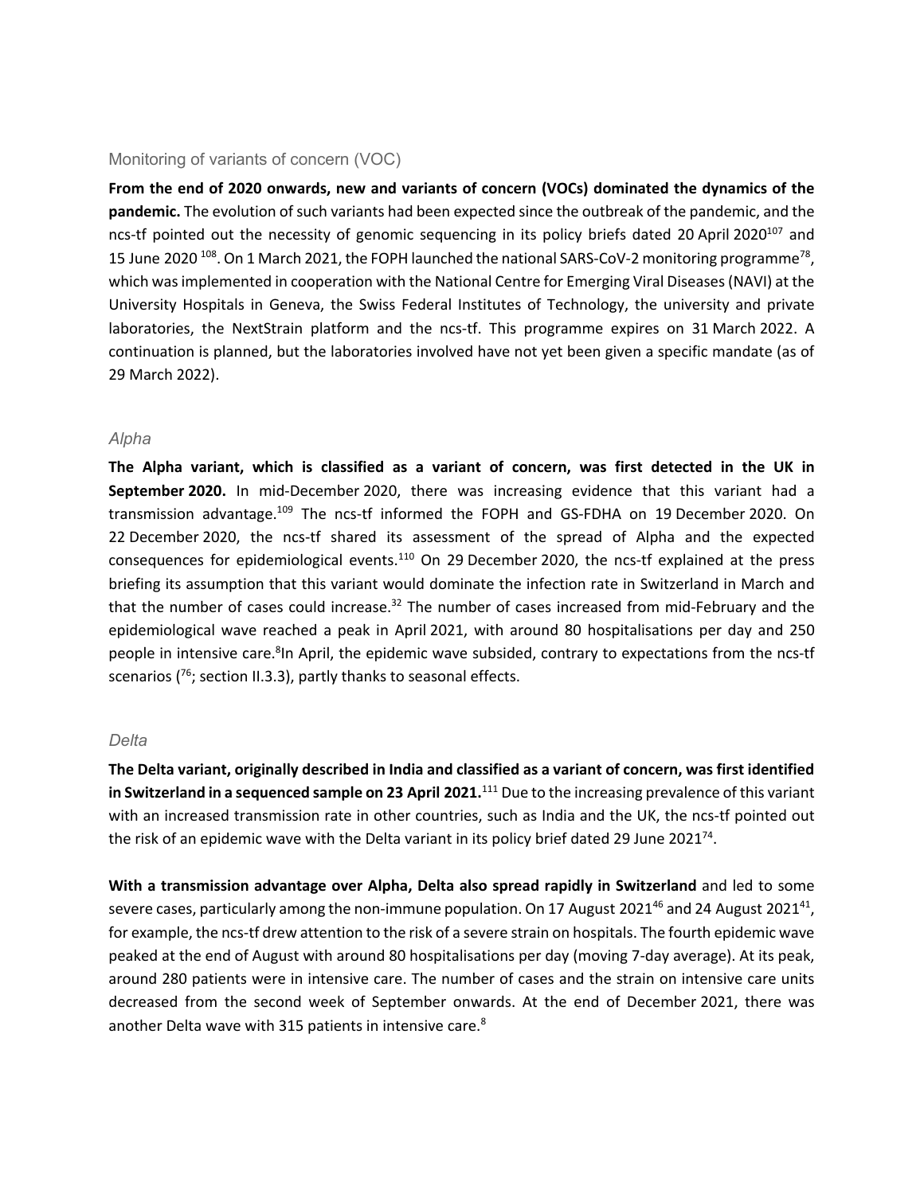## Monitoring of variants of concern (VOC)

**From the end of 2020 onwards, new and variants of concern (VOCs) dominated the dynamics of the pandemic.** The evolution of such variants had been expected since the outbreak of the pandemic, and the ncs-tf pointed out the necessity of genomic sequencing in its policy briefs dated 20 April 2020[107] and 15 June 2020 [108]. On 1 March 2021, the FOPH launched the national SARS-CoV-2 monitoring programme[78], which was implemented in cooperation with the National Centre for Emerging Viral Diseases (NAVI) at the University Hospitals in Geneva, the Swiss Federal Institutes of Technology, the university and private laboratories, the NextStrain platform and the ncs-tf. This programme expires on 31 March 2022. A continuation is planned, but the laboratories involved have not yet been given a specific mandate (as of 29 March 2022).

### *Alpha*

**The Alpha variant, which is classified as a variant of concern, was first detected in the UK in September 2020.** In mid-December 2020, there was increasing evidence that this variant had a transmission advantage.[109] The ncs-tf informed the FOPH and GS-FDHA on 19 December 2020. On 22 December 2020, the ncs-tf shared its assessment of the spread of Alpha and the expected consequences for epidemiological events.[110] On 29 December 2020, the ncs-tf explained at the press briefing its assumption that this variant would dominate the infection rate in Switzerland in March and that the number of cases could increase.[32] The number of cases increased from mid-February and the epidemiological wave reached a peak in April 2021, with around 80 hospitalisations per day and 250 people in intensive care.[8]In April, the epidemic wave subsided, contrary to expectations from the ncs-tf scenarios ([76]; section II.3.3), partly thanks to seasonal effects.

### *Delta*

**The Delta variant, originally described in India and classified as a variant of concern, was first identified in Switzerland in a sequenced sample on 23 April 2021.**[111] Due to the increasing prevalence of this variant with an increased transmission rate in other countries, such as India and the UK, the ncs-tf pointed out the risk of an epidemic wave with the Delta variant in its policy brief dated 29 June 2021[74].

**With a transmission advantage over Alpha, Delta also spread rapidly in Switzerland** and led to some severe cases, particularly among the non-immune population. On 17 August 2021[46] and 24 August 2021[41], for example, the ncs-tf drew attention to the risk of a severe strain on hospitals. The fourth epidemic wave peaked at the end of August with around 80 hospitalisations per day (moving 7-day average). At its peak, around 280 patients were in intensive care. The number of cases and the strain on intensive care units decreased from the second week of September onwards. At the end of December 2021, there was another Delta wave with 315 patients in intensive care.[8]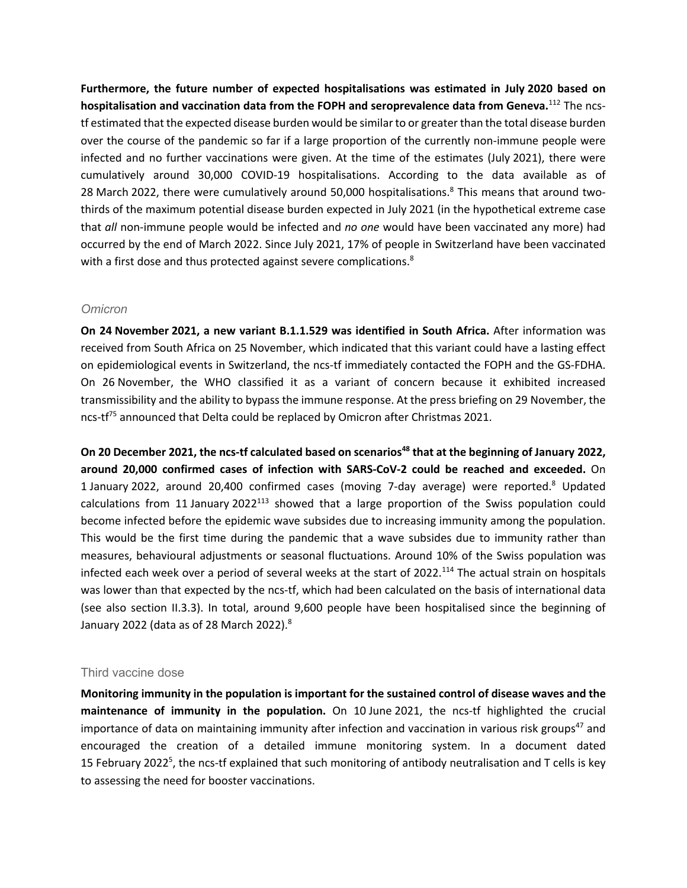**Furthermore, the future number of expected hospitalisations was estimated in July 2020 based on hospitalisation and vaccination data from the FOPH and seroprevalence data from Geneva.**[112] The ncs-tf estimated that the expected disease burden would be similar to or greater than the total disease burden over the course of the pandemic so far if a large proportion of the currently non-immune people were infected and no further vaccinations were given. At the time of the estimates (July 2021), there were cumulatively around 30,000 COVID-19 hospitalisations. According to the data available as of 28 March 2022, there were cumulatively around 50,000 hospitalisations.[8] This means that around two-thirds of the maximum potential disease burden expected in July 2021 (in the hypothetical extreme case that *all* non-immune people would be infected and *no one* would have been vaccinated any more) had occurred by the end of March 2022. Since July 2021, 17% of people in Switzerland have been vaccinated with a first dose and thus protected against severe complications.[8]

### *Omicron*

**On 24 November 2021, a new variant B.1.1.529 was identified in South Africa.** After information was received from South Africa on 25 November, which indicated that this variant could have a lasting effect on epidemiological events in Switzerland, the ncs-tf immediately contacted the FOPH and the GS-FDHA. On 26 November, the WHO classified it as a variant of concern because it exhibited increased transmissibility and the ability to bypass the immune response. At the press briefing on 29 November, the ncs-tf[75] announced that Delta could be replaced by Omicron after Christmas 2021.

**On 20 December 2021, the ncs-tf calculated based on scenarios[48] that at the beginning of January 2022, around 20,000 confirmed cases of infection with SARS-CoV-2 could be reached and exceeded.** On 1 January 2022, around 20,400 confirmed cases (moving 7-day average) were reported.[8] Updated calculations from 11 January 2022[113] showed that a large proportion of the Swiss population could become infected before the epidemic wave subsides due to increasing immunity among the population. This would be the first time during the pandemic that a wave subsides due to immunity rather than measures, behavioural adjustments or seasonal fluctuations. Around 10% of the Swiss population was infected each week over a period of several weeks at the start of 2022.[114] The actual strain on hospitals was lower than that expected by the ncs-tf, which had been calculated on the basis of international data (see also section II.3.3). In total, around 9,600 people have been hospitalised since the beginning of January 2022 (data as of 28 March 2022).[8]

### Third vaccine dose

**Monitoring immunity in the population is important for the sustained control of disease waves and the maintenance of immunity in the population.** On 10 June 2021, the ncs-tf highlighted the crucial importance of data on maintaining immunity after infection and vaccination in various risk groups[47] and encouraged the creation of a detailed immune monitoring system. In a document dated 15 February 2022[5], the ncs-tf explained that such monitoring of antibody neutralisation and T cells is key to assessing the need for booster vaccinations.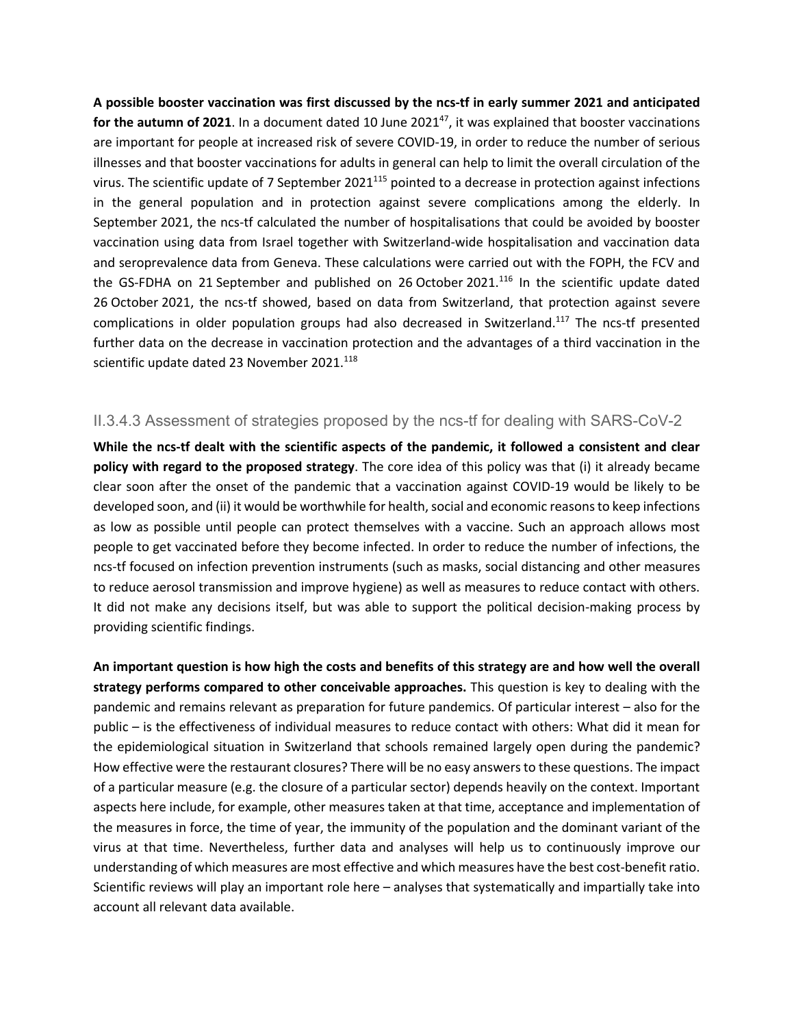**A possible booster vaccination was first discussed by the ncs-tf in early summer 2021 and anticipated for the autumn of 2021**. In a document dated 10 June 2021[47], it was explained that booster vaccinations are important for people at increased risk of severe COVID-19, in order to reduce the number of serious illnesses and that booster vaccinations for adults in general can help to limit the overall circulation of the virus. The scientific update of 7 September 2021[115] pointed to a decrease in protection against infections in the general population and in protection against severe complications among the elderly. In September 2021, the ncs-tf calculated the number of hospitalisations that could be avoided by booster vaccination using data from Israel together with Switzerland-wide hospitalisation and vaccination data and seroprevalence data from Geneva. These calculations were carried out with the FOPH, the FCV and the GS-FDHA on 21 September and published on 26 October 2021.[116] In the scientific update dated 26 October 2021, the ncs-tf showed, based on data from Switzerland, that protection against severe complications in older population groups had also decreased in Switzerland.[117] The ncs-tf presented further data on the decrease in vaccination protection and the advantages of a third vaccination in the scientific update dated 23 November 2021.[118]

### II.3.4.3 Assessment of strategies proposed by the ncs-tf for dealing with SARS-CoV-2

**While the ncs-tf dealt with the scientific aspects of the pandemic, it followed a consistent and clear policy with regard to the proposed strategy**. The core idea of this policy was that (i) it already became clear soon after the onset of the pandemic that a vaccination against COVID-19 would be likely to be developed soon, and (ii) it would be worthwhile for health, social and economic reasons to keep infections as low as possible until people can protect themselves with a vaccine. Such an approach allows most people to get vaccinated before they become infected. In order to reduce the number of infections, the ncs-tf focused on infection prevention instruments (such as masks, social distancing and other measures to reduce aerosol transmission and improve hygiene) as well as measures to reduce contact with others. It did not make any decisions itself, but was able to support the political decision-making process by providing scientific findings.

**An important question is how high the costs and benefits of this strategy are and how well the overall strategy performs compared to other conceivable approaches.** This question is key to dealing with the pandemic and remains relevant as preparation for future pandemics. Of particular interest – also for the public – is the effectiveness of individual measures to reduce contact with others: What did it mean for the epidemiological situation in Switzerland that schools remained largely open during the pandemic? How effective were the restaurant closures? There will be no easy answers to these questions. The impact of a particular measure (e.g. the closure of a particular sector) depends heavily on the context. Important aspects here include, for example, other measures taken at that time, acceptance and implementation of the measures in force, the time of year, the immunity of the population and the dominant variant of the virus at that time. Nevertheless, further data and analyses will help us to continuously improve our understanding of which measures are most effective and which measures have the best cost-benefit ratio. Scientific reviews will play an important role here – analyses that systematically and impartially take into account all relevant data available.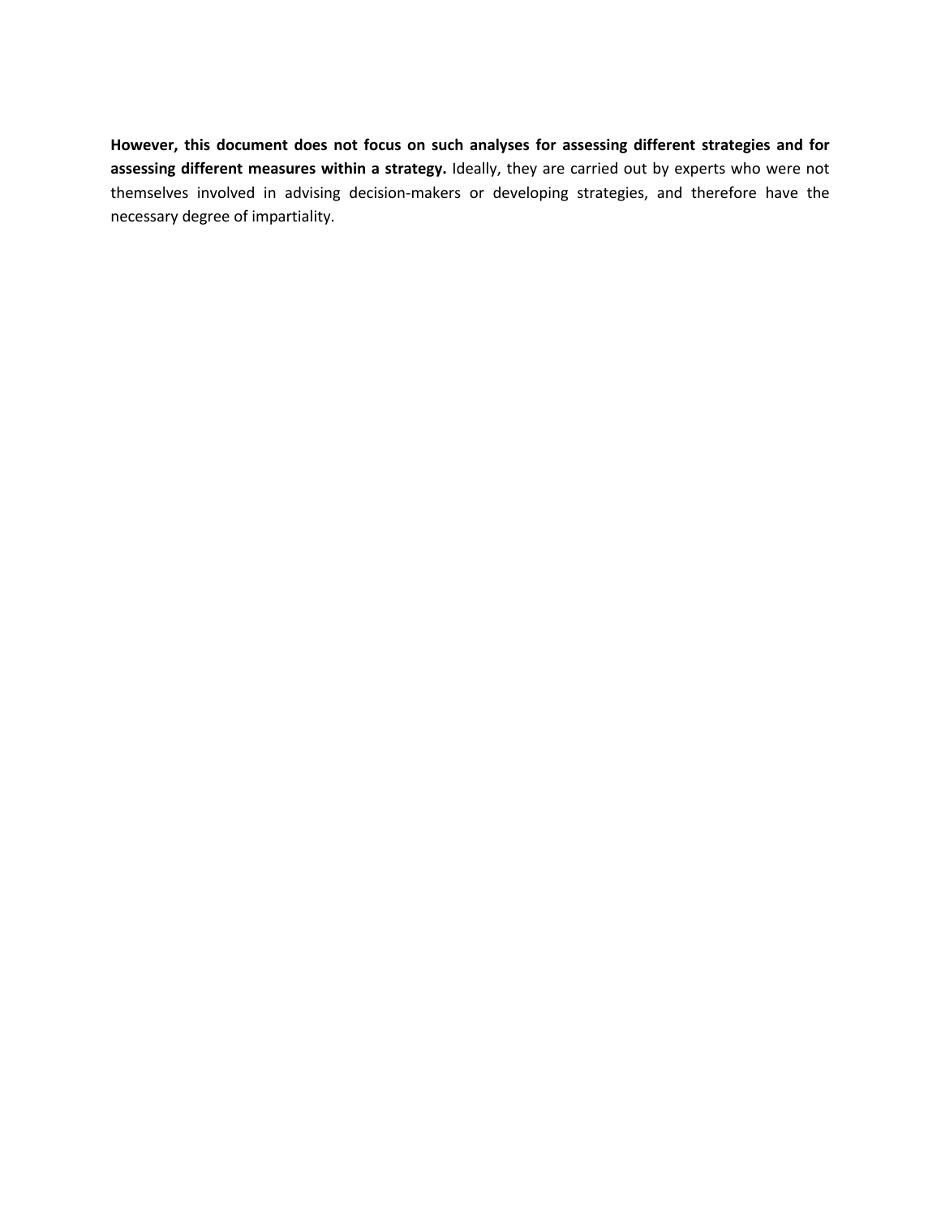**However, this document does not focus on such analyses for assessing different strategies and for assessing different measures within a strategy.** Ideally, they are carried out by experts who were not themselves involved in advising decision-makers or developing strategies, and therefore have the necessary degree of impartiality.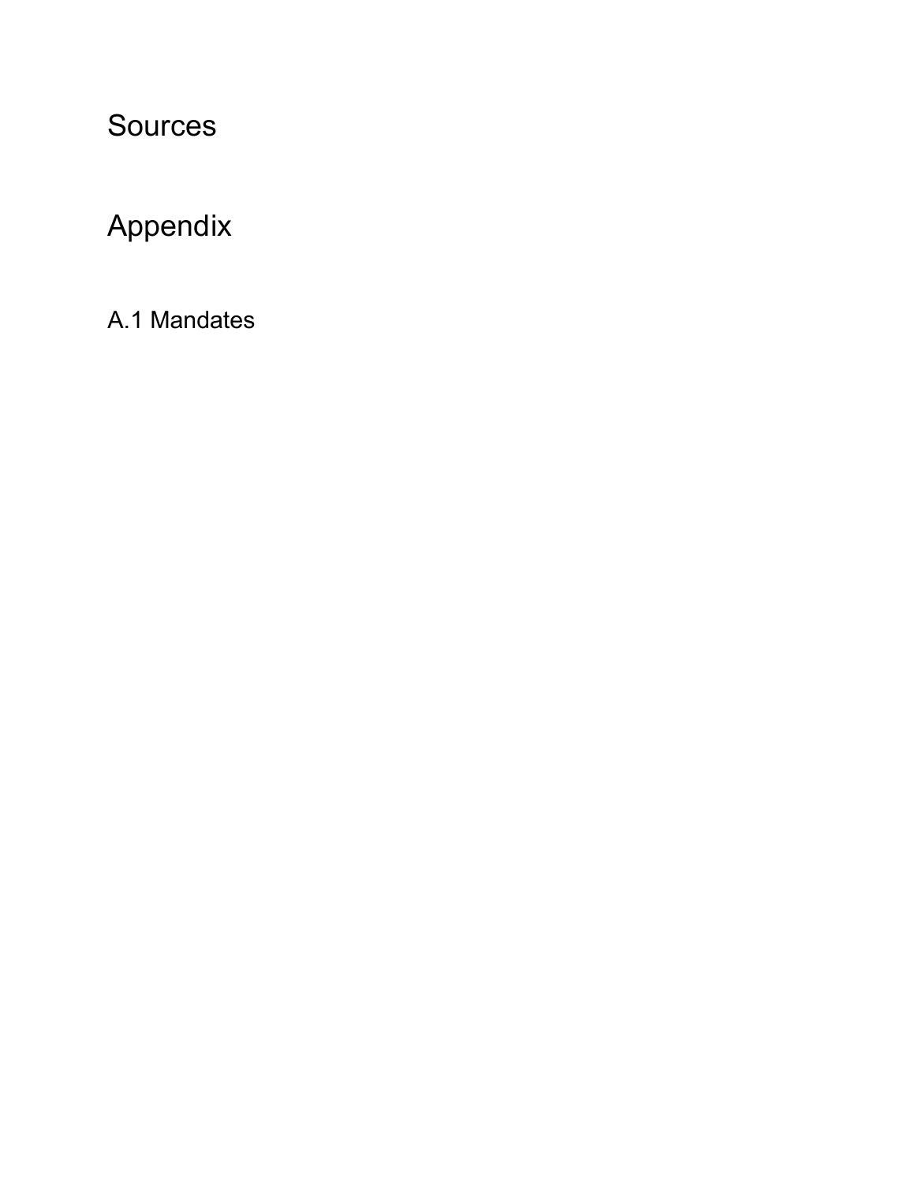# Sources

# Appendix

## A.1 Mandates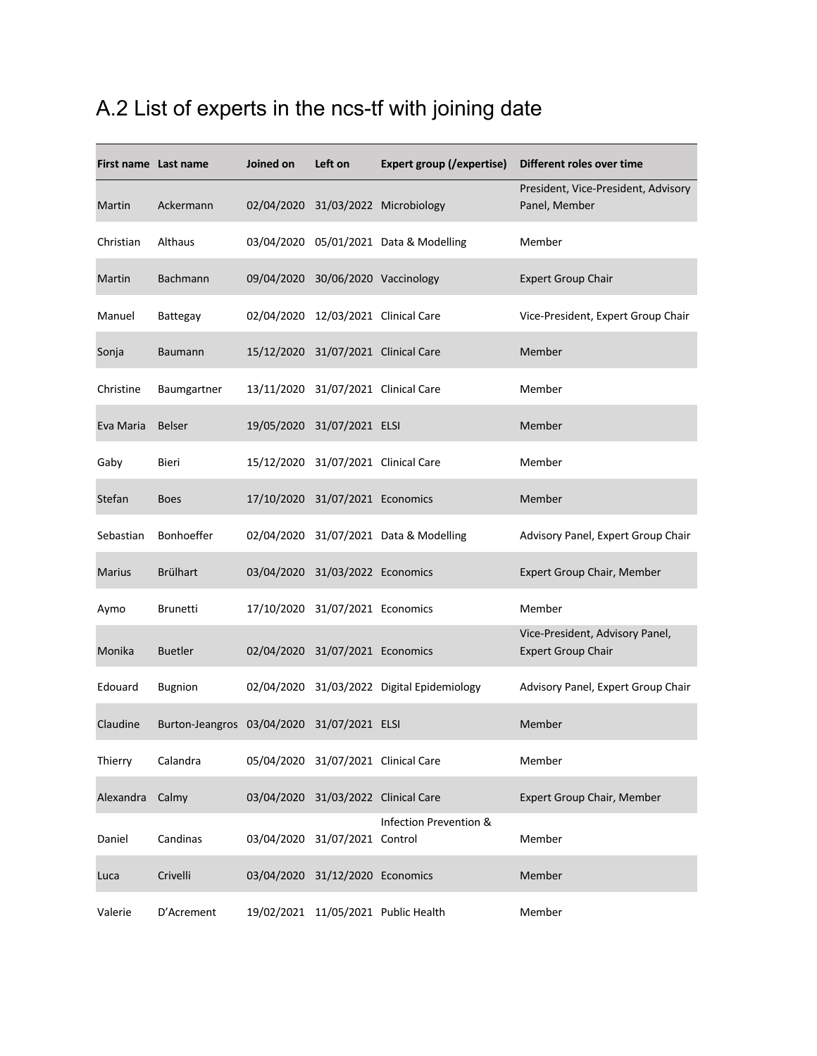## A.2 List of experts in the ncs-tf with joining date

| First name | Last name | Joined on | Left on | Expert group (/expertise) | Different roles over time |
|---|---|---|---|---|---|
| Martin | Ackermann | 02/04/2020 | 31/03/2022 | Microbiology | President, Vice-President, Advisory Panel, Member |
| Christian | Althaus | 03/04/2020 | 05/01/2021 | Data & Modelling | Member |
| Martin | Bachmann | 09/04/2020 | 30/06/2020 | Vaccinology | Expert Group Chair |
| Manuel | Battegay | 02/04/2020 | 12/03/2021 | Clinical Care | Vice-President, Expert Group Chair |
| Sonja | Baumann | 15/12/2020 | 31/07/2021 | Clinical Care | Member |
| Christine | Baumgartner | 13/11/2020 | 31/07/2021 | Clinical Care | Member |
| Eva Maria | Belser | 19/05/2020 | 31/07/2021 | ELSI | Member |
| Gaby | Bieri | 15/12/2020 | 31/07/2021 | Clinical Care | Member |
| Stefan | Boes | 17/10/2020 | 31/07/2021 | Economics | Member |
| Sebastian | Bonhoeffer | 02/04/2020 | 31/07/2021 | Data & Modelling | Advisory Panel, Expert Group Chair |
| Marius | Brülhart | 03/04/2020 | 31/03/2022 | Economics | Expert Group Chair, Member |
| Aymo | Brunetti | 17/10/2020 | 31/07/2021 | Economics | Member |
| Monika | Buetler | 02/04/2020 | 31/07/2021 | Economics | Vice-President, Advisory Panel, Expert Group Chair |
| Edouard | Bugnion | 02/04/2020 | 31/03/2022 | Digital Epidemiology | Advisory Panel, Expert Group Chair |
| Claudine | Burton-Jeangros | 03/04/2020 | 31/07/2021 | ELSI | Member |
| Thierry | Calandra | 05/04/2020 | 31/07/2021 | Clinical Care | Member |
| Alexandra | Calmy | 03/04/2020 | 31/03/2022 | Clinical Care | Expert Group Chair, Member |
| Daniel | Candinas | 03/04/2020 | 31/07/2021 | Infection Prevention & Control | Member |
| Luca | Crivelli | 03/04/2020 | 31/12/2020 | Economics | Member |
| Valerie | D'Acrement | 19/02/2021 | 11/05/2021 | Public Health | Member |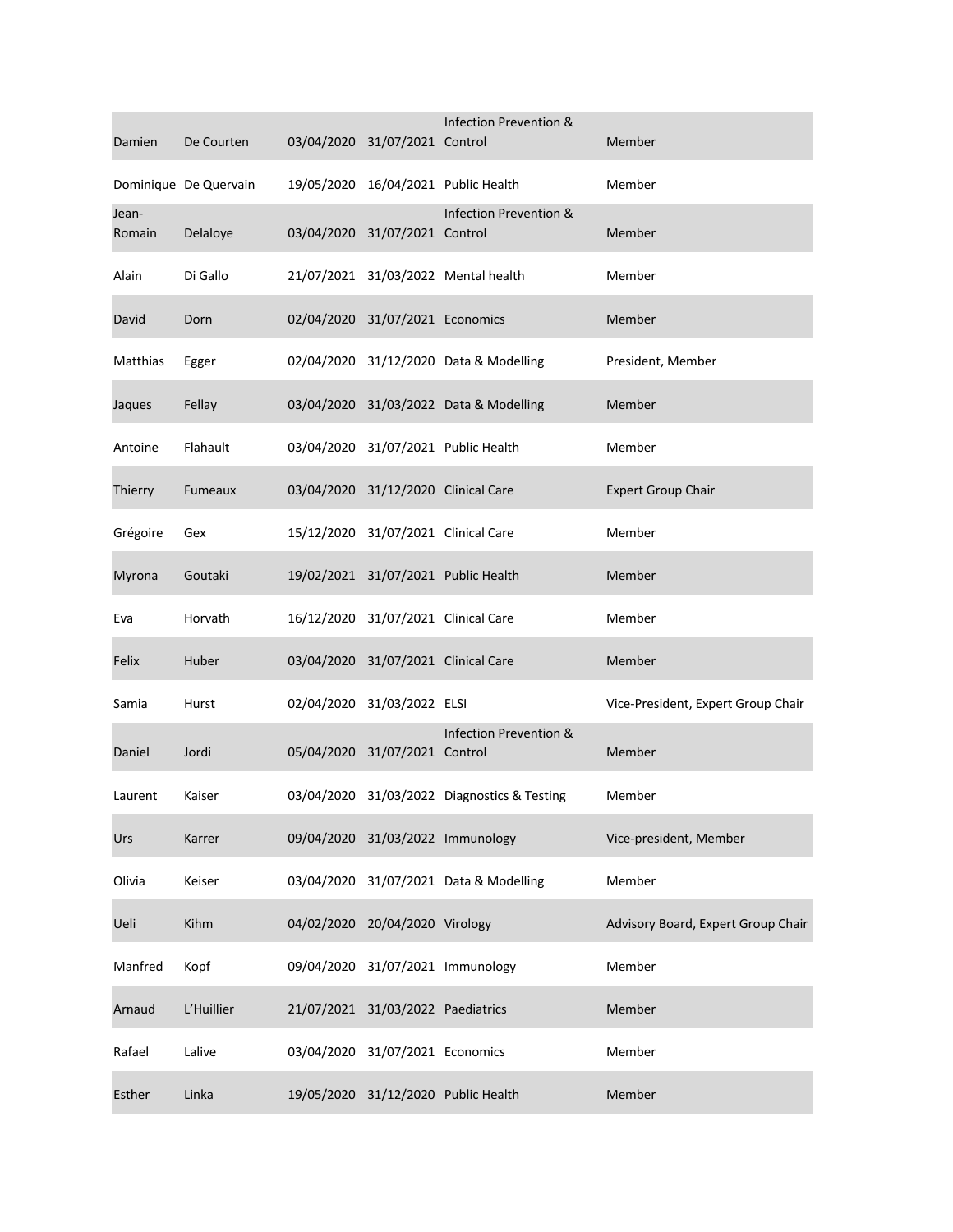| | | | | | |
|---|---|---|---|---|---|
| Damien | De Courten | 03/04/2020 | 31/07/2021 | Infection Prevention & Control | Member |
| Dominique | De Quervain | 19/05/2020 | 16/04/2021 | Public Health | Member |
| Jean-Romain | Delaloye | 03/04/2020 | 31/07/2021 | Infection Prevention & Control | Member |
| Alain | Di Gallo | 21/07/2021 | 31/03/2022 | Mental health | Member |
| David | Dorn | 02/04/2020 | 31/07/2021 | Economics | Member |
| Matthias | Egger | 02/04/2020 | 31/12/2020 | Data & Modelling | President, Member |
| Jaques | Fellay | 03/04/2020 | 31/03/2022 | Data & Modelling | Member |
| Antoine | Flahault | 03/04/2020 | 31/07/2021 | Public Health | Member |
| Thierry | Fumeaux | 03/04/2020 | 31/12/2020 | Clinical Care | Expert Group Chair |
| Grégoire | Gex | 15/12/2020 | 31/07/2021 | Clinical Care | Member |
| Myrona | Goutaki | 19/02/2021 | 31/07/2021 | Public Health | Member |
| Eva | Horvath | 16/12/2020 | 31/07/2021 | Clinical Care | Member |
| Felix | Huber | 03/04/2020 | 31/07/2021 | Clinical Care | Member |
| Samia | Hurst | 02/04/2020 | 31/03/2022 | ELSI | Vice-President, Expert Group Chair |
| Daniel | Jordi | 05/04/2020 | 31/07/2021 | Infection Prevention & Control | Member |
| Laurent | Kaiser | 03/04/2020 | 31/03/2022 | Diagnostics & Testing | Member |
| Urs | Karrer | 09/04/2020 | 31/03/2022 | Immunology | Vice-president, Member |
| Olivia | Keiser | 03/04/2020 | 31/07/2021 | Data & Modelling | Member |
| Ueli | Kihm | 04/02/2020 | 20/04/2020 | Virology | Advisory Board, Expert Group Chair |
| Manfred | Kopf | 09/04/2020 | 31/07/2021 | Immunology | Member |
| Arnaud | L'Huillier | 21/07/2021 | 31/03/2022 | Paediatrics | Member |
| Rafael | Lalive | 03/04/2020 | 31/07/2021 | Economics | Member |
| Esther | Linka | 19/05/2020 | 31/12/2020 | Public Health | Member |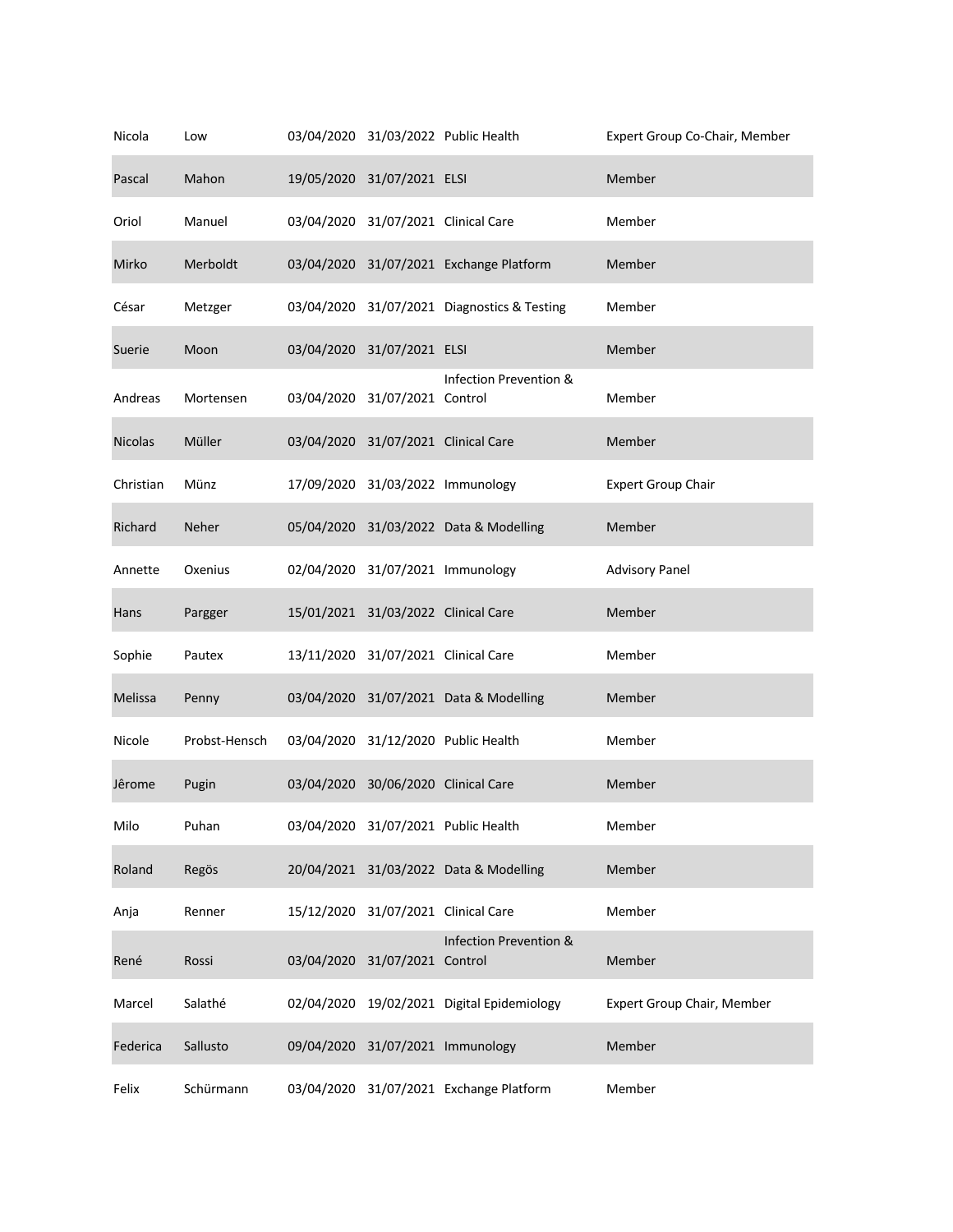| | | | | | |
|---|---|---|---|---|---|
| Nicola | Low | 03/04/2020 | 31/03/2022 | Public Health | Expert Group Co-Chair, Member |
| Pascal | Mahon | 19/05/2020 | 31/07/2021 | ELSI | Member |
| Oriol | Manuel | 03/04/2020 | 31/07/2021 | Clinical Care | Member |
| Mirko | Merboldt | 03/04/2020 | 31/07/2021 | Exchange Platform | Member |
| César | Metzger | 03/04/2020 | 31/07/2021 | Diagnostics & Testing | Member |
| Suerie | Moon | 03/04/2020 | 31/07/2021 | ELSI | Member |
| Andreas | Mortensen | 03/04/2020 | 31/07/2021 | Infection Prevention & Control | Member |
| Nicolas | Müller | 03/04/2020 | 31/07/2021 | Clinical Care | Member |
| Christian | Münz | 17/09/2020 | 31/03/2022 | Immunology | Expert Group Chair |
| Richard | Neher | 05/04/2020 | 31/03/2022 | Data & Modelling | Member |
| Annette | Oxenius | 02/04/2020 | 31/07/2021 | Immunology | Advisory Panel |
| Hans | Pargger | 15/01/2021 | 31/03/2022 | Clinical Care | Member |
| Sophie | Pautex | 13/11/2020 | 31/07/2021 | Clinical Care | Member |
| Melissa | Penny | 03/04/2020 | 31/07/2021 | Data & Modelling | Member |
| Nicole | Probst-Hensch | 03/04/2020 | 31/12/2020 | Public Health | Member |
| Jêrome | Pugin | 03/04/2020 | 30/06/2020 | Clinical Care | Member |
| Milo | Puhan | 03/04/2020 | 31/07/2021 | Public Health | Member |
| Roland | Regös | 20/04/2021 | 31/03/2022 | Data & Modelling | Member |
| Anja | Renner | 15/12/2020 | 31/07/2021 | Clinical Care | Member |
| René | Rossi | 03/04/2020 | 31/07/2021 | Infection Prevention & Control | Member |
| Marcel | Salathé | 02/04/2020 | 19/02/2021 | Digital Epidemiology | Expert Group Chair, Member |
| Federica | Sallusto | 09/04/2020 | 31/07/2021 | Immunology | Member |
| Felix | Schürmann | 03/04/2020 | 31/07/2021 | Exchange Platform | Member |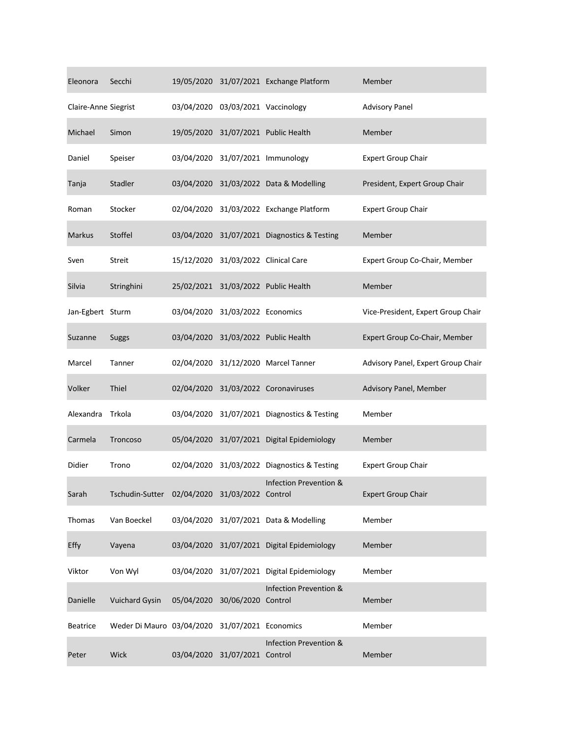| | | | | | |
|---|---|---|---|---|---|
| Eleonora | Secchi | 19/05/2020 | 31/07/2021 | Exchange Platform | Member |
| Claire-Anne | Siegrist | 03/04/2020 | 03/03/2021 | Vaccinology | Advisory Panel |
| Michael | Simon | 19/05/2020 | 31/07/2021 | Public Health | Member |
| Daniel | Speiser | 03/04/2020 | 31/07/2021 | Immunology | Expert Group Chair |
| Tanja | Stadler | 03/04/2020 | 31/03/2022 | Data & Modelling | President, Expert Group Chair |
| Roman | Stocker | 02/04/2020 | 31/03/2022 | Exchange Platform | Expert Group Chair |
| Markus | Stoffel | 03/04/2020 | 31/07/2021 | Diagnostics & Testing | Member |
| Sven | Streit | 15/12/2020 | 31/03/2022 | Clinical Care | Expert Group Co-Chair, Member |
| Silvia | Stringhini | 25/02/2021 | 31/03/2022 | Public Health | Member |
| Jan-Egbert | Sturm | 03/04/2020 | 31/03/2022 | Economics | Vice-President, Expert Group Chair |
| Suzanne | Suggs | 03/04/2020 | 31/03/2022 | Public Health | Expert Group Co-Chair, Member |
| Marcel | Tanner | 02/04/2020 | 31/12/2020 | Marcel Tanner | Advisory Panel, Expert Group Chair |
| Volker | Thiel | 02/04/2020 | 31/03/2022 | Coronaviruses | Advisory Panel, Member |
| Alexandra | Trkola | 03/04/2020 | 31/07/2021 | Diagnostics & Testing | Member |
| Carmela | Troncoso | 05/04/2020 | 31/07/2021 | Digital Epidemiology | Member |
| Didier | Trono | 02/04/2020 | 31/03/2022 | Diagnostics & Testing | Expert Group Chair |
| Sarah | Tschudin-Sutter | 02/04/2020 | 31/03/2022 | Infection Prevention & Control | Expert Group Chair |
| Thomas | Van Boeckel | 03/04/2020 | 31/07/2021 | Data & Modelling | Member |
| Effy | Vayena | 03/04/2020 | 31/07/2021 | Digital Epidemiology | Member |
| Viktor | Von Wyl | 03/04/2020 | 31/07/2021 | Digital Epidemiology | Member |
| Danielle | Vuichard Gysin | 05/04/2020 | 30/06/2020 | Infection Prevention & Control | Member |
| Beatrice | Weder Di Mauro | 03/04/2020 | 31/07/2021 | Economics | Member |
| Peter | Wick | 03/04/2020 | 31/07/2021 | Infection Prevention & Control | Member |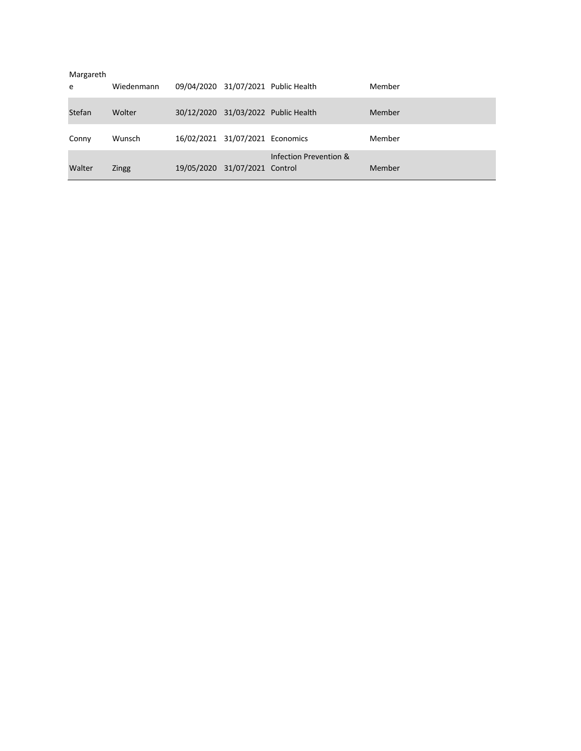| | | | | | |
|---|---|---|---|---|---|
| Margarethe | Wiedenmann | 09/04/2020 | 31/07/2021 | Public Health | Member |
| Stefan | Wolter | 30/12/2020 | 31/03/2022 | Public Health | Member |
| Conny | Wunsch | 16/02/2021 | 31/07/2021 | Economics | Member |
| Walter | Zingg | 19/05/2020 | 31/07/2021 | Infection Prevention & Control | Member |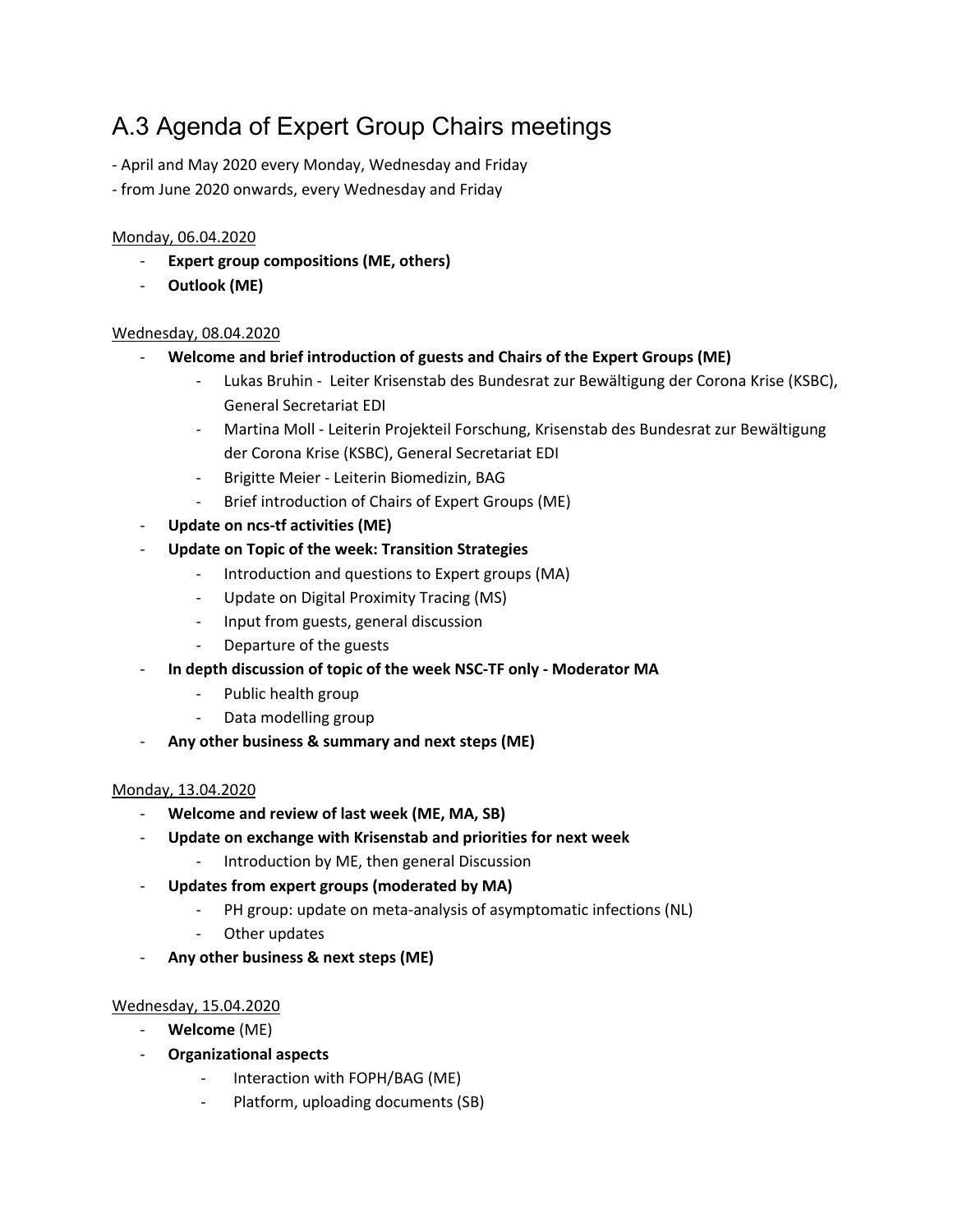# A.3 Agenda of Expert Group Chairs meetings

- April and May 2020 every Monday, Wednesday and Friday
- from June 2020 onwards, every Wednesday and Friday

Monday, 06.04.2020

- **Expert group compositions (ME, others)**
- **Outlook (ME)**

Wednesday, 08.04.2020

- **Welcome and brief introduction of guests and Chairs of the Expert Groups (ME)**
    - Lukas Bruhin - Leiter Krisenstab des Bundesrat zur Bewältigung der Corona Krise (KSBC), General Secretariat EDI
    - Martina Moll - Leiterin Projekteil Forschung, Krisenstab des Bundesrat zur Bewältigung der Corona Krise (KSBC), General Secretariat EDI
    - Brigitte Meier - Leiterin Biomedizin, BAG
    - Brief introduction of Chairs of Expert Groups (ME)
- **Update on ncs-tf activities (ME)**
- **Update on Topic of the week: Transition Strategies**
    - Introduction and questions to Expert groups (MA)
    - Update on Digital Proximity Tracing (MS)
    - Input from guests, general discussion
    - Departure of the guests
- **In depth discussion of topic of the week NSC-TF only - Moderator MA**
    - Public health group
    - Data modelling group
- **Any other business & summary and next steps (ME)**

Monday, 13.04.2020

- **Welcome and review of last week (ME, MA, SB)**
- **Update on exchange with Krisenstab and priorities for next week**
    - Introduction by ME, then general Discussion
- **Updates from expert groups (moderated by MA)**
    - PH group: update on meta-analysis of asymptomatic infections (NL)
    - Other updates
- **Any other business & next steps (ME)**

Wednesday, 15.04.2020

- **Welcome** (ME)
- **Organizational aspects**
    - Interaction with FOPH/BAG (ME)
    - Platform, uploading documents (SB)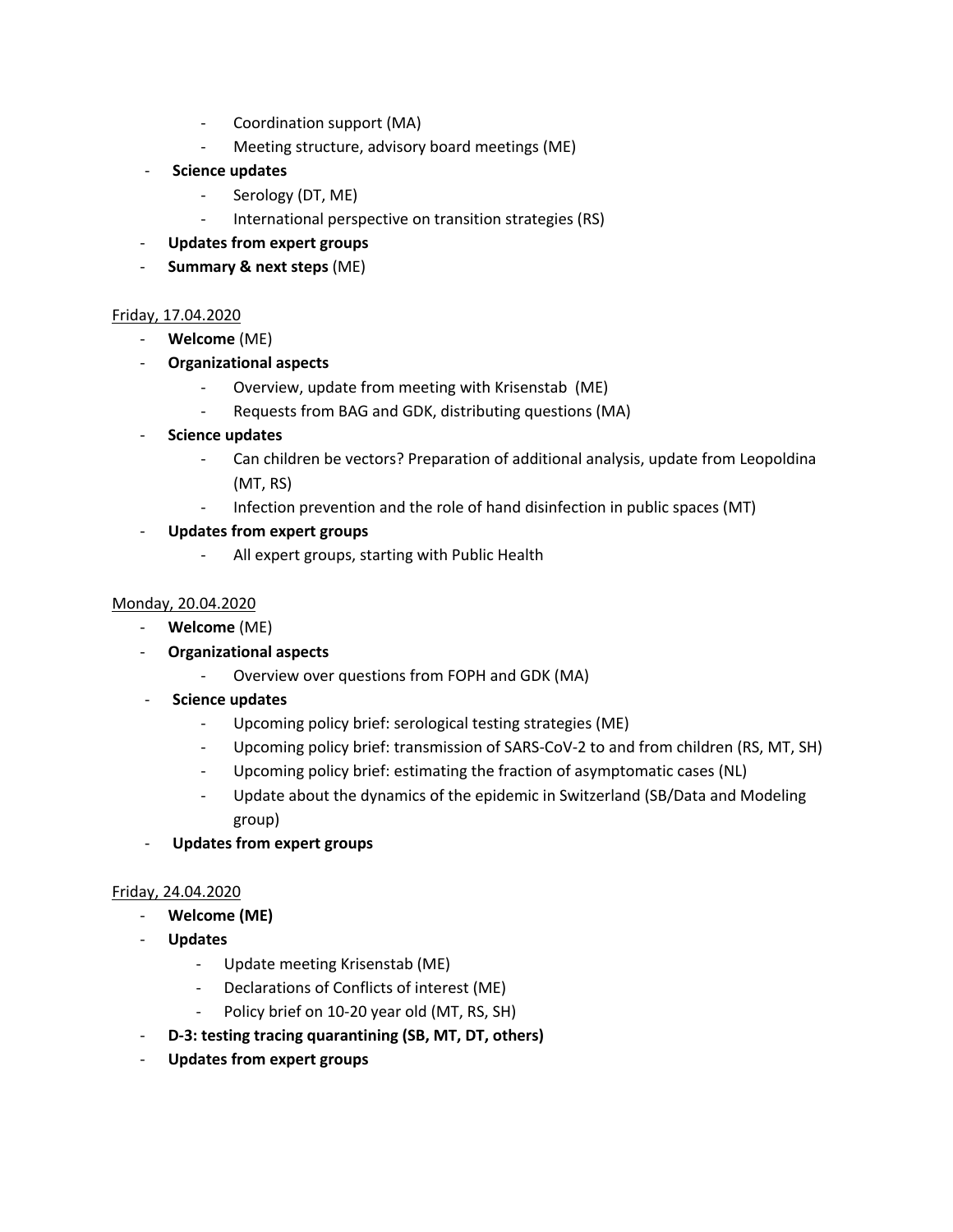- Coordination support (MA)
    - Meeting structure, advisory board meetings (ME)
- **Science updates**
    - Serology (DT, ME)
    - International perspective on transition strategies (RS)
- **Updates from expert groups**
- **Summary & next steps** (ME)

<u>Friday, 17.04.2020</u>

- **Welcome** (ME)
- **Organizational aspects**
    - Overview, update from meeting with Krisenstab (ME)
    - Requests from BAG and GDK, distributing questions (MA)
- **Science updates**
    - Can children be vectors? Preparation of additional analysis, update from Leopoldina (MT, RS)
    - Infection prevention and the role of hand disinfection in public spaces (MT)
- **Updates from expert groups**
    - All expert groups, starting with Public Health

<u>Monday, 20.04.2020</u>

- **Welcome** (ME)
- **Organizational aspects**
    - Overview over questions from FOPH and GDK (MA)
- **Science updates**
    - Upcoming policy brief: serological testing strategies (ME)
    - Upcoming policy brief: transmission of SARS-CoV-2 to and from children (RS, MT, SH)
    - Upcoming policy brief: estimating the fraction of asymptomatic cases (NL)
    - Update about the dynamics of the epidemic in Switzerland (SB/Data and Modeling group)
- **Updates from expert groups**

<u>Friday, 24.04.2020</u>

- **Welcome (ME)**
- **Updates**
    - Update meeting Krisenstab (ME)
    - Declarations of Conflicts of interest (ME)
    - Policy brief on 10-20 year old (MT, RS, SH)
- **D-3: testing tracing quarantining (SB, MT, DT, others)**
- **Updates from expert groups**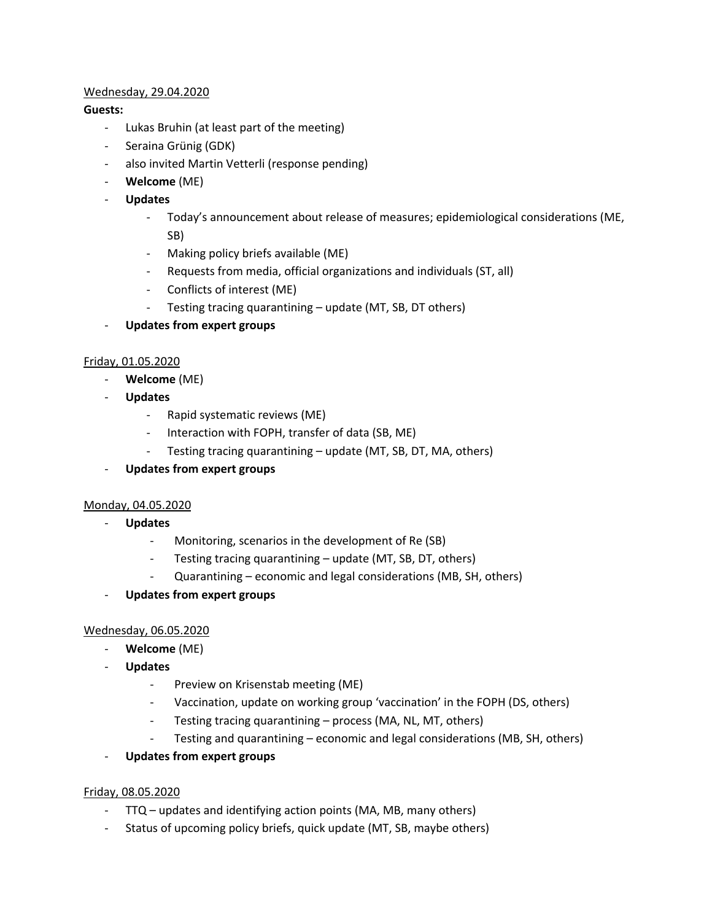Wednesday, 29.04.2020

**Guests:**

- Lukas Bruhin (at least part of the meeting)
- Seraina Grünig (GDK)
- also invited Martin Vetterli (response pending)
- **Welcome** (ME)
- **Updates**
    - Today's announcement about release of measures; epidemiological considerations (ME, SB)
    - Making policy briefs available (ME)
    - Requests from media, official organizations and individuals (ST, all)
    - Conflicts of interest (ME)
    - Testing tracing quarantining – update (MT, SB, DT others)
- **Updates from expert groups**

Friday, 01.05.2020

- **Welcome** (ME)
- **Updates**
    - Rapid systematic reviews (ME)
    - Interaction with FOPH, transfer of data (SB, ME)
    - Testing tracing quarantining – update (MT, SB, DT, MA, others)
- **Updates from expert groups**

Monday, 04.05.2020

- **Updates**
    - Monitoring, scenarios in the development of Re (SB)
    - Testing tracing quarantining – update (MT, SB, DT, others)
    - Quarantining – economic and legal considerations (MB, SH, others)
- **Updates from expert groups**

Wednesday, 06.05.2020

- **Welcome** (ME)
- **Updates**
    - Preview on Krisenstab meeting (ME)
    - Vaccination, update on working group 'vaccination' in the FOPH (DS, others)
    - Testing tracing quarantining – process (MA, NL, MT, others)
    - Testing and quarantining – economic and legal considerations (MB, SH, others)
- **Updates from expert groups**

Friday, 08.05.2020

- TTQ – updates and identifying action points (MA, MB, many others)
- Status of upcoming policy briefs, quick update (MT, SB, maybe others)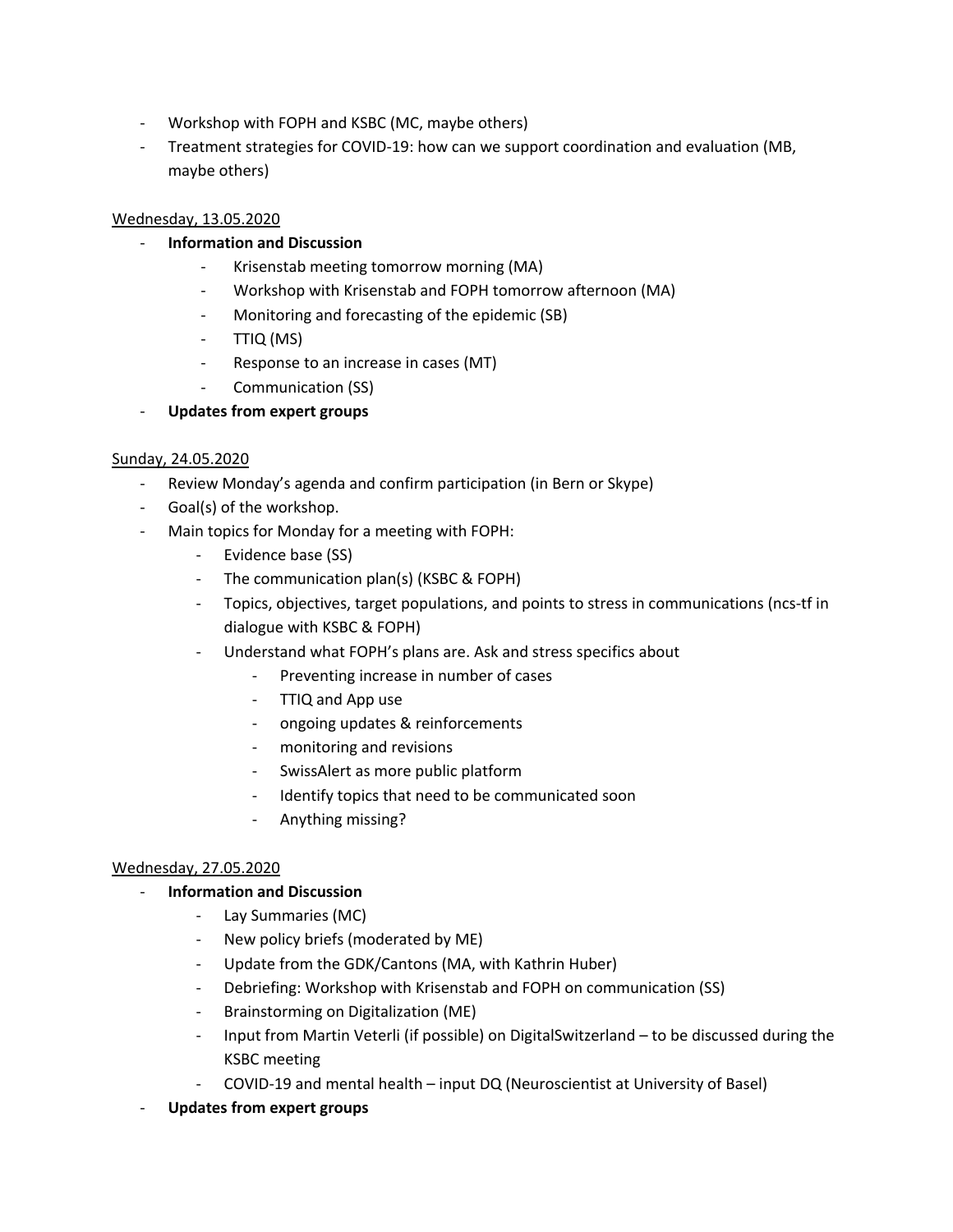- Workshop with FOPH and KSBC (MC, maybe others)
- Treatment strategies for COVID-19: how can we support coordination and evaluation (MB, maybe others)

<u>Wednesday, 13.05.2020</u>

- **Information and Discussion**
  - Krisenstab meeting tomorrow morning (MA)
  - Workshop with Krisenstab and FOPH tomorrow afternoon (MA)
  - Monitoring and forecasting of the epidemic (SB)
  - TTIQ (MS)
  - Response to an increase in cases (MT)
  - Communication (SS)
- **Updates from expert groups**

<u>Sunday, 24.05.2020</u>

- Review Monday's agenda and confirm participation (in Bern or Skype)
- Goal(s) of the workshop.
- Main topics for Monday for a meeting with FOPH:
  - Evidence base (SS)
  - The communication plan(s) (KSBC & FOPH)
  - Topics, objectives, target populations, and points to stress in communications (ncs-tf in dialogue with KSBC & FOPH)
  - Understand what FOPH's plans are. Ask and stress specifics about
    - Preventing increase in number of cases
    - TTIQ and App use
    - ongoing updates & reinforcements
    - monitoring and revisions
    - SwissAlert as more public platform
    - Identify topics that need to be communicated soon
    - Anything missing?

<u>Wednesday, 27.05.2020</u>

- **Information and Discussion**
  - Lay Summaries (MC)
  - New policy briefs (moderated by ME)
  - Update from the GDK/Cantons (MA, with Kathrin Huber)
  - Debriefing: Workshop with Krisenstab and FOPH on communication (SS)
  - Brainstorming on Digitalization (ME)
  - Input from Martin Veterli (if possible) on DigitalSwitzerland – to be discussed during the KSBC meeting
  - COVID-19 and mental health – input DQ (Neuroscientist at University of Basel)
- **Updates from expert groups**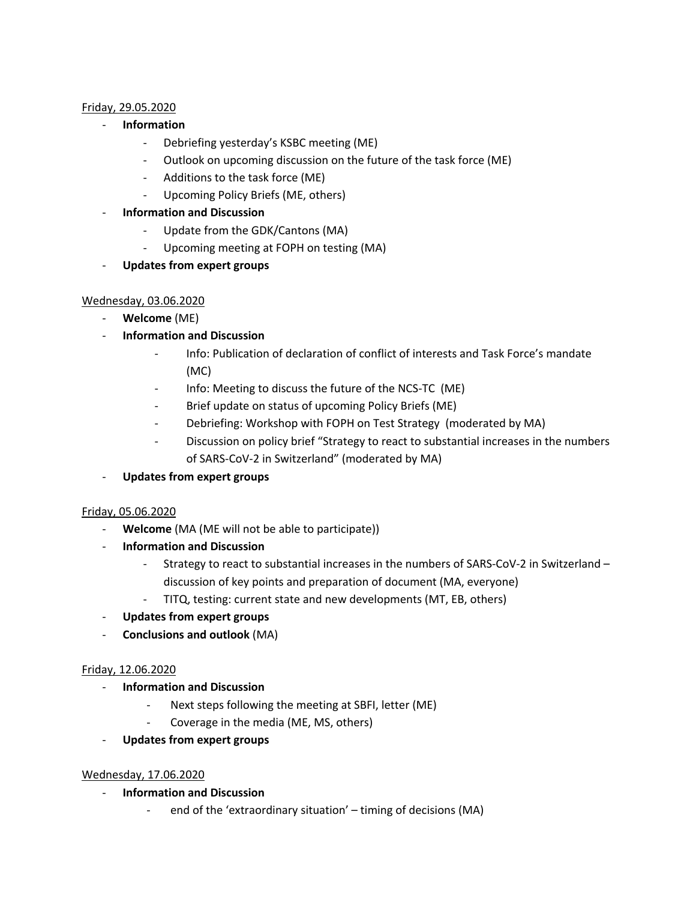Friday, 29.05.2020

- **Information**
    - Debriefing yesterday's KSBC meeting (ME)
    - Outlook on upcoming discussion on the future of the task force (ME)
    - Additions to the task force (ME)
    - Upcoming Policy Briefs (ME, others)
- **Information and Discussion**
    - Update from the GDK/Cantons (MA)
    - Upcoming meeting at FOPH on testing (MA)
- **Updates from expert groups**

Wednesday, 03.06.2020

- **Welcome** (ME)
- **Information and Discussion**
    - Info: Publication of declaration of conflict of interests and Task Force's mandate (MC)
    - Info: Meeting to discuss the future of the NCS-TC (ME)
    - Brief update on status of upcoming Policy Briefs (ME)
    - Debriefing: Workshop with FOPH on Test Strategy (moderated by MA)
    - Discussion on policy brief "Strategy to react to substantial increases in the numbers of SARS-CoV-2 in Switzerland" (moderated by MA)
- **Updates from expert groups**

Friday, 05.06.2020

- **Welcome** (MA (ME will not be able to participate))
- **Information and Discussion**
    - Strategy to react to substantial increases in the numbers of SARS-CoV-2 in Switzerland – discussion of key points and preparation of document (MA, everyone)
    - TITQ, testing: current state and new developments (MT, EB, others)
- **Updates from expert groups**
- **Conclusions and outlook** (MA)

Friday, 12.06.2020

- **Information and Discussion**
    - Next steps following the meeting at SBFI, letter (ME)
    - Coverage in the media (ME, MS, others)
- **Updates from expert groups**

Wednesday, 17.06.2020

- **Information and Discussion**
    - end of the 'extraordinary situation' – timing of decisions (MA)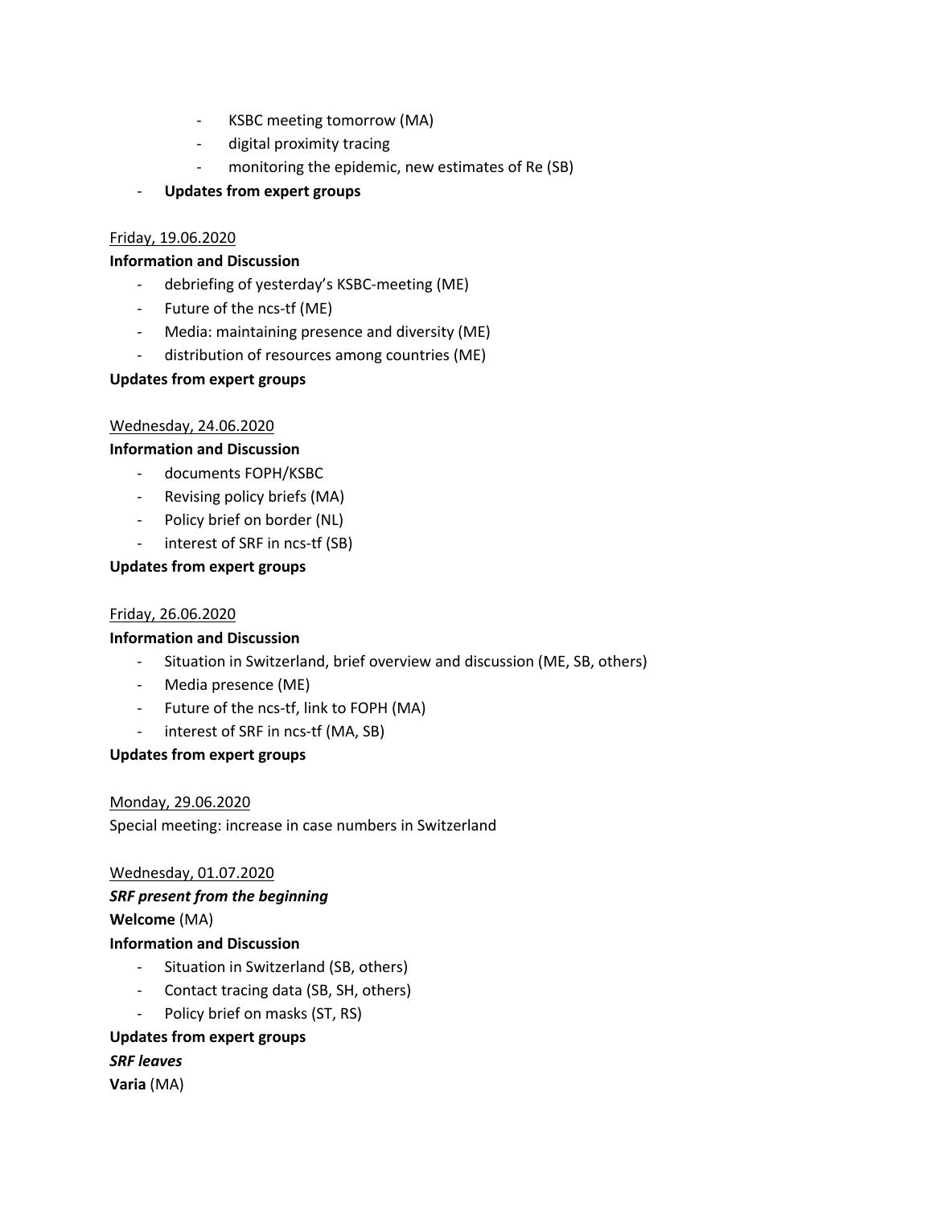- KSBC meeting tomorrow (MA)
    - digital proximity tracing
    - monitoring the epidemic, new estimates of Re (SB)
- **Updates from expert groups**

<u>Friday, 19.06.2020</u>

**Information and Discussion**

- debriefing of yesterday's KSBC-meeting (ME)
- Future of the ncs-tf (ME)
- Media: maintaining presence and diversity (ME)
- distribution of resources among countries (ME)

**Updates from expert groups**

<u>Wednesday, 24.06.2020</u>

**Information and Discussion**

- documents FOPH/KSBC
- Revising policy briefs (MA)
- Policy brief on border (NL)
- interest of SRF in ncs-tf (SB)

**Updates from expert groups**

<u>Friday, 26.06.2020</u>

**Information and Discussion**

- Situation in Switzerland, brief overview and discussion (ME, SB, others)
- Media presence (ME)
- Future of the ncs-tf, link to FOPH (MA)
- interest of SRF in ncs-tf (MA, SB)

**Updates from expert groups**

<u>Monday, 29.06.2020</u>

Special meeting: increase in case numbers in Switzerland

<u>Wednesday, 01.07.2020</u>

***SRF present from the beginning***

**Welcome** (MA)

**Information and Discussion**

- Situation in Switzerland (SB, others)
- Contact tracing data (SB, SH, others)
- Policy brief on masks (ST, RS)

**Updates from expert groups**

***SRF leaves***

**Varia** (MA)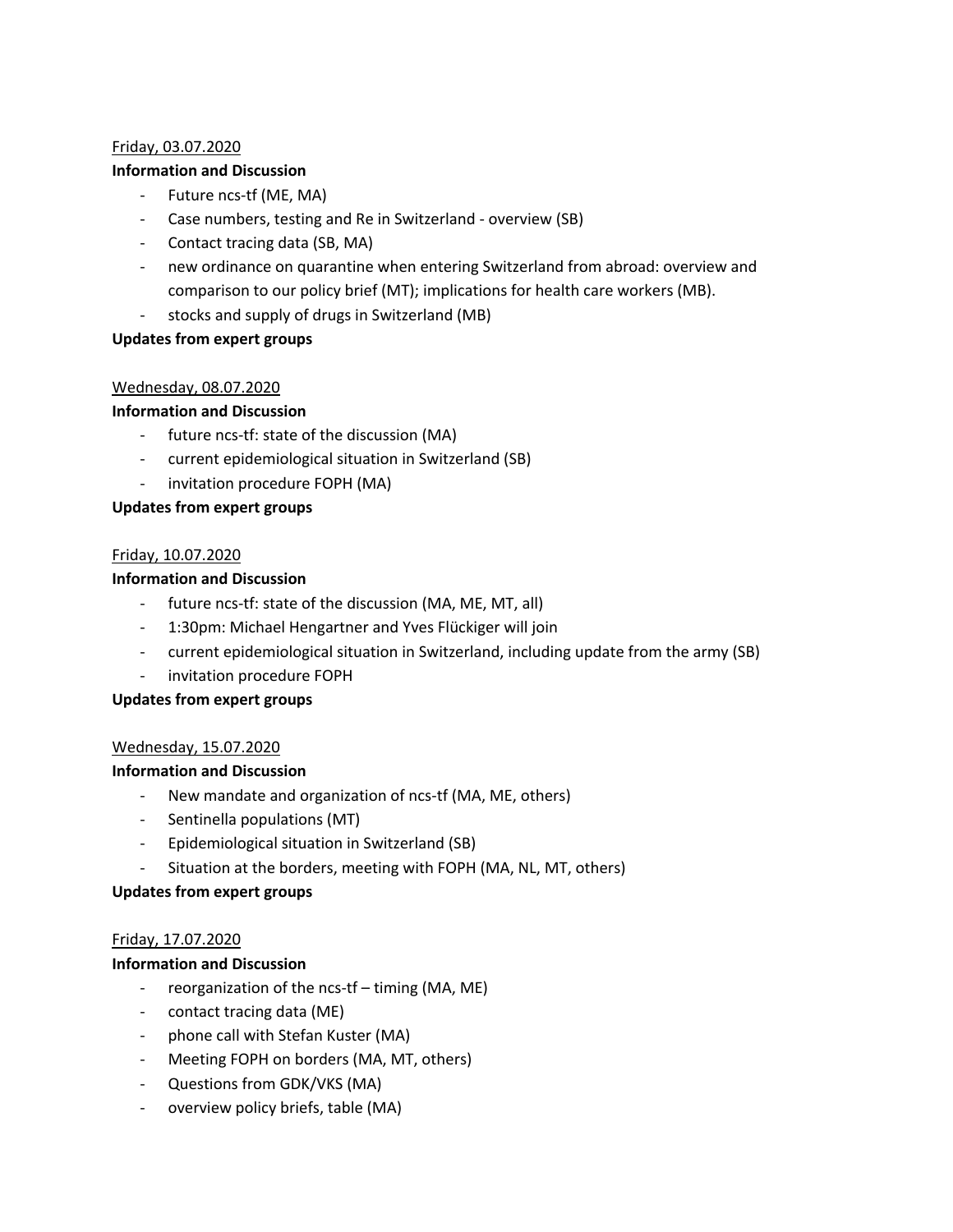<u>Friday, 03.07.2020</u>

**Information and Discussion**

- Future ncs-tf (ME, MA)
- Case numbers, testing and Re in Switzerland - overview (SB)
- Contact tracing data (SB, MA)
- new ordinance on quarantine when entering Switzerland from abroad: overview and comparison to our policy brief (MT); implications for health care workers (MB).
- stocks and supply of drugs in Switzerland (MB)

**Updates from expert groups**

<u>Wednesday, 08.07.2020</u>

**Information and Discussion**

- future ncs-tf: state of the discussion (MA)
- current epidemiological situation in Switzerland (SB)
- invitation procedure FOPH (MA)

**Updates from expert groups**

<u>Friday, 10.07.2020</u>

**Information and Discussion**

- future ncs-tf: state of the discussion (MA, ME, MT, all)
- 1:30pm: Michael Hengartner and Yves Flückiger will join
- current epidemiological situation in Switzerland, including update from the army (SB)
- invitation procedure FOPH

**Updates from expert groups**

<u>Wednesday, 15.07.2020</u>

**Information and Discussion**

- New mandate and organization of ncs-tf (MA, ME, others)
- Sentinella populations (MT)
- Epidemiological situation in Switzerland (SB)
- Situation at the borders, meeting with FOPH (MA, NL, MT, others)

**Updates from expert groups**

<u>Friday, 17.07.2020</u>

**Information and Discussion**

- reorganization of the ncs-tf – timing (MA, ME)
- contact tracing data (ME)
- phone call with Stefan Kuster (MA)
- Meeting FOPH on borders (MA, MT, others)
- Questions from GDK/VKS (MA)
- overview policy briefs, table (MA)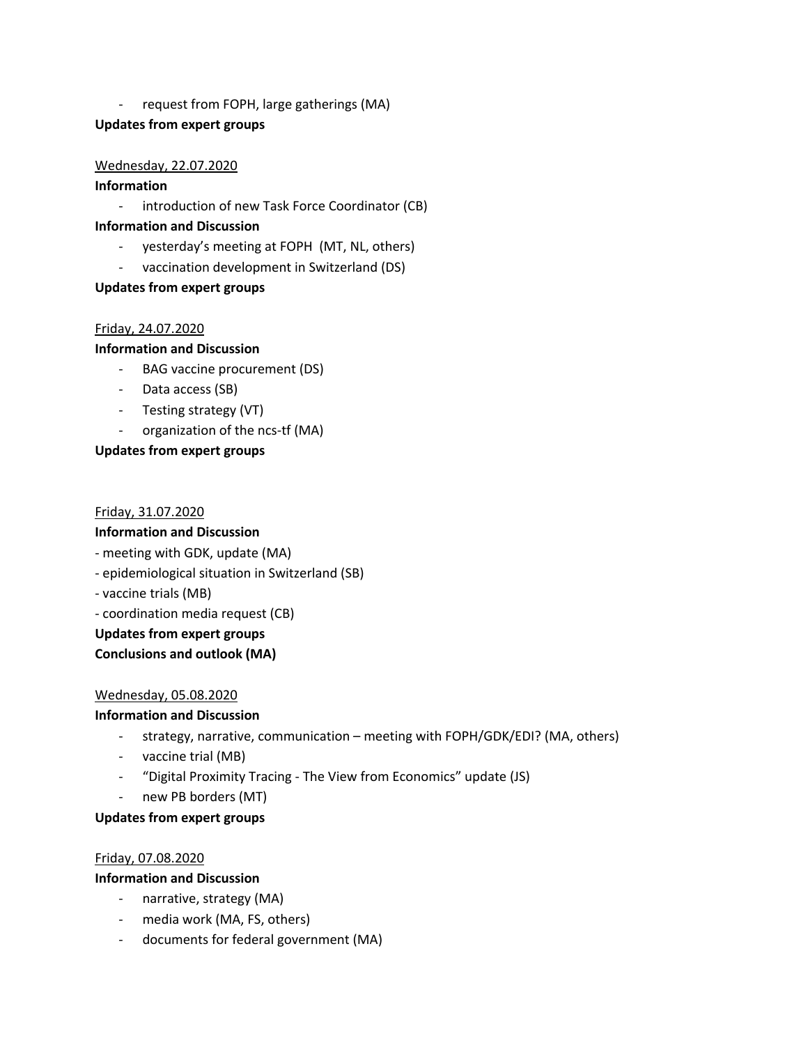- request from FOPH, large gatherings (MA)

**Updates from expert groups**

Wednesday, 22.07.2020

**Information**

- introduction of new Task Force Coordinator (CB)

**Information and Discussion**

- yesterday's meeting at FOPH (MT, NL, others)
- vaccination development in Switzerland (DS)

**Updates from expert groups**

Friday, 24.07.2020

**Information and Discussion**

- BAG vaccine procurement (DS)
- Data access (SB)
- Testing strategy (VT)
- organization of the ncs-tf (MA)

**Updates from expert groups**

Friday, 31.07.2020

**Information and Discussion**

- meeting with GDK, update (MA)
- epidemiological situation in Switzerland (SB)
- vaccine trials (MB)
- coordination media request (CB)

**Updates from expert groups**

**Conclusions and outlook (MA)**

Wednesday, 05.08.2020

**Information and Discussion**

- strategy, narrative, communication – meeting with FOPH/GDK/EDI? (MA, others)
- vaccine trial (MB)
- "Digital Proximity Tracing - The View from Economics" update (JS)
- new PB borders (MT)

**Updates from expert groups**

Friday, 07.08.2020

**Information and Discussion**

- narrative, strategy (MA)
- media work (MA, FS, others)
- documents for federal government (MA)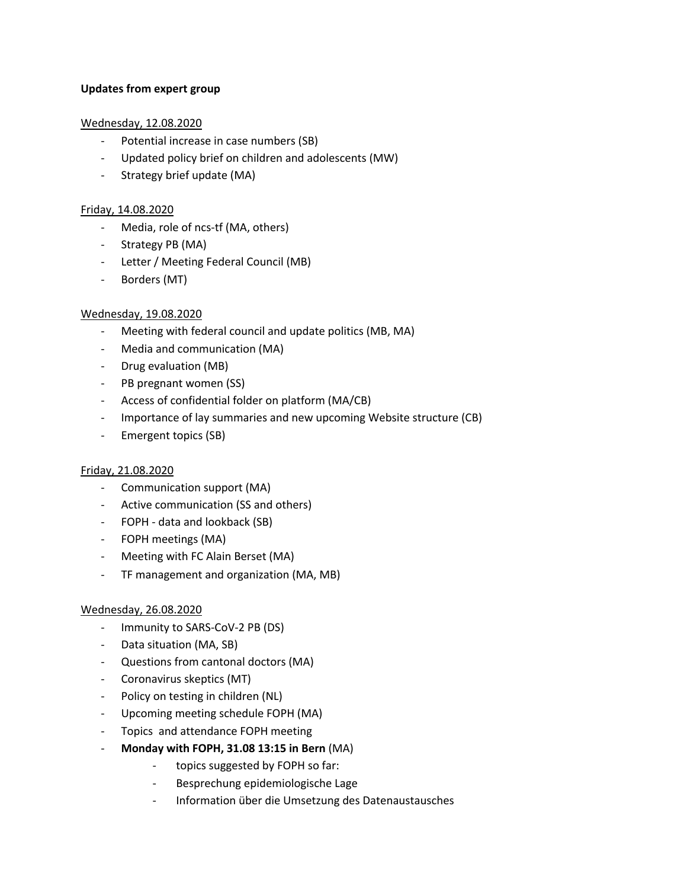**Updates from expert group**

<u>Wednesday, 12.08.2020</u>

- Potential increase in case numbers (SB)
- Updated policy brief on children and adolescents (MW)
- Strategy brief update (MA)

<u>Friday, 14.08.2020</u>

- Media, role of ncs-tf (MA, others)
- Strategy PB (MA)
- Letter / Meeting Federal Council (MB)
- Borders (MT)

<u>Wednesday, 19.08.2020</u>

- Meeting with federal council and update politics (MB, MA)
- Media and communication (MA)
- Drug evaluation (MB)
- PB pregnant women (SS)
- Access of confidential folder on platform (MA/CB)
- Importance of lay summaries and new upcoming Website structure (CB)
- Emergent topics (SB)

<u>Friday, 21.08.2020</u>

- Communication support (MA)
- Active communication (SS and others)
- FOPH - data and lookback (SB)
- FOPH meetings (MA)
- Meeting with FC Alain Berset (MA)
- TF management and organization (MA, MB)

<u>Wednesday, 26.08.2020</u>

- Immunity to SARS-CoV-2 PB (DS)
- Data situation (MA, SB)
- Questions from cantonal doctors (MA)
- Coronavirus skeptics (MT)
- Policy on testing in children (NL)
- Upcoming meeting schedule FOPH (MA)
- Topics and attendance FOPH meeting
- **Monday with FOPH, 31.08 13:15 in Bern** (MA)
    - topics suggested by FOPH so far:
    - Besprechung epidemiologische Lage
    - Information über die Umsetzung des Datenaustausches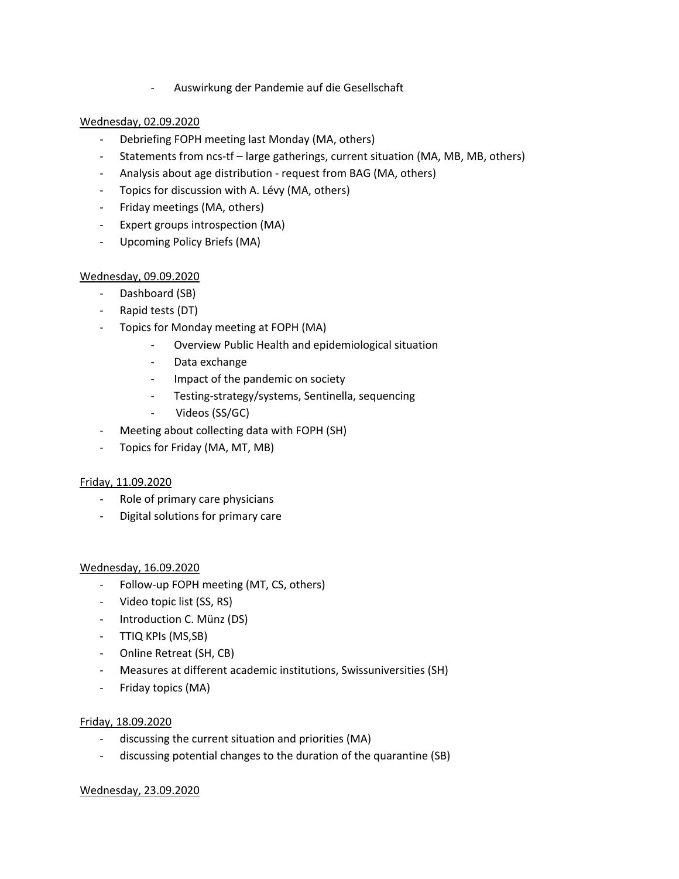- Auswirkung der Pandemie auf die Gesellschaft

<u>Wednesday, 02.09.2020</u>

- Debriefing FOPH meeting last Monday (MA, others)
- Statements from ncs-tf – large gatherings, current situation (MA, MB, MB, others)
- Analysis about age distribution - request from BAG (MA, others)
- Topics for discussion with A. Lévy (MA, others)
- Friday meetings (MA, others)
- Expert groups introspection (MA)
- Upcoming Policy Briefs (MA)

<u>Wednesday, 09.09.2020</u>

- Dashboard (SB)
- Rapid tests (DT)
- Topics for Monday meeting at FOPH (MA)
    - Overview Public Health and epidemiological situation
    - Data exchange
    - Impact of the pandemic on society
    - Testing-strategy/systems, Sentinella, sequencing
    - Videos (SS/GC)
- Meeting about collecting data with FOPH (SH)
- Topics for Friday (MA, MT, MB)

<u>Friday, 11.09.2020</u>

- Role of primary care physicians
- Digital solutions for primary care

<u>Wednesday, 16.09.2020</u>

- Follow-up FOPH meeting (MT, CS, others)
- Video topic list (SS, RS)
- Introduction C. Münz (DS)
- TTIQ KPIs (MS,SB)
- Online Retreat (SH, CB)
- Measures at different academic institutions, Swissuniversities (SH)
- Friday topics (MA)

<u>Friday, 18.09.2020</u>

- discussing the current situation and priorities (MA)
- discussing potential changes to the duration of the quarantine (SB)

<u>Wednesday, 23.09.2020</u>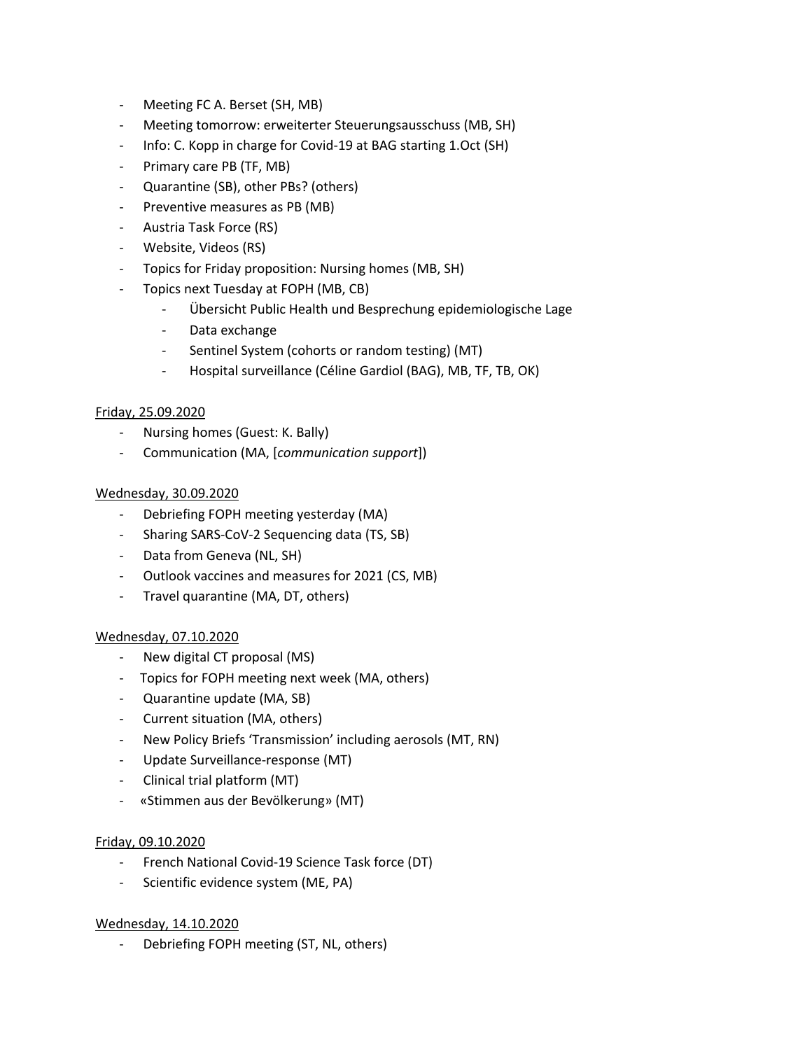- Meeting FC A. Berset (SH, MB)
- Meeting tomorrow: erweiterter Steuerungsausschuss (MB, SH)
- Info: C. Kopp in charge for Covid-19 at BAG starting 1.Oct (SH)
- Primary care PB (TF, MB)
- Quarantine (SB), other PBs? (others)
- Preventive measures as PB (MB)
- Austria Task Force (RS)
- Website, Videos (RS)
- Topics for Friday proposition: Nursing homes (MB, SH)
- Topics next Tuesday at FOPH (MB, CB)
    - Übersicht Public Health und Besprechung epidemiologische Lage
    - Data exchange
    - Sentinel System (cohorts or random testing) (MT)
    - Hospital surveillance (Céline Gardiol (BAG), MB, TF, TB, OK)

<u>Friday, 25.09.2020</u>

- Nursing homes (Guest: K. Bally)
- Communication (MA, [*communication support*])

<u>Wednesday, 30.09.2020</u>

- Debriefing FOPH meeting yesterday (MA)
- Sharing SARS-CoV-2 Sequencing data (TS, SB)
- Data from Geneva (NL, SH)
- Outlook vaccines and measures for 2021 (CS, MB)
- Travel quarantine (MA, DT, others)

<u>Wednesday, 07.10.2020</u>

- New digital CT proposal (MS)
- Topics for FOPH meeting next week (MA, others)
- Quarantine update (MA, SB)
- Current situation (MA, others)
- New Policy Briefs 'Transmission' including aerosols (MT, RN)
- Update Surveillance-response (MT)
- Clinical trial platform (MT)
- «Stimmen aus der Bevölkerung» (MT)

<u>Friday, 09.10.2020</u>

- French National Covid-19 Science Task force (DT)
- Scientific evidence system (ME, PA)

<u>Wednesday, 14.10.2020</u>

- Debriefing FOPH meeting (ST, NL, others)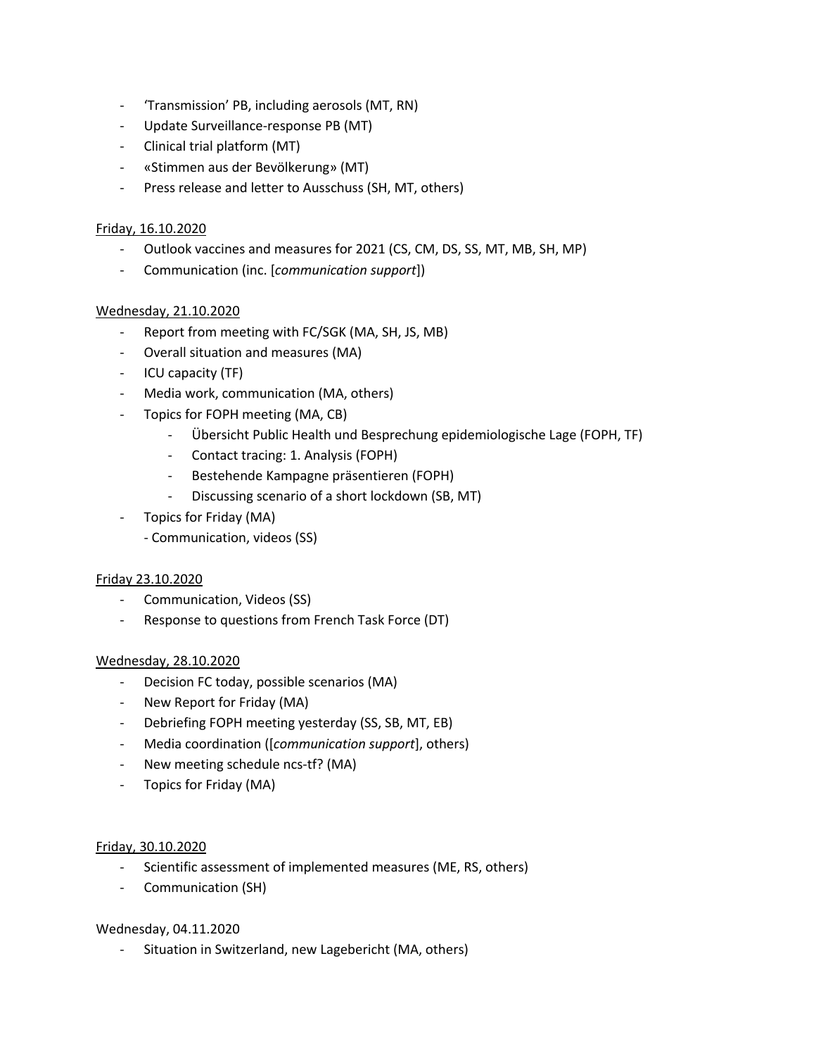- 'Transmission' PB, including aerosols (MT, RN)
- Update Surveillance-response PB (MT)
- Clinical trial platform (MT)
- «Stimmen aus der Bevölkerung» (MT)
- Press release and letter to Ausschuss (SH, MT, others)

<u>Friday, 16.10.2020</u>

- Outlook vaccines and measures for 2021 (CS, CM, DS, SS, MT, MB, SH, MP)
- Communication (inc. [*communication support*])

<u>Wednesday, 21.10.2020</u>

- Report from meeting with FC/SGK (MA, SH, JS, MB)
- Overall situation and measures (MA)
- ICU capacity (TF)
- Media work, communication (MA, others)
- Topics for FOPH meeting (MA, CB)
    - Übersicht Public Health und Besprechung epidemiologische Lage (FOPH, TF)
    - Contact tracing: 1. Analysis (FOPH)
    - Bestehende Kampagne präsentieren (FOPH)
    - Discussing scenario of a short lockdown (SB, MT)
- Topics for Friday (MA)
    - Communication, videos (SS)

<u>Friday 23.10.2020</u>

- Communication, Videos (SS)
- Response to questions from French Task Force (DT)

<u>Wednesday, 28.10.2020</u>

- Decision FC today, possible scenarios (MA)
- New Report for Friday (MA)
- Debriefing FOPH meeting yesterday (SS, SB, MT, EB)
- Media coordination ([*communication support*], others)
- New meeting schedule ncs-tf? (MA)
- Topics for Friday (MA)

<u>Friday, 30.10.2020</u>

- Scientific assessment of implemented measures (ME, RS, others)
- Communication (SH)

Wednesday, 04.11.2020

- Situation in Switzerland, new Lagebericht (MA, others)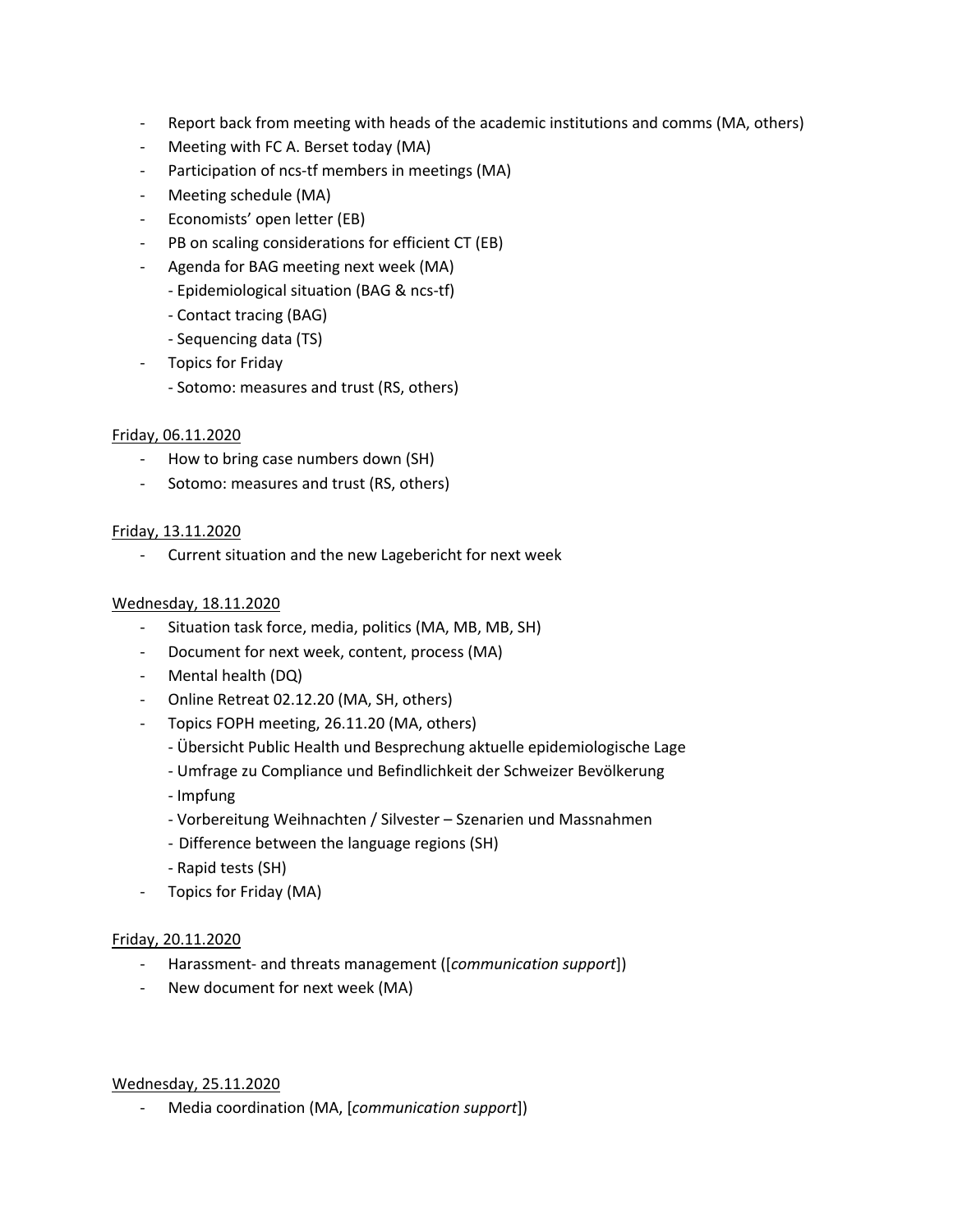- Report back from meeting with heads of the academic institutions and comms (MA, others)
- Meeting with FC A. Berset today (MA)
- Participation of ncs-tf members in meetings (MA)
- Meeting schedule (MA)
- Economists' open letter (EB)
- PB on scaling considerations for efficient CT (EB)
- Agenda for BAG meeting next week (MA)
  - Epidemiological situation (BAG & ncs-tf)
  - Contact tracing (BAG)
  - Sequencing data (TS)
- Topics for Friday
  - Sotomo: measures and trust (RS, others)

<u>Friday, 06.11.2020</u>

- How to bring case numbers down (SH)
- Sotomo: measures and trust (RS, others)

<u>Friday, 13.11.2020</u>

- Current situation and the new Lagebericht for next week

<u>Wednesday, 18.11.2020</u>

- Situation task force, media, politics (MA, MB, MB, SH)
- Document for next week, content, process (MA)
- Mental health (DQ)
- Online Retreat 02.12.20 (MA, SH, others)
- Topics FOPH meeting, 26.11.20 (MA, others)
  - Übersicht Public Health und Besprechung aktuelle epidemiologische Lage
  - Umfrage zu Compliance und Befindlichkeit der Schweizer Bevölkerung
  - Impfung
  - Vorbereitung Weihnachten / Silvester – Szenarien und Massnahmen
  - Difference between the language regions (SH)
  - Rapid tests (SH)
- Topics for Friday (MA)

<u>Friday, 20.11.2020</u>

- Harassment- and threats management ([*communication support*])
- New document for next week (MA)

<u>Wednesday, 25.11.2020</u>

- Media coordination (MA, [*communication support*])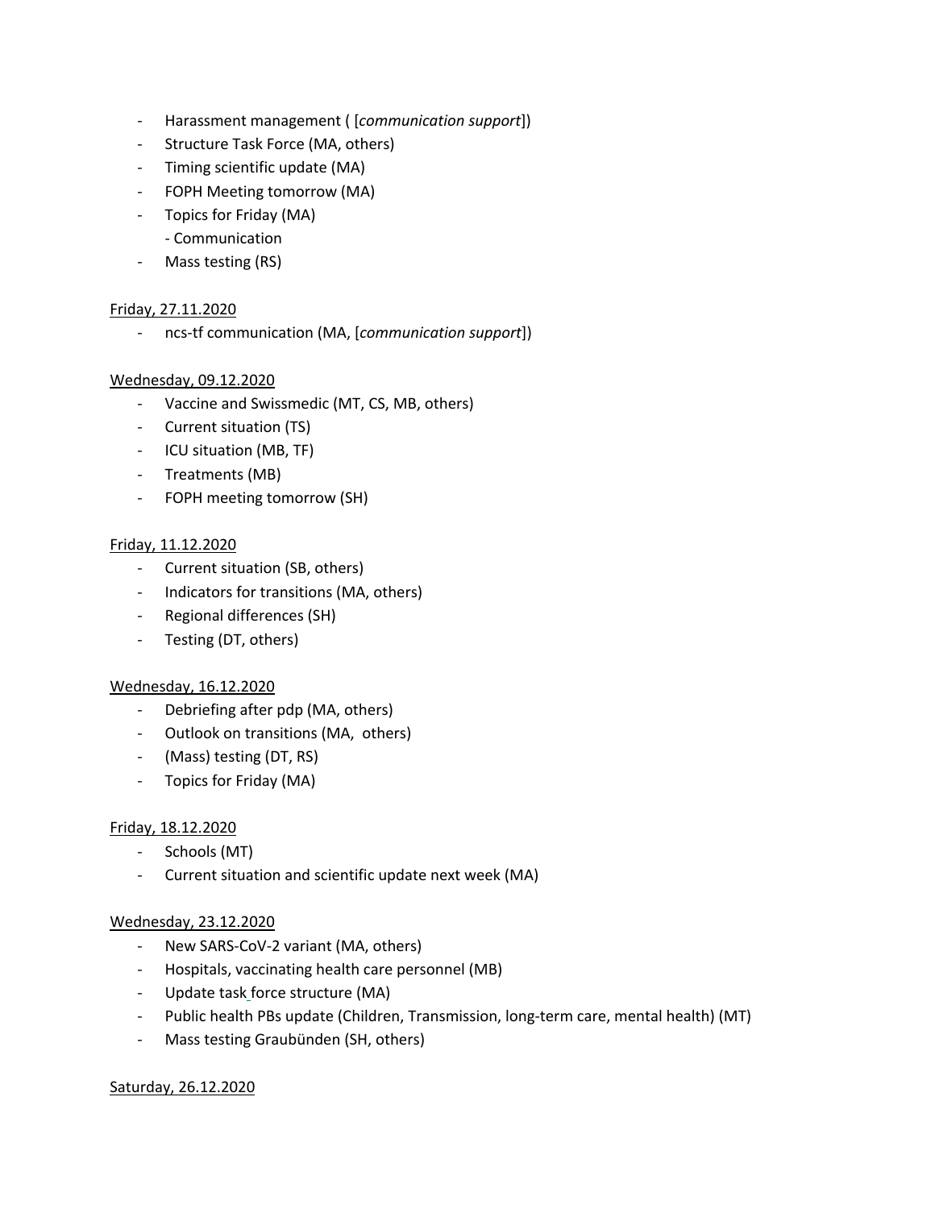- Harassment management ( [*communication support*])
- Structure Task Force (MA, others)
- Timing scientific update (MA)
- FOPH Meeting tomorrow (MA)
- Topics for Friday (MA)
    - Communication
- Mass testing (RS)

<u>Friday, 27.11.2020</u>

- ncs-tf communication (MA, [*communication support*])

<u>Wednesday, 09.12.2020</u>

- Vaccine and Swissmedic (MT, CS, MB, others)
- Current situation (TS)
- ICU situation (MB, TF)
- Treatments (MB)
- FOPH meeting tomorrow (SH)

<u>Friday, 11.12.2020</u>

- Current situation (SB, others)
- Indicators for transitions (MA, others)
- Regional differences (SH)
- Testing (DT, others)

<u>Wednesday, 16.12.2020</u>

- Debriefing after pdp (MA, others)
- Outlook on transitions (MA, others)
- (Mass) testing (DT, RS)
- Topics for Friday (MA)

<u>Friday, 18.12.2020</u>

- Schools (MT)
- Current situation and scientific update next week (MA)

<u>Wednesday, 23.12.2020</u>

- New SARS-CoV-2 variant (MA, others)
- Hospitals, vaccinating health care personnel (MB)
- Update task force structure (MA)
- Public health PBs update (Children, Transmission, long-term care, mental health) (MT)
- Mass testing Graubünden (SH, others)

<u>Saturday, 26.12.2020</u>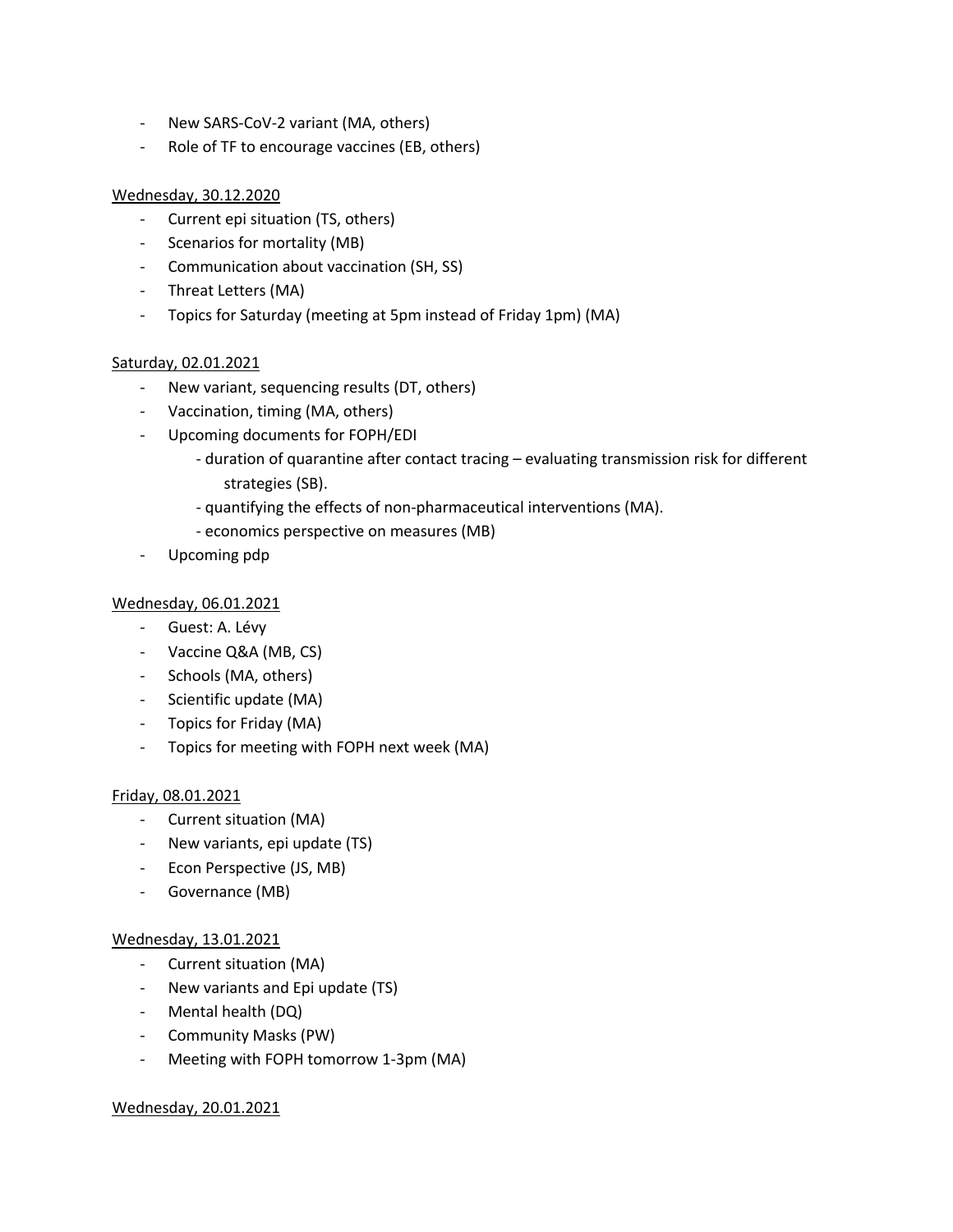- New SARS-CoV-2 variant (MA, others)
- Role of TF to encourage vaccines (EB, others)

<u>Wednesday, 30.12.2020</u>

- Current epi situation (TS, others)
- Scenarios for mortality (MB)
- Communication about vaccination (SH, SS)
- Threat Letters (MA)
- Topics for Saturday (meeting at 5pm instead of Friday 1pm) (MA)

<u>Saturday, 02.01.2021</u>

- New variant, sequencing results (DT, others)
- Vaccination, timing (MA, others)
- Upcoming documents for FOPH/EDI
    - duration of quarantine after contact tracing – evaluating transmission risk for different strategies (SB).
    - quantifying the effects of non-pharmaceutical interventions (MA).
    - economics perspective on measures (MB)
- Upcoming pdp

<u>Wednesday, 06.01.2021</u>

- Guest: A. Lévy
- Vaccine Q&A (MB, CS)
- Schools (MA, others)
- Scientific update (MA)
- Topics for Friday (MA)
- Topics for meeting with FOPH next week (MA)

<u>Friday, 08.01.2021</u>

- Current situation (MA)
- New variants, epi update (TS)
- Econ Perspective (JS, MB)
- Governance (MB)

<u>Wednesday, 13.01.2021</u>

- Current situation (MA)
- New variants and Epi update (TS)
- Mental health (DQ)
- Community Masks (PW)
- Meeting with FOPH tomorrow 1-3pm (MA)

<u>Wednesday, 20.01.2021</u>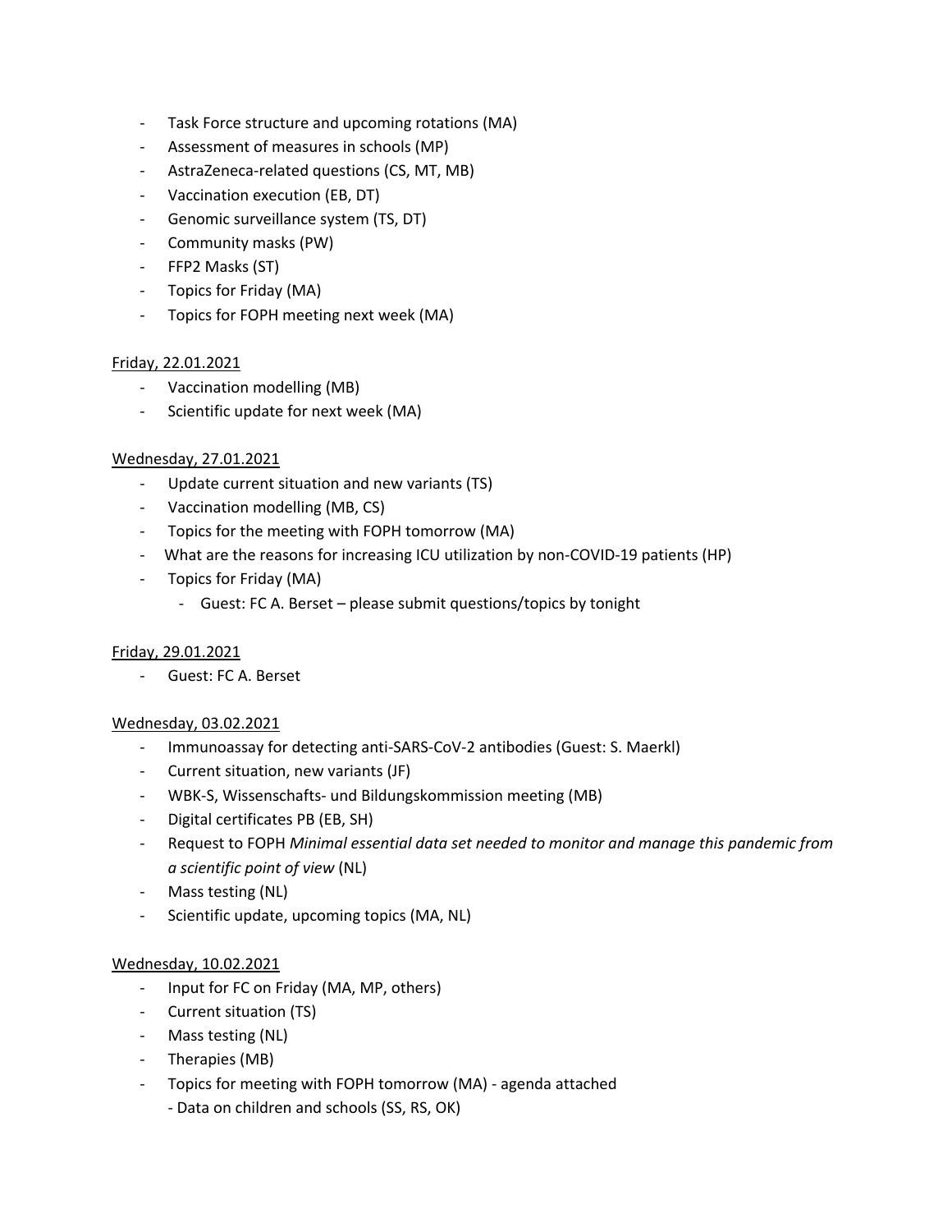- Task Force structure and upcoming rotations (MA)
- Assessment of measures in schools (MP)
- AstraZeneca-related questions (CS, MT, MB)
- Vaccination execution (EB, DT)
- Genomic surveillance system (TS, DT)
- Community masks (PW)
- FFP2 Masks (ST)
- Topics for Friday (MA)
- Topics for FOPH meeting next week (MA)

<u>Friday, 22.01.2021</u>

- Vaccination modelling (MB)
- Scientific update for next week (MA)

<u>Wednesday, 27.01.2021</u>

- Update current situation and new variants (TS)
- Vaccination modelling (MB, CS)
- Topics for the meeting with FOPH tomorrow (MA)
- What are the reasons for increasing ICU utilization by non-COVID-19 patients (HP)
- Topics for Friday (MA)
  - Guest: FC A. Berset – please submit questions/topics by tonight

<u>Friday, 29.01.2021</u>

- Guest: FC A. Berset

<u>Wednesday, 03.02.2021</u>

- Immunoassay for detecting anti-SARS-CoV-2 antibodies (Guest: S. Maerkl)
- Current situation, new variants (JF)
- WBK-S, Wissenschafts- und Bildungskommission meeting (MB)
- Digital certificates PB (EB, SH)
- Request to FOPH *Minimal essential data set needed to monitor and manage this pandemic from a scientific point of view* (NL)
- Mass testing (NL)
- Scientific update, upcoming topics (MA, NL)

<u>Wednesday, 10.02.2021</u>

- Input for FC on Friday (MA, MP, others)
- Current situation (TS)
- Mass testing (NL)
- Therapies (MB)
- Topics for meeting with FOPH tomorrow (MA) - agenda attached
  - Data on children and schools (SS, RS, OK)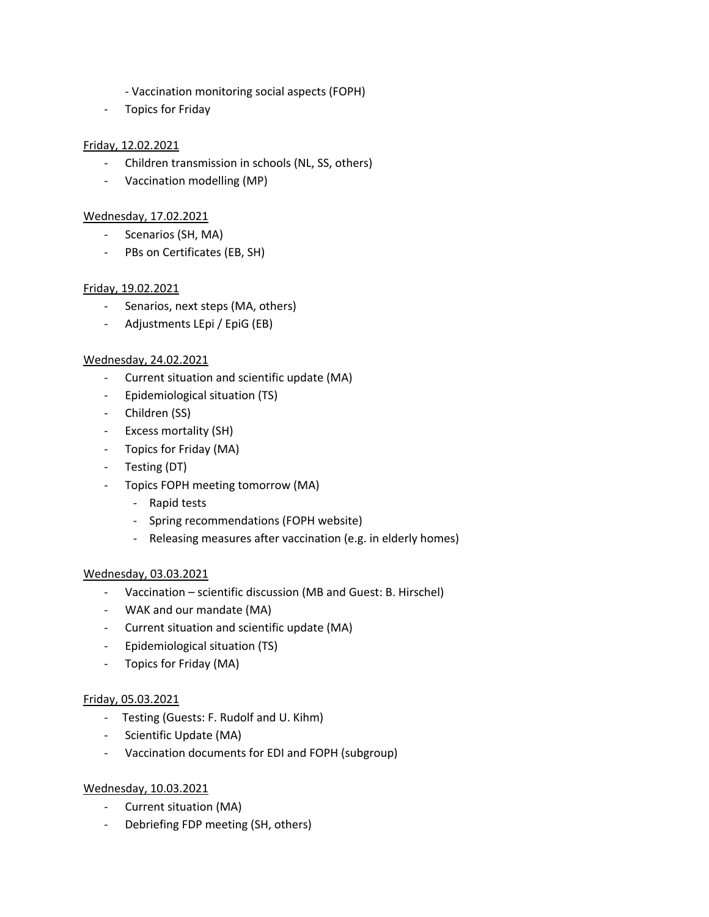- Vaccination monitoring social aspects (FOPH)
- Topics for Friday

Friday, 12.02.2021

- Children transmission in schools (NL, SS, others)
- Vaccination modelling (MP)

Wednesday, 17.02.2021

- Scenarios (SH, MA)
- PBs on Certificates (EB, SH)

Friday, 19.02.2021

- Senarios, next steps (MA, others)
- Adjustments LEpi / EpiG (EB)

Wednesday, 24.02.2021

- Current situation and scientific update (MA)
- Epidemiological situation (TS)
- Children (SS)
- Excess mortality (SH)
- Topics for Friday (MA)
- Testing (DT)
- Topics FOPH meeting tomorrow (MA)
  - Rapid tests
  - Spring recommendations (FOPH website)
  - Releasing measures after vaccination (e.g. in elderly homes)

Wednesday, 03.03.2021

- Vaccination – scientific discussion (MB and Guest: B. Hirschel)
- WAK and our mandate (MA)
- Current situation and scientific update (MA)
- Epidemiological situation (TS)
- Topics for Friday (MA)

Friday, 05.03.2021

- Testing (Guests: F. Rudolf and U. Kihm)
- Scientific Update (MA)
- Vaccination documents for EDI and FOPH (subgroup)

Wednesday, 10.03.2021

- Current situation (MA)
- Debriefing FDP meeting (SH, others)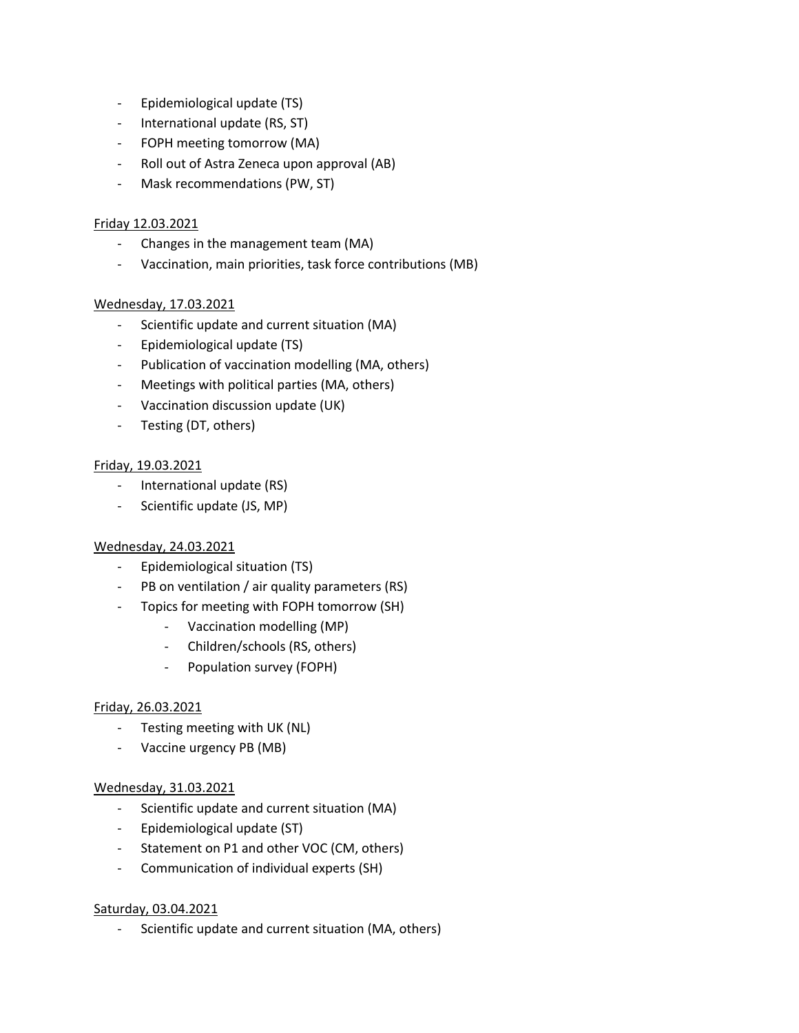- Epidemiological update (TS)
- International update (RS, ST)
- FOPH meeting tomorrow (MA)
- Roll out of Astra Zeneca upon approval (AB)
- Mask recommendations (PW, ST)

<u>Friday 12.03.2021</u>

- Changes in the management team (MA)
- Vaccination, main priorities, task force contributions (MB)

<u>Wednesday, 17.03.2021</u>

- Scientific update and current situation (MA)
- Epidemiological update (TS)
- Publication of vaccination modelling (MA, others)
- Meetings with political parties (MA, others)
- Vaccination discussion update (UK)
- Testing (DT, others)

<u>Friday, 19.03.2021</u>

- International update (RS)
- Scientific update (JS, MP)

<u>Wednesday, 24.03.2021</u>

- Epidemiological situation (TS)
- PB on ventilation / air quality parameters (RS)
- Topics for meeting with FOPH tomorrow (SH)
    - Vaccination modelling (MP)
    - Children/schools (RS, others)
    - Population survey (FOPH)

<u>Friday, 26.03.2021</u>

- Testing meeting with UK (NL)
- Vaccine urgency PB (MB)

<u>Wednesday, 31.03.2021</u>

- Scientific update and current situation (MA)
- Epidemiological update (ST)
- Statement on P1 and other VOC (CM, others)
- Communication of individual experts (SH)

<u>Saturday, 03.04.2021</u>

- Scientific update and current situation (MA, others)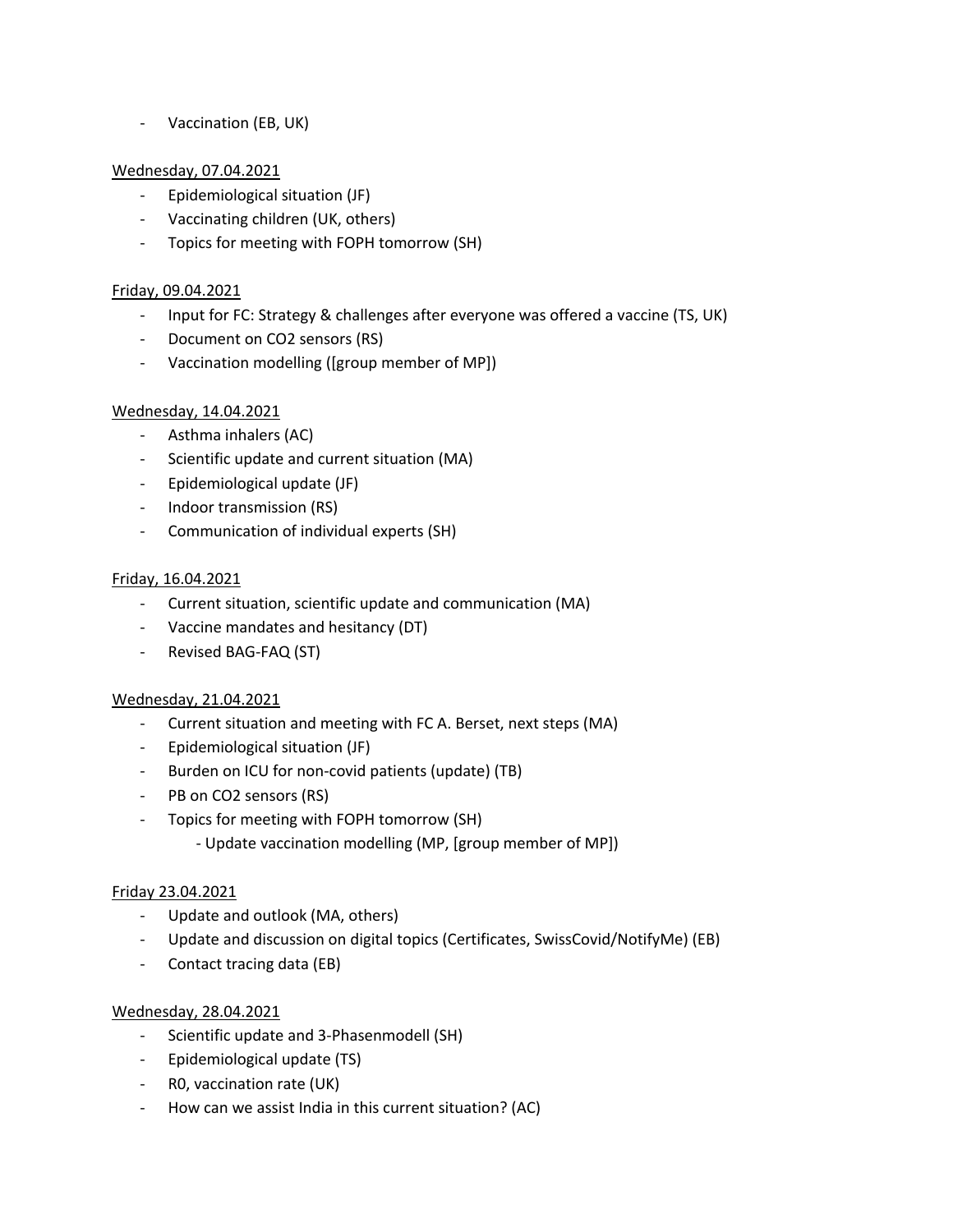- Vaccination (EB, UK)

<u>Wednesday, 07.04.2021</u>

- Epidemiological situation (JF)
- Vaccinating children (UK, others)
- Topics for meeting with FOPH tomorrow (SH)

<u>Friday, 09.04.2021</u>

- Input for FC: Strategy & challenges after everyone was offered a vaccine (TS, UK)
- Document on $CO_2$ sensors (RS)
- Vaccination modelling ([group member of MP])

<u>Wednesday, 14.04.2021</u>

- Asthma inhalers (AC)
- Scientific update and current situation (MA)
- Epidemiological update (JF)
- Indoor transmission (RS)
- Communication of individual experts (SH)

<u>Friday, 16.04.2021</u>

- Current situation, scientific update and communication (MA)
- Vaccine mandates and hesitancy (DT)
- Revised BAG-FAQ (ST)

<u>Wednesday, 21.04.2021</u>

- Current situation and meeting with FC A. Berset, next steps (MA)
- Epidemiological situation (JF)
- Burden on ICU for non-covid patients (update) (TB)
- PB on $CO_2$ sensors (RS)
- Topics for meeting with FOPH tomorrow (SH)
  - Update vaccination modelling (MP, [group member of MP])

<u>Friday 23.04.2021</u>

- Update and outlook (MA, others)
- Update and discussion on digital topics (Certificates, SwissCovid/NotifyMe) (EB)
- Contact tracing data (EB)

<u>Wednesday, 28.04.2021</u>

- Scientific update and 3-Phasenmodell (SH)
- Epidemiological update (TS)
- $R_0$, vaccination rate (UK)
- How can we assist India in this current situation? (AC)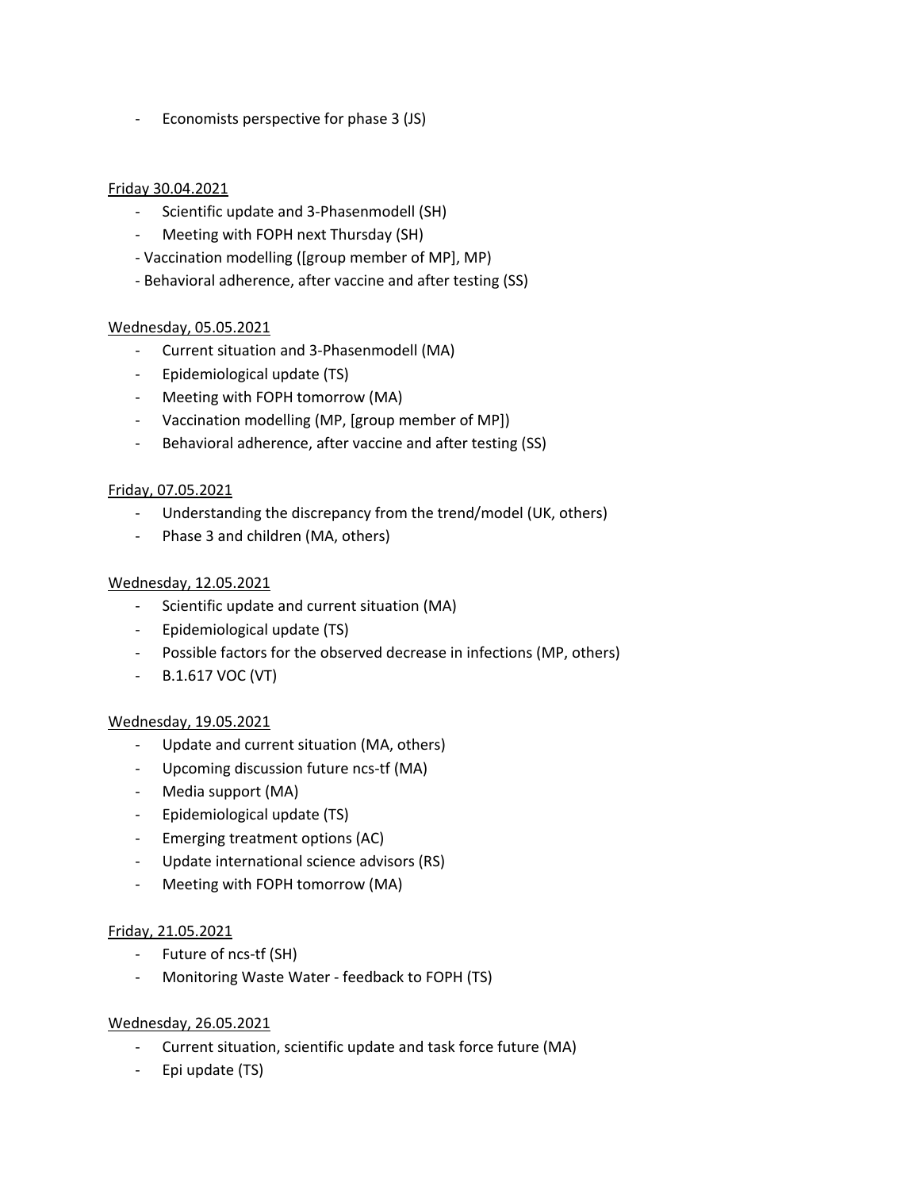- Economists perspective for phase 3 (JS)

Friday 30.04.2021

- Scientific update and 3-Phasenmodell (SH)
- Meeting with FOPH next Thursday (SH)
- Vaccination modelling ([group member of MP], MP)
- Behavioral adherence, after vaccine and after testing (SS)

Wednesday, 05.05.2021

- Current situation and 3-Phasenmodell (MA)
- Epidemiological update (TS)
- Meeting with FOPH tomorrow (MA)
- Vaccination modelling (MP, [group member of MP])
- Behavioral adherence, after vaccine and after testing (SS)

Friday, 07.05.2021

- Understanding the discrepancy from the trend/model (UK, others)
- Phase 3 and children (MA, others)

Wednesday, 12.05.2021

- Scientific update and current situation (MA)
- Epidemiological update (TS)
- Possible factors for the observed decrease in infections (MP, others)
- B.1.617 VOC (VT)

Wednesday, 19.05.2021

- Update and current situation (MA, others)
- Upcoming discussion future ncs-tf (MA)
- Media support (MA)
- Epidemiological update (TS)
- Emerging treatment options (AC)
- Update international science advisors (RS)
- Meeting with FOPH tomorrow (MA)

Friday, 21.05.2021

- Future of ncs-tf (SH)
- Monitoring Waste Water - feedback to FOPH (TS)

Wednesday, 26.05.2021

- Current situation, scientific update and task force future (MA)
- Epi update (TS)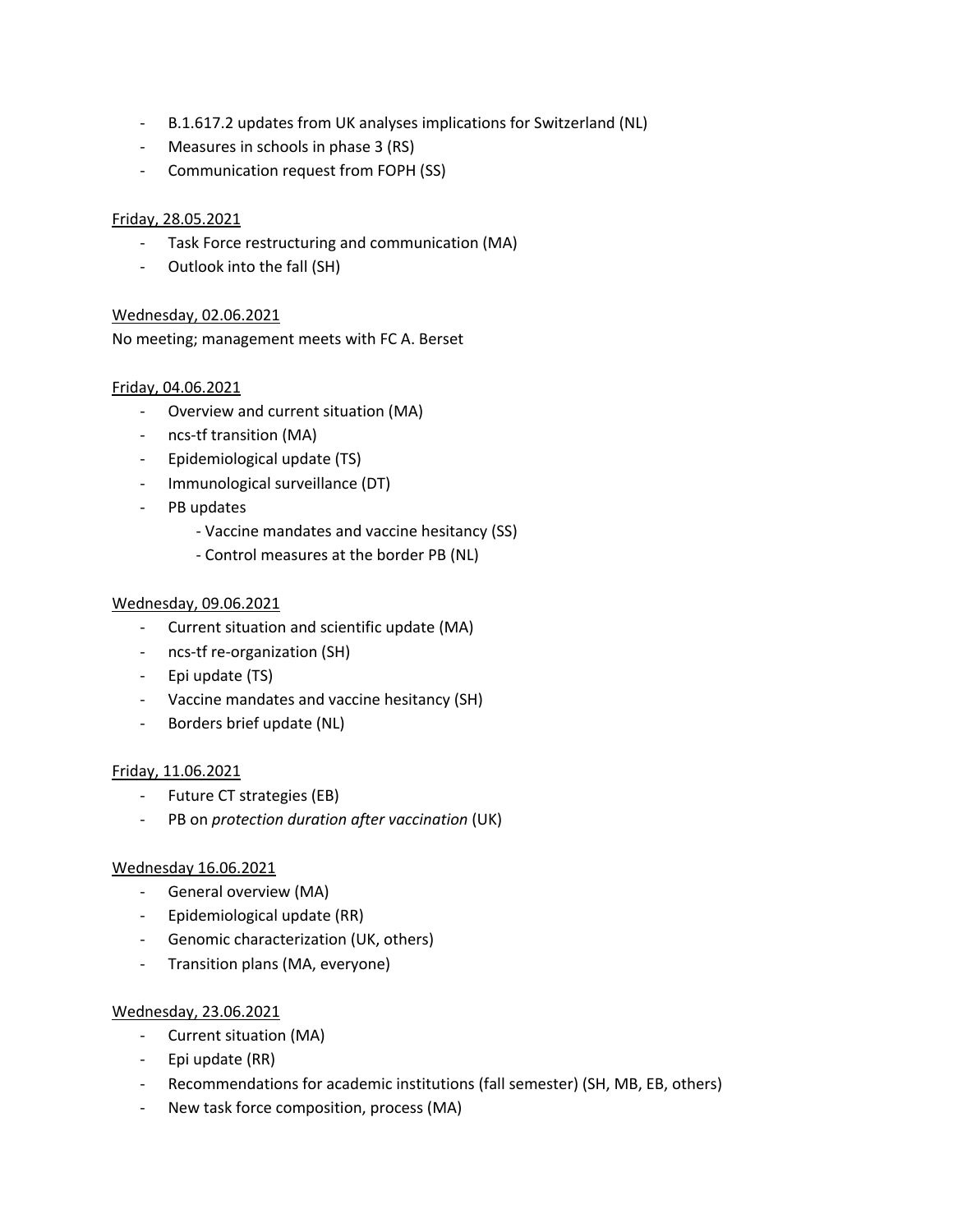- B.1.617.2 updates from UK analyses implications for Switzerland (NL)
- Measures in schools in phase 3 (RS)
- Communication request from FOPH (SS)

Friday, 28.05.2021

- Task Force restructuring and communication (MA)
- Outlook into the fall (SH)

Wednesday, 02.06.2021

No meeting; management meets with FC A. Berset

Friday, 04.06.2021

- Overview and current situation (MA)
- ncs-tf transition (MA)
- Epidemiological update (TS)
- Immunological surveillance (DT)
- PB updates
  - Vaccine mandates and vaccine hesitancy (SS)
  - Control measures at the border PB (NL)

Wednesday, 09.06.2021

- Current situation and scientific update (MA)
- ncs-tf re-organization (SH)
- Epi update (TS)
- Vaccine mandates and vaccine hesitancy (SH)
- Borders brief update (NL)

Friday, 11.06.2021

- Future CT strategies (EB)
- PB on *protection duration after vaccination* (UK)

Wednesday 16.06.2021

- General overview (MA)
- Epidemiological update (RR)
- Genomic characterization (UK, others)
- Transition plans (MA, everyone)

Wednesday, 23.06.2021

- Current situation (MA)
- Epi update (RR)
- Recommendations for academic institutions (fall semester) (SH, MB, EB, others)
- New task force composition, process (MA)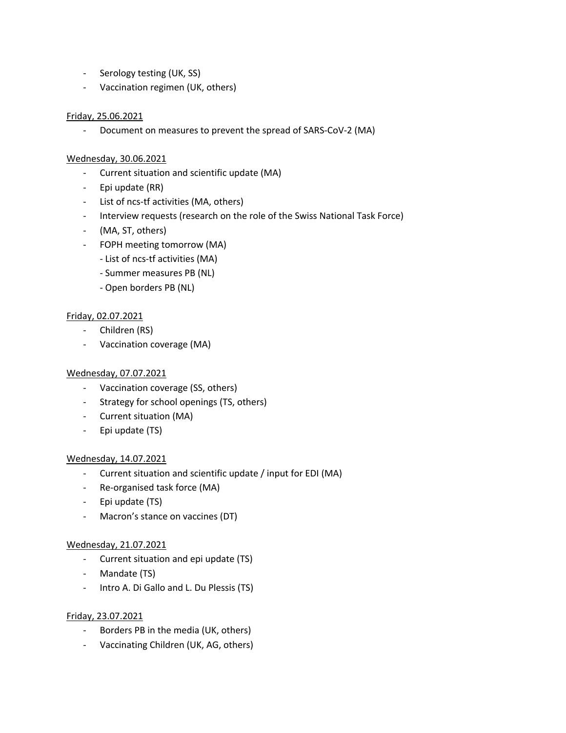- Serology testing (UK, SS)
- Vaccination regimen (UK, others)

<u>Friday, 25.06.2021</u>

- Document on measures to prevent the spread of SARS-CoV-2 (MA)

<u>Wednesday, 30.06.2021</u>

- Current situation and scientific update (MA)
- Epi update (RR)
- List of ncs-tf activities (MA, others)
- Interview requests (research on the role of the Swiss National Task Force)
- (MA, ST, others)
- FOPH meeting tomorrow (MA)
  - List of ncs-tf activities (MA)
  - Summer measures PB (NL)
  - Open borders PB (NL)

<u>Friday, 02.07.2021</u>

- Children (RS)
- Vaccination coverage (MA)

<u>Wednesday, 07.07.2021</u>

- Vaccination coverage (SS, others)
- Strategy for school openings (TS, others)
- Current situation (MA)
- Epi update (TS)

<u>Wednesday, 14.07.2021</u>

- Current situation and scientific update / input for EDI (MA)
- Re-organised task force (MA)
- Epi update (TS)
- Macron's stance on vaccines (DT)

<u>Wednesday, 21.07.2021</u>

- Current situation and epi update (TS)
- Mandate (TS)
- Intro A. Di Gallo and L. Du Plessis (TS)

<u>Friday, 23.07.2021</u>

- Borders PB in the media (UK, others)
- Vaccinating Children (UK, AG, others)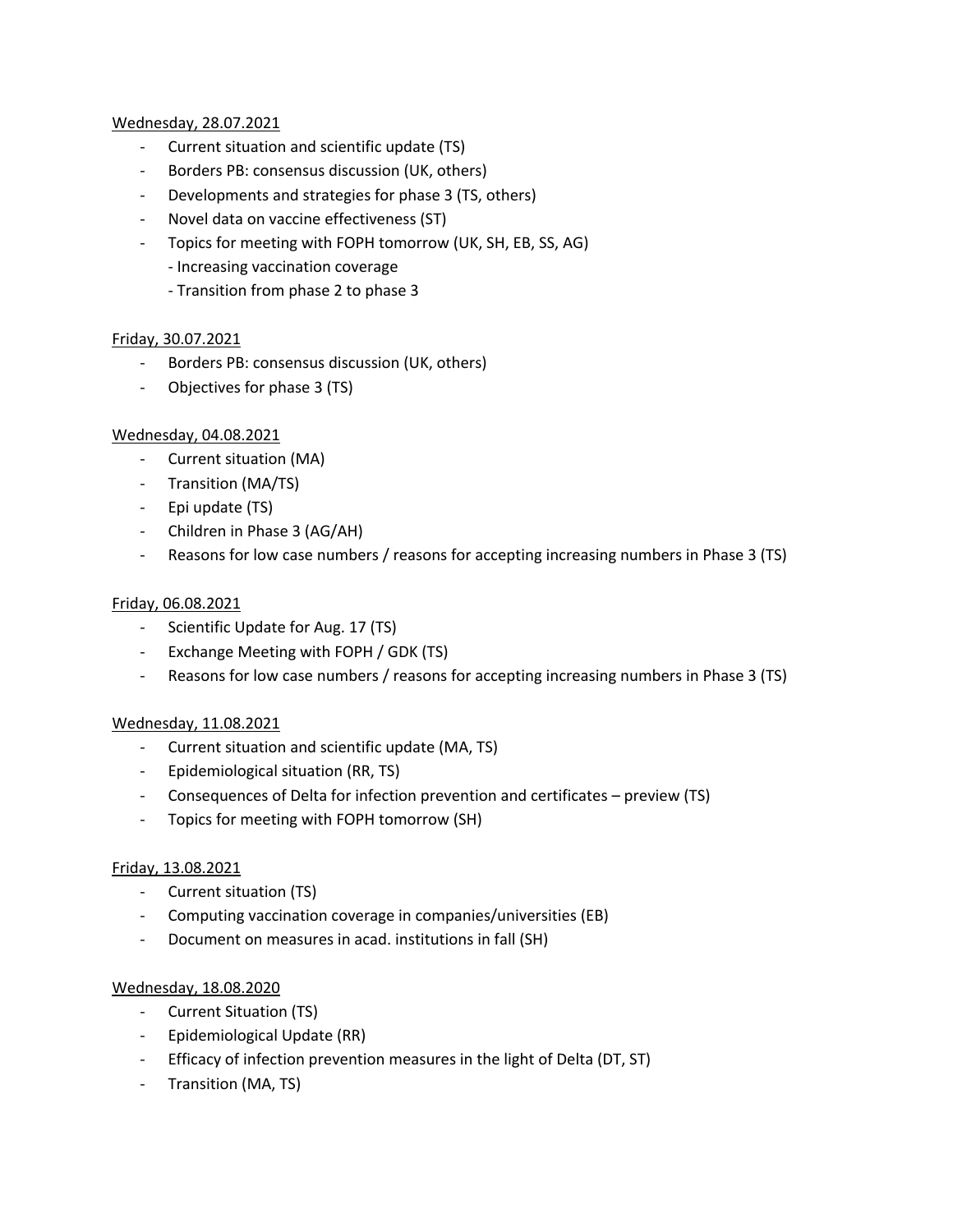<u>Wednesday, 28.07.2021</u>

- Current situation and scientific update (TS)
- Borders PB: consensus discussion (UK, others)
- Developments and strategies for phase 3 (TS, others)
- Novel data on vaccine effectiveness (ST)
- Topics for meeting with FOPH tomorrow (UK, SH, EB, SS, AG)
  - Increasing vaccination coverage
  - Transition from phase 2 to phase 3

<u>Friday, 30.07.2021</u>

- Borders PB: consensus discussion (UK, others)
- Objectives for phase 3 (TS)

<u>Wednesday, 04.08.2021</u>

- Current situation (MA)
- Transition (MA/TS)
- Epi update (TS)
- Children in Phase 3 (AG/AH)
- Reasons for low case numbers / reasons for accepting increasing numbers in Phase 3 (TS)

<u>Friday, 06.08.2021</u>

- Scientific Update for Aug. 17 (TS)
- Exchange Meeting with FOPH / GDK (TS)
- Reasons for low case numbers / reasons for accepting increasing numbers in Phase 3 (TS)

<u>Wednesday, 11.08.2021</u>

- Current situation and scientific update (MA, TS)
- Epidemiological situation (RR, TS)
- Consequences of Delta for infection prevention and certificates – preview (TS)
- Topics for meeting with FOPH tomorrow (SH)

<u>Friday, 13.08.2021</u>

- Current situation (TS)
- Computing vaccination coverage in companies/universities (EB)
- Document on measures in acad. institutions in fall (SH)

<u>Wednesday, 18.08.2020</u>

- Current Situation (TS)
- Epidemiological Update (RR)
- Efficacy of infection prevention measures in the light of Delta (DT, ST)
- Transition (MA, TS)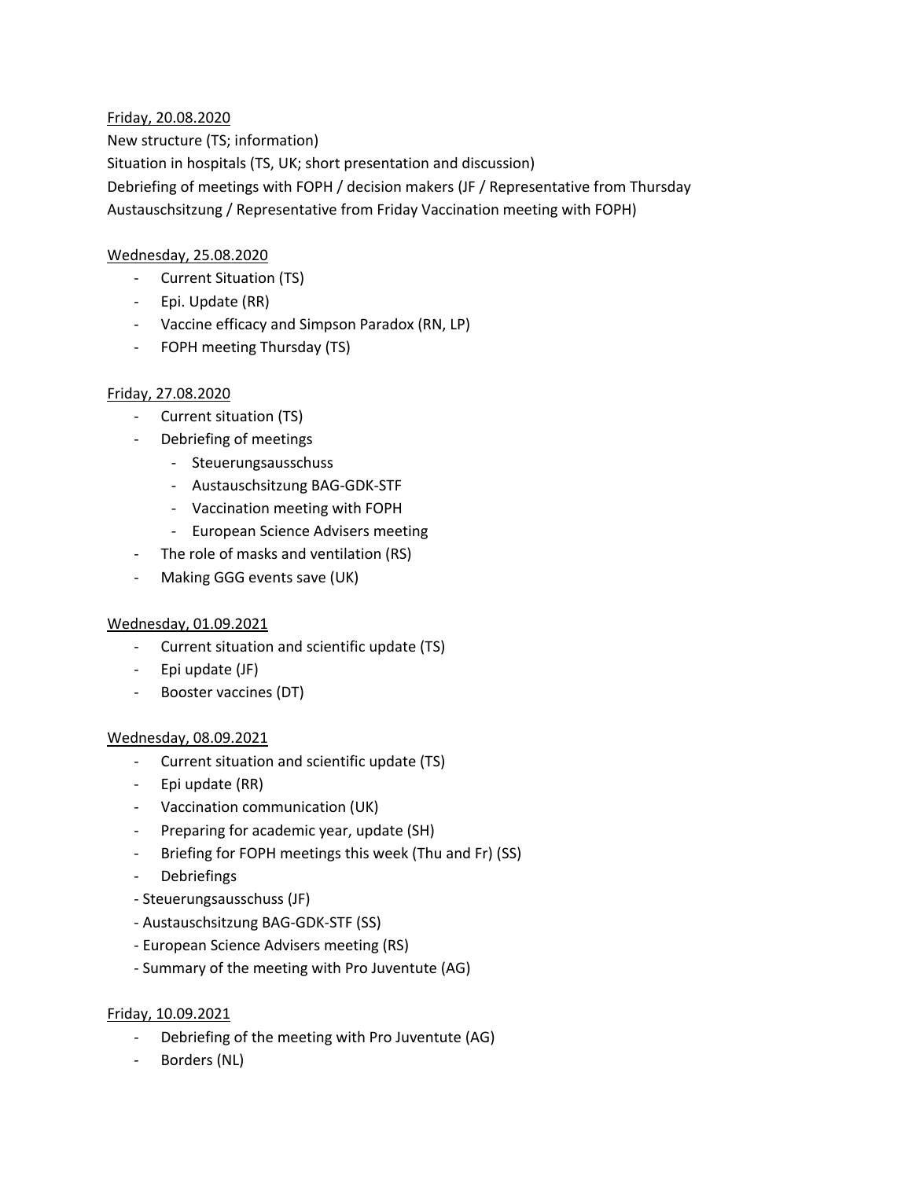Friday, 20.08.2020

New structure (TS; information)

Situation in hospitals (TS, UK; short presentation and discussion)

Debriefing of meetings with FOPH / decision makers (JF / Representative from Thursday Austauschsitzung / Representative from Friday Vaccination meeting with FOPH)

Wednesday, 25.08.2020

- Current Situation (TS)
- Epi. Update (RR)
- Vaccine efficacy and Simpson Paradox (RN, LP)
- FOPH meeting Thursday (TS)

Friday, 27.08.2020

- Current situation (TS)
- Debriefing of meetings
  - Steuerungsausschuss
  - Austauschsitzung BAG-GDK-STF
  - Vaccination meeting with FOPH
  - European Science Advisers meeting
- The role of masks and ventilation (RS)
- Making GGG events save (UK)

Wednesday, 01.09.2021

- Current situation and scientific update (TS)
- Epi update (JF)
- Booster vaccines (DT)

Wednesday, 08.09.2021

- Current situation and scientific update (TS)
- Epi update (RR)
- Vaccination communication (UK)
- Preparing for academic year, update (SH)
- Briefing for FOPH meetings this week (Thu and Fr) (SS)
- Debriefings
- Steuerungsausschuss (JF)
- Austauschsitzung BAG-GDK-STF (SS)
- European Science Advisers meeting (RS)
- Summary of the meeting with Pro Juventute (AG)

Friday, 10.09.2021

- Debriefing of the meeting with Pro Juventute (AG)
- Borders (NL)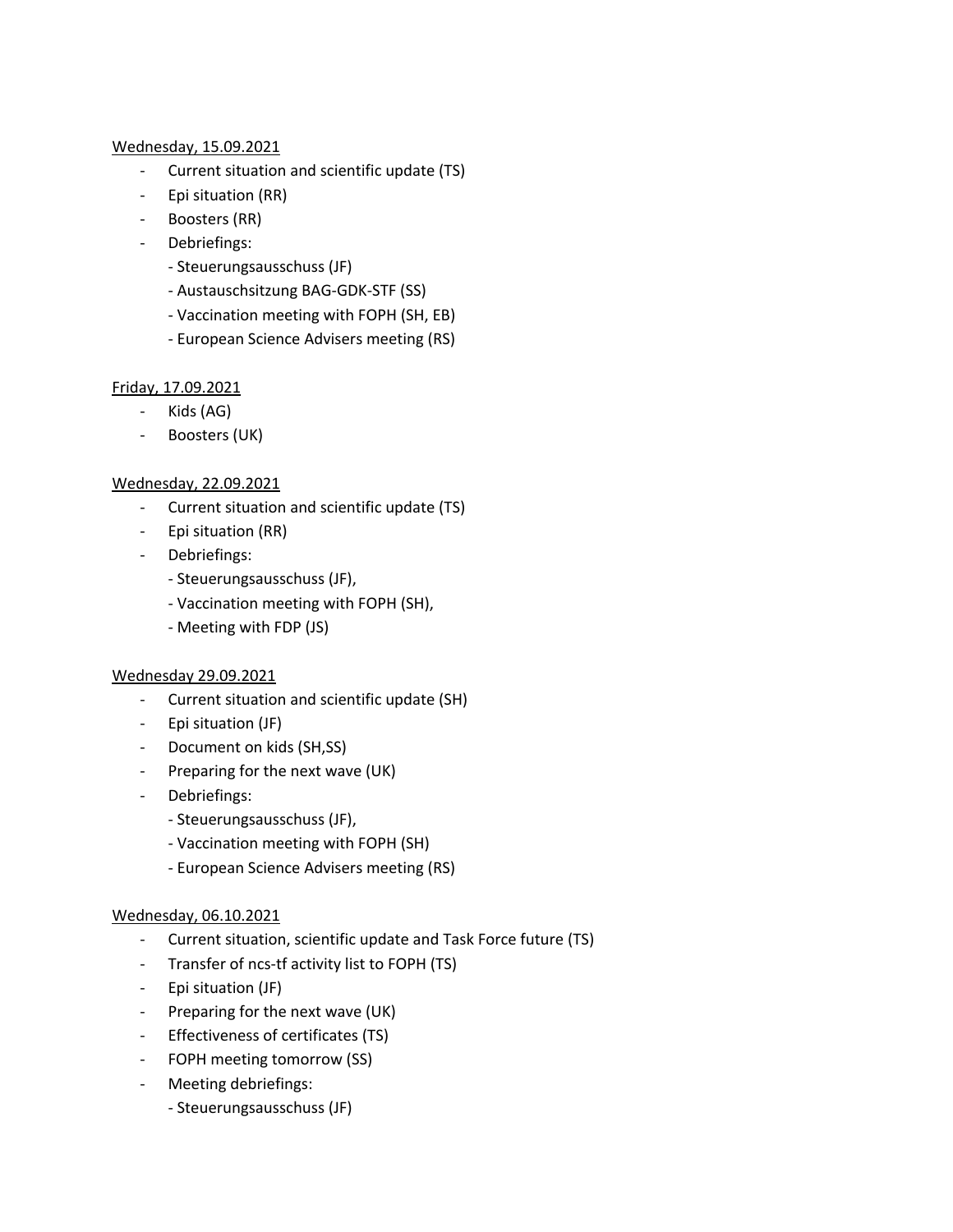<u>Wednesday, 15.09.2021</u>

- Current situation and scientific update (TS)
- Epi situation (RR)
- Boosters (RR)
- Debriefings:
  - Steuerungsausschuss (JF)
  - Austauschsitzung BAG-GDK-STF (SS)
  - Vaccination meeting with FOPH (SH, EB)
  - European Science Advisers meeting (RS)

<u>Friday, 17.09.2021</u>

- Kids (AG)
- Boosters (UK)

<u>Wednesday, 22.09.2021</u>

- Current situation and scientific update (TS)
- Epi situation (RR)
- Debriefings:
  - Steuerungsausschuss (JF),
  - Vaccination meeting with FOPH (SH),
  - Meeting with FDP (JS)

<u>Wednesday 29.09.2021</u>

- Current situation and scientific update (SH)
- Epi situation (JF)
- Document on kids (SH,SS)
- Preparing for the next wave (UK)
- Debriefings:
  - Steuerungsausschuss (JF),
  - Vaccination meeting with FOPH (SH)
  - European Science Advisers meeting (RS)

<u>Wednesday, 06.10.2021</u>

- Current situation, scientific update and Task Force future (TS)
- Transfer of ncs-tf activity list to FOPH (TS)
- Epi situation (JF)
- Preparing for the next wave (UK)
- Effectiveness of certificates (TS)
- FOPH meeting tomorrow (SS)
- Meeting debriefings:
  - Steuerungsausschuss (JF)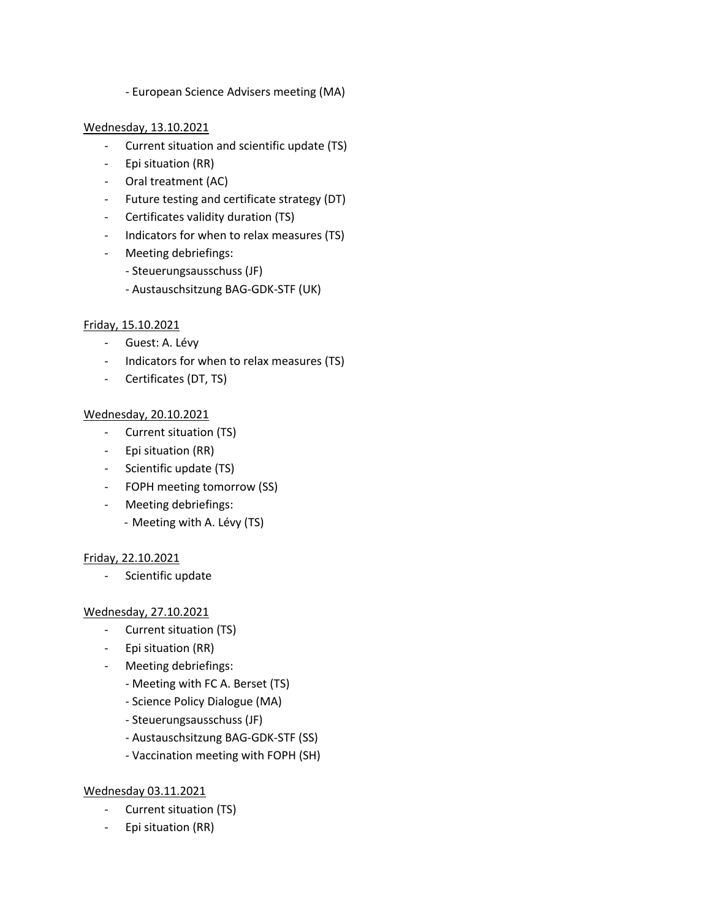- European Science Advisers meeting (MA)

<u>Wednesday, 13.10.2021</u>

- Current situation and scientific update (TS)
- Epi situation (RR)
- Oral treatment (AC)
- Future testing and certificate strategy (DT)
- Certificates validity duration (TS)
- Indicators for when to relax measures (TS)
- Meeting debriefings:
  - Steuerungsausschuss (JF)
  - Austauschsitzung BAG-GDK-STF (UK)

<u>Friday, 15.10.2021</u>

- Guest: A. Lévy
- Indicators for when to relax measures (TS)
- Certificates (DT, TS)

<u>Wednesday, 20.10.2021</u>

- Current situation (TS)
- Epi situation (RR)
- Scientific update (TS)
- FOPH meeting tomorrow (SS)
- Meeting debriefings:
  - Meeting with A. Lévy (TS)

<u>Friday, 22.10.2021</u>

- Scientific update

<u>Wednesday, 27.10.2021</u>

- Current situation (TS)
- Epi situation (RR)
- Meeting debriefings:
  - Meeting with FC A. Berset (TS)
  - Science Policy Dialogue (MA)
  - Steuerungsausschuss (JF)
  - Austauschsitzung BAG-GDK-STF (SS)
  - Vaccination meeting with FOPH (SH)

<u>Wednesday 03.11.2021</u>

- Current situation (TS)
- Epi situation (RR)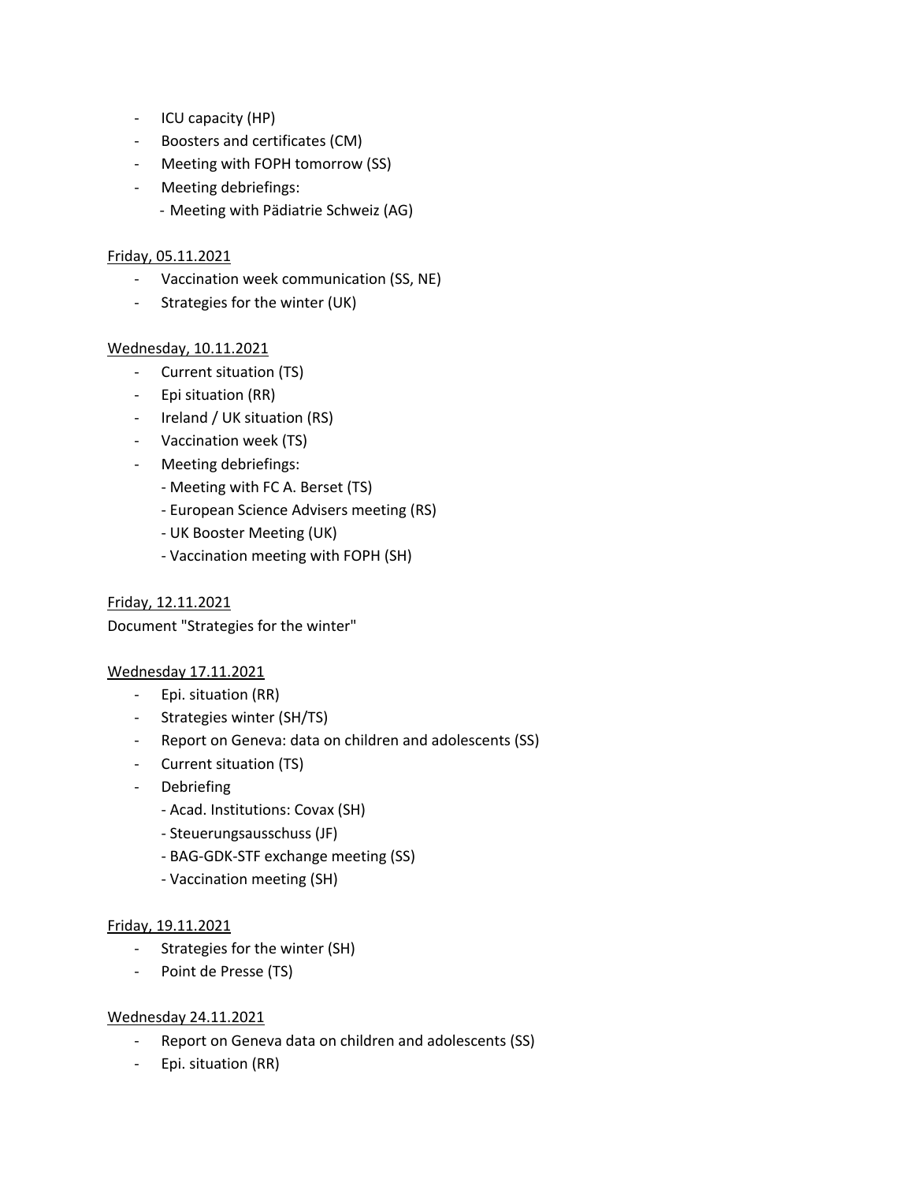- ICU capacity (HP)
- Boosters and certificates (CM)
- Meeting with FOPH tomorrow (SS)
- Meeting debriefings:
  - Meeting with Pädiatrie Schweiz (AG)

Friday, 05.11.2021

- Vaccination week communication (SS, NE)
- Strategies for the winter (UK)

Wednesday, 10.11.2021

- Current situation (TS)
- Epi situation (RR)
- Ireland / UK situation (RS)
- Vaccination week (TS)
- Meeting debriefings:
  - Meeting with FC A. Berset (TS)
  - European Science Advisers meeting (RS)
  - UK Booster Meeting (UK)
  - Vaccination meeting with FOPH (SH)

Friday, 12.11.2021

Document "Strategies for the winter"

Wednesday 17.11.2021

- Epi. situation (RR)
- Strategies winter (SH/TS)
- Report on Geneva: data on children and adolescents (SS)
- Current situation (TS)
- Debriefing
  - Acad. Institutions: Covax (SH)
  - Steuerungsausschuss (JF)
  - BAG-GDK-STF exchange meeting (SS)
  - Vaccination meeting (SH)

Friday, 19.11.2021

- Strategies for the winter (SH)
- Point de Presse (TS)

Wednesday 24.11.2021

- Report on Geneva data on children and adolescents (SS)
- Epi. situation (RR)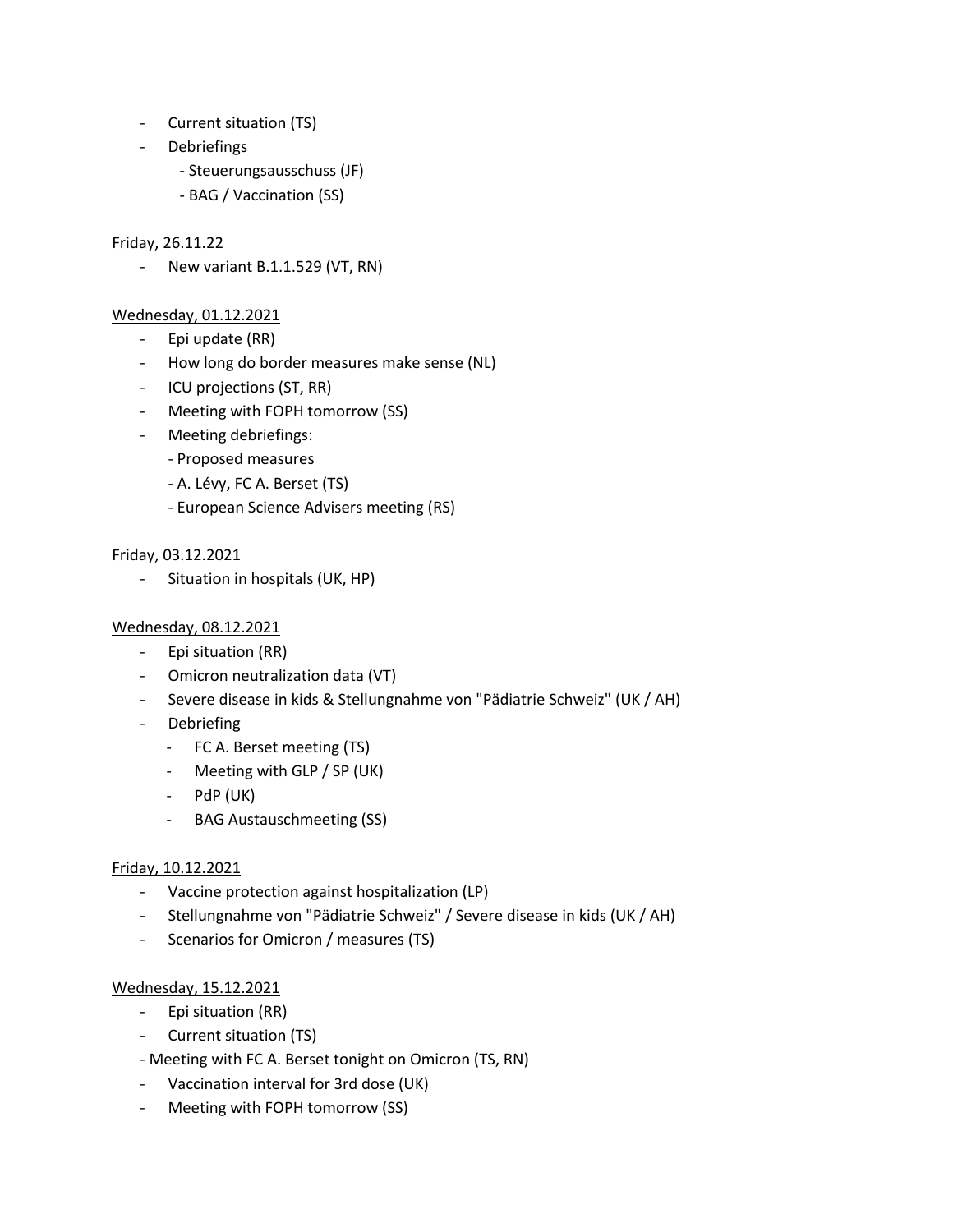- Current situation (TS)
- Debriefings
  - Steuerungsausschuss (JF)
  - BAG / Vaccination (SS)

Friday, 26.11.22

- New variant B.1.1.529 (VT, RN)

Wednesday, 01.12.2021

- Epi update (RR)
- How long do border measures make sense (NL)
- ICU projections (ST, RR)
- Meeting with FOPH tomorrow (SS)
- Meeting debriefings:
  - Proposed measures
  - A. Lévy, FC A. Berset (TS)
  - European Science Advisers meeting (RS)

Friday, 03.12.2021

- Situation in hospitals (UK, HP)

Wednesday, 08.12.2021

- Epi situation (RR)
- Omicron neutralization data (VT)
- Severe disease in kids & Stellungnahme von "Pädiatrie Schweiz" (UK / AH)
- Debriefing
  - FC A. Berset meeting (TS)
  - Meeting with GLP / SP (UK)
  - PdP (UK)
  - BAG Austauschmeeting (SS)

Friday, 10.12.2021

- Vaccine protection against hospitalization (LP)
- Stellungnahme von "Pädiatrie Schweiz" / Severe disease in kids (UK / AH)
- Scenarios for Omicron / measures (TS)

Wednesday, 15.12.2021

- Epi situation (RR)
- Current situation (TS)
- Meeting with FC A. Berset tonight on Omicron (TS, RN)
- Vaccination interval for 3rd dose (UK)
- Meeting with FOPH tomorrow (SS)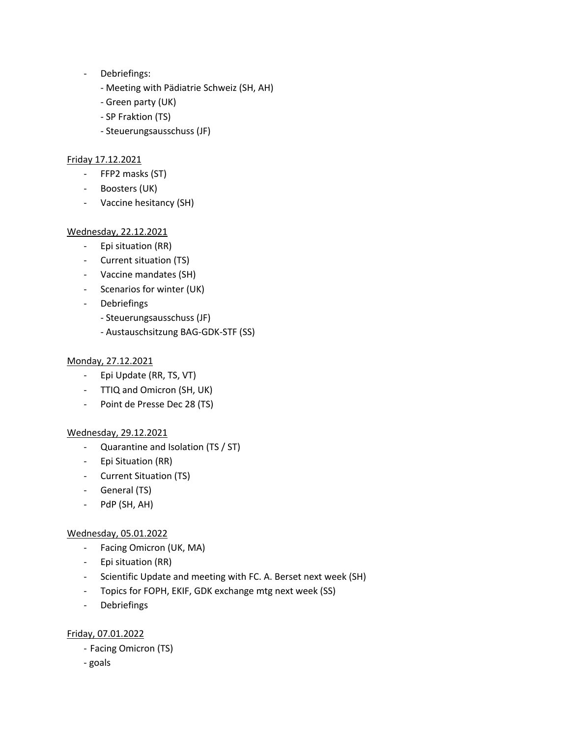- Debriefings:
  - Meeting with Pädiatrie Schweiz (SH, AH)
  - Green party (UK)
  - SP Fraktion (TS)
  - Steuerungsausschuss (JF)

<u>Friday 17.12.2021</u>

- FFP2 masks (ST)
- Boosters (UK)
- Vaccine hesitancy (SH)

<u>Wednesday, 22.12.2021</u>

- Epi situation (RR)
- Current situation (TS)
- Vaccine mandates (SH)
- Scenarios for winter (UK)
- Debriefings
  - Steuerungsausschuss (JF)
  - Austauschsitzung BAG-GDK-STF (SS)

<u>Monday, 27.12.2021</u>

- Epi Update (RR, TS, VT)
- TTIQ and Omicron (SH, UK)
- Point de Presse Dec 28 (TS)

<u>Wednesday, 29.12.2021</u>

- Quarantine and Isolation (TS / ST)
- Epi Situation (RR)
- Current Situation (TS)
- General (TS)
- PdP (SH, AH)

<u>Wednesday, 05.01.2022</u>

- Facing Omicron (UK, MA)
- Epi situation (RR)
- Scientific Update and meeting with FC. A. Berset next week (SH)
- Topics for FOPH, EKIF, GDK exchange mtg next week (SS)
- Debriefings

<u>Friday, 07.01.2022</u>

- Facing Omicron (TS)
- goals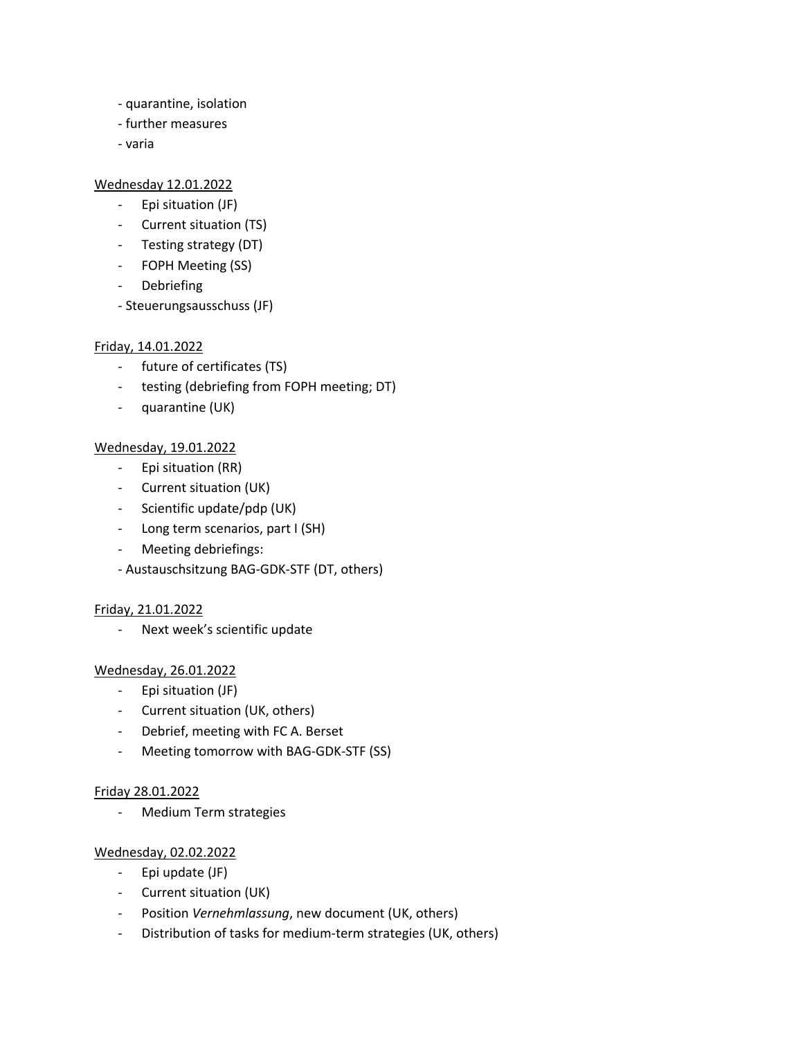- quarantine, isolation
- further measures
- varia

<u>Wednesday 12.01.2022</u>

- Epi situation (JF)
- Current situation (TS)
- Testing strategy (DT)
- FOPH Meeting (SS)
- Debriefing
- Steuerungsausschuss (JF)

<u>Friday, 14.01.2022</u>

- future of certificates (TS)
- testing (debriefing from FOPH meeting; DT)
- quarantine (UK)

<u>Wednesday, 19.01.2022</u>

- Epi situation (RR)
- Current situation (UK)
- Scientific update/pdp (UK)
- Long term scenarios, part I (SH)
- Meeting debriefings:
- Austauschsitzung BAG-GDK-STF (DT, others)

<u>Friday, 21.01.2022</u>

- Next week's scientific update

<u>Wednesday, 26.01.2022</u>

- Epi situation (JF)
- Current situation (UK, others)
- Debrief, meeting with FC A. Berset
- Meeting tomorrow with BAG-GDK-STF (SS)

<u>Friday 28.01.2022</u>

- Medium Term strategies

<u>Wednesday, 02.02.2022</u>

- Epi update (JF)
- Current situation (UK)
- Position *Vernehmlassung*, new document (UK, others)
- Distribution of tasks for medium-term strategies (UK, others)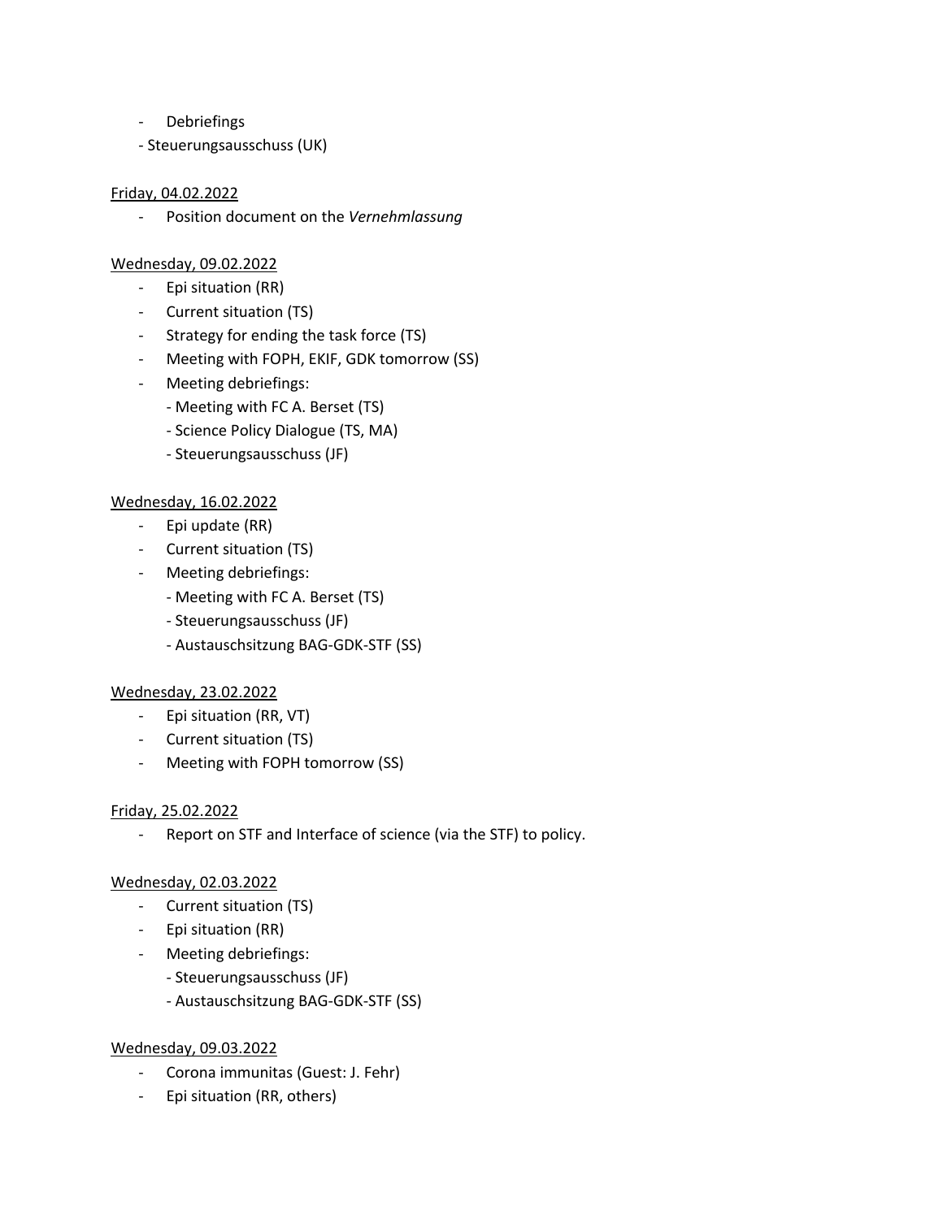- Debriefings
    - Steuerungsausschuss (UK)

Friday, 04.02.2022

- Position document on the *Vernehmlassung*

Wednesday, 09.02.2022

- Epi situation (RR)
- Current situation (TS)
- Strategy for ending the task force (TS)
- Meeting with FOPH, EKIF, GDK tomorrow (SS)
- Meeting debriefings:
    - Meeting with FC A. Berset (TS)
    - Science Policy Dialogue (TS, MA)
    - Steuerungsausschuss (JF)

Wednesday, 16.02.2022

- Epi update (RR)
- Current situation (TS)
- Meeting debriefings:
    - Meeting with FC A. Berset (TS)
    - Steuerungsausschuss (JF)
    - Austauschsitzung BAG-GDK-STF (SS)

Wednesday, 23.02.2022

- Epi situation (RR, VT)
- Current situation (TS)
- Meeting with FOPH tomorrow (SS)

Friday, 25.02.2022

- Report on STF and Interface of science (via the STF) to policy.

Wednesday, 02.03.2022

- Current situation (TS)
- Epi situation (RR)
- Meeting debriefings:
    - Steuerungsausschuss (JF)
    - Austauschsitzung BAG-GDK-STF (SS)

Wednesday, 09.03.2022

- Corona immunitas (Guest: J. Fehr)
- Epi situation (RR, others)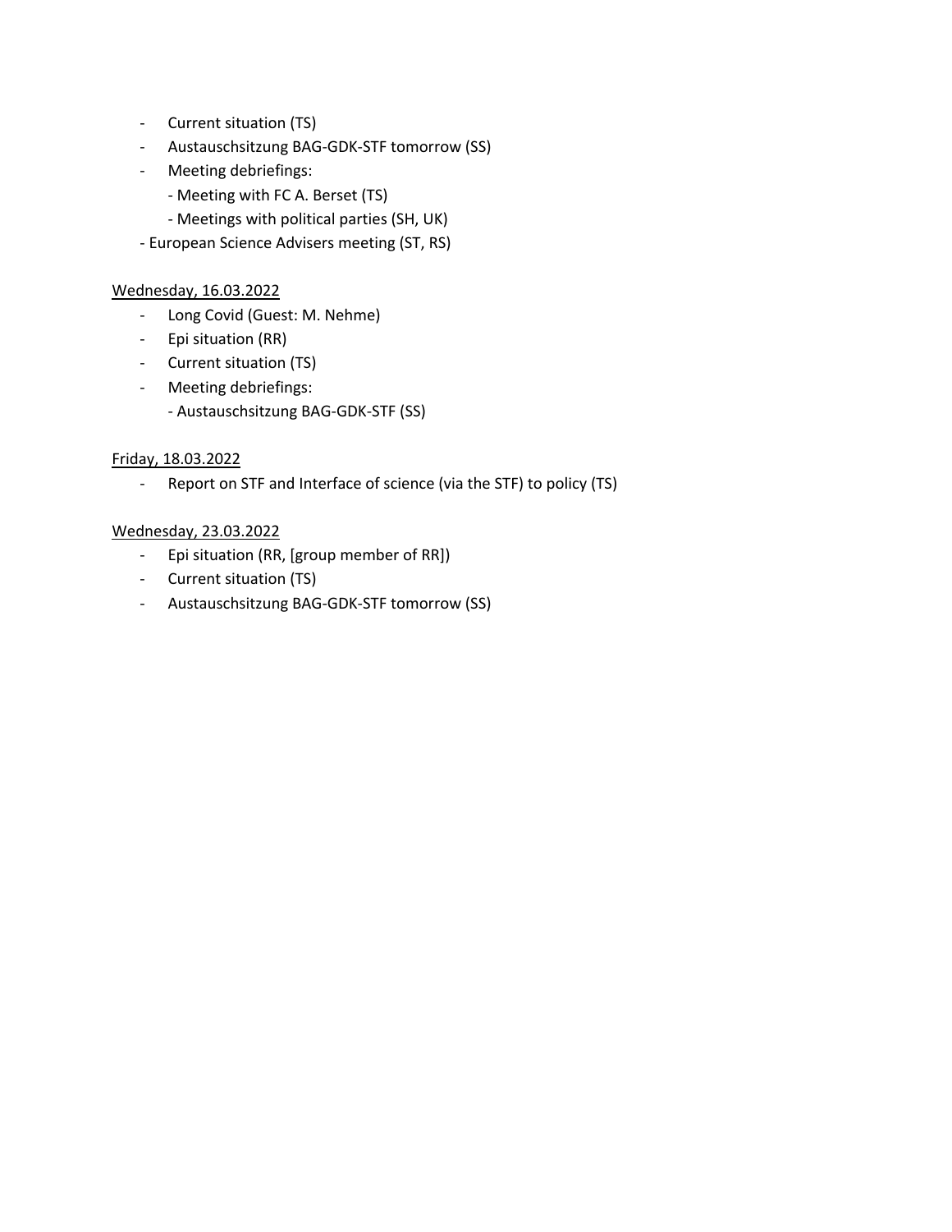- Current situation (TS)
- Austauschsitzung BAG-GDK-STF tomorrow (SS)
- Meeting debriefings:
  - Meeting with FC A. Berset (TS)
  - Meetings with political parties (SH, UK)
- European Science Advisers meeting (ST, RS)

Wednesday, 16.03.2022

- Long Covid (Guest: M. Nehme)
- Epi situation (RR)
- Current situation (TS)
- Meeting debriefings:
  - Austauschsitzung BAG-GDK-STF (SS)

Friday, 18.03.2022

- Report on STF and Interface of science (via the STF) to policy (TS)

Wednesday, 23.03.2022

- Epi situation (RR, [group member of RR])
- Current situation (TS)
- Austauschsitzung BAG-GDK-STF tomorrow (SS)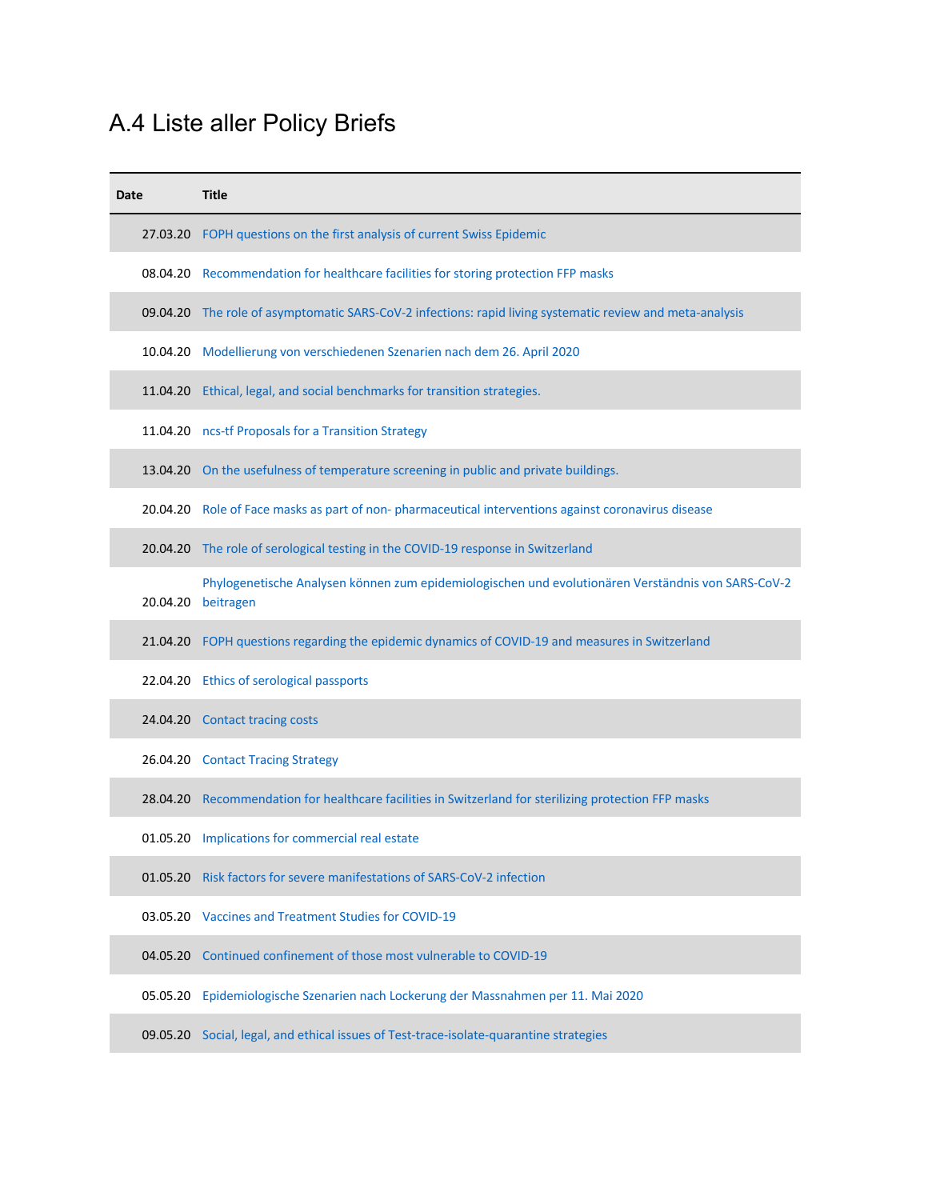## A.4 Liste aller Policy Briefs

| Date | Title |
|---|---|
| 27.03.20 | FOPH questions on the first analysis of current Swiss Epidemic |
| 08.04.20 | Recommendation for healthcare facilities for storing protection FFP masks |
| 09.04.20 | The role of asymptomatic SARS-CoV-2 infections: rapid living systematic review and meta-analysis |
| 10.04.20 | Modellierung von verschiedenen Szenarien nach dem 26. April 2020 |
| 11.04.20 | Ethical, legal, and social benchmarks for transition strategies. |
| 11.04.20 | ncs-tf Proposals for a Transition Strategy |
| 13.04.20 | On the usefulness of temperature screening in public and private buildings. |
| 20.04.20 | Role of Face masks as part of non- pharmaceutical interventions against coronavirus disease |
| 20.04.20 | The role of serological testing in the COVID-19 response in Switzerland |
| 20.04.20 | Phylogenetische Analysen können zum epidemiologischen und evolutionären Verständnis von SARS-CoV-2 beitragen |
| 21.04.20 | FOPH questions regarding the epidemic dynamics of COVID-19 and measures in Switzerland |
| 22.04.20 | Ethics of serological passports |
| 24.04.20 | Contact tracing costs |
| 26.04.20 | Contact Tracing Strategy |
| 28.04.20 | Recommendation for healthcare facilities in Switzerland for sterilizing protection FFP masks |
| 01.05.20 | Implications for commercial real estate |
| 01.05.20 | Risk factors for severe manifestations of SARS-CoV-2 infection |
| 03.05.20 | Vaccines and Treatment Studies for COVID-19 |
| 04.05.20 | Continued confinement of those most vulnerable to COVID-19 |
| 05.05.20 | Epidemiologische Szenarien nach Lockerung der Massnahmen per 11. Mai 2020 |
| 09.05.20 | Social, legal, and ethical issues of Test-trace-isolate-quarantine strategies |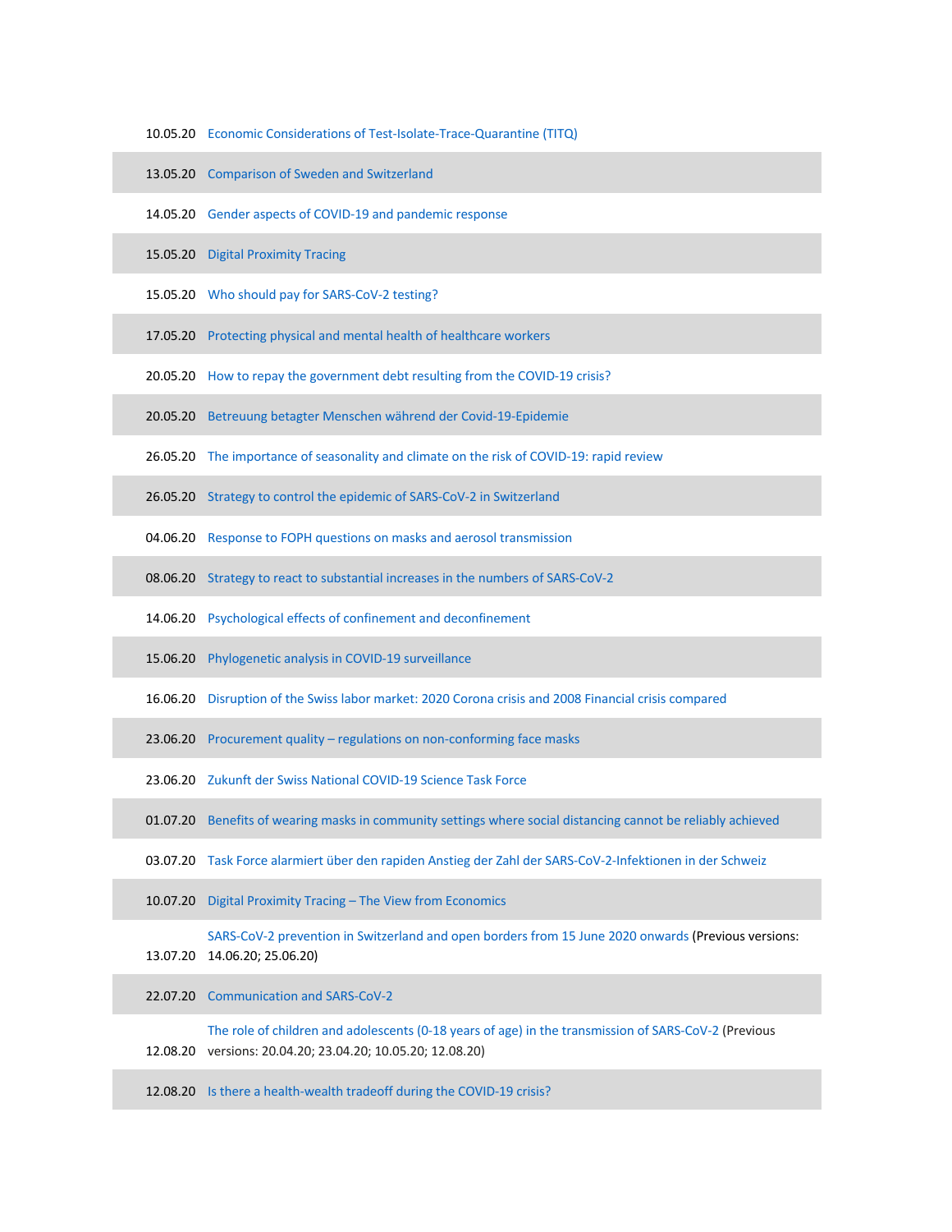| | |
|---|---|
| 10.05.20 | Economic Considerations of Test-Isolate-Trace-Quarantine (TITQ) |
| 13.05.20 | Comparison of Sweden and Switzerland |
| 14.05.20 | Gender aspects of COVID-19 and pandemic response |
| 15.05.20 | Digital Proximity Tracing |
| 15.05.20 | Who should pay for SARS-CoV-2 testing? |
| 17.05.20 | Protecting physical and mental health of healthcare workers |
| 20.05.20 | How to repay the government debt resulting from the COVID-19 crisis? |
| 20.05.20 | Betreuung betagter Menschen während der Covid-19-Epidemie |
| 26.05.20 | The importance of seasonality and climate on the risk of COVID-19: rapid review |
| 26.05.20 | Strategy to control the epidemic of SARS-CoV-2 in Switzerland |
| 04.06.20 | Response to FOPH questions on masks and aerosol transmission |
| 08.06.20 | Strategy to react to substantial increases in the numbers of SARS-CoV-2 |
| 14.06.20 | Psychological effects of confinement and deconfinement |
| 15.06.20 | Phylogenetic analysis in COVID-19 surveillance |
| 16.06.20 | Disruption of the Swiss labor market: 2020 Corona crisis and 2008 Financial crisis compared |
| 23.06.20 | Procurement quality – regulations on non-conforming face masks |
| 23.06.20 | Zukunft der Swiss National COVID-19 Science Task Force |
| 01.07.20 | Benefits of wearing masks in community settings where social distancing cannot be reliably achieved |
| 03.07.20 | Task Force alarmiert über den rapiden Anstieg der Zahl der SARS-CoV-2-Infektionen in der Schweiz |
| 10.07.20 | Digital Proximity Tracing – The View from Economics |
| 13.07.20 | SARS-CoV-2 prevention in Switzerland and open borders from 15 June 2020 onwards (Previous versions: 14.06.20; 25.06.20) |
| 22.07.20 | Communication and SARS-CoV-2 |
| 12.08.20 | The role of children and adolescents (0-18 years of age) in the transmission of SARS-CoV-2 (Previous versions: 20.04.20; 23.04.20; 10.05.20; 12.08.20) |
| 12.08.20 | Is there a health-wealth tradeoff during the COVID-19 crisis? |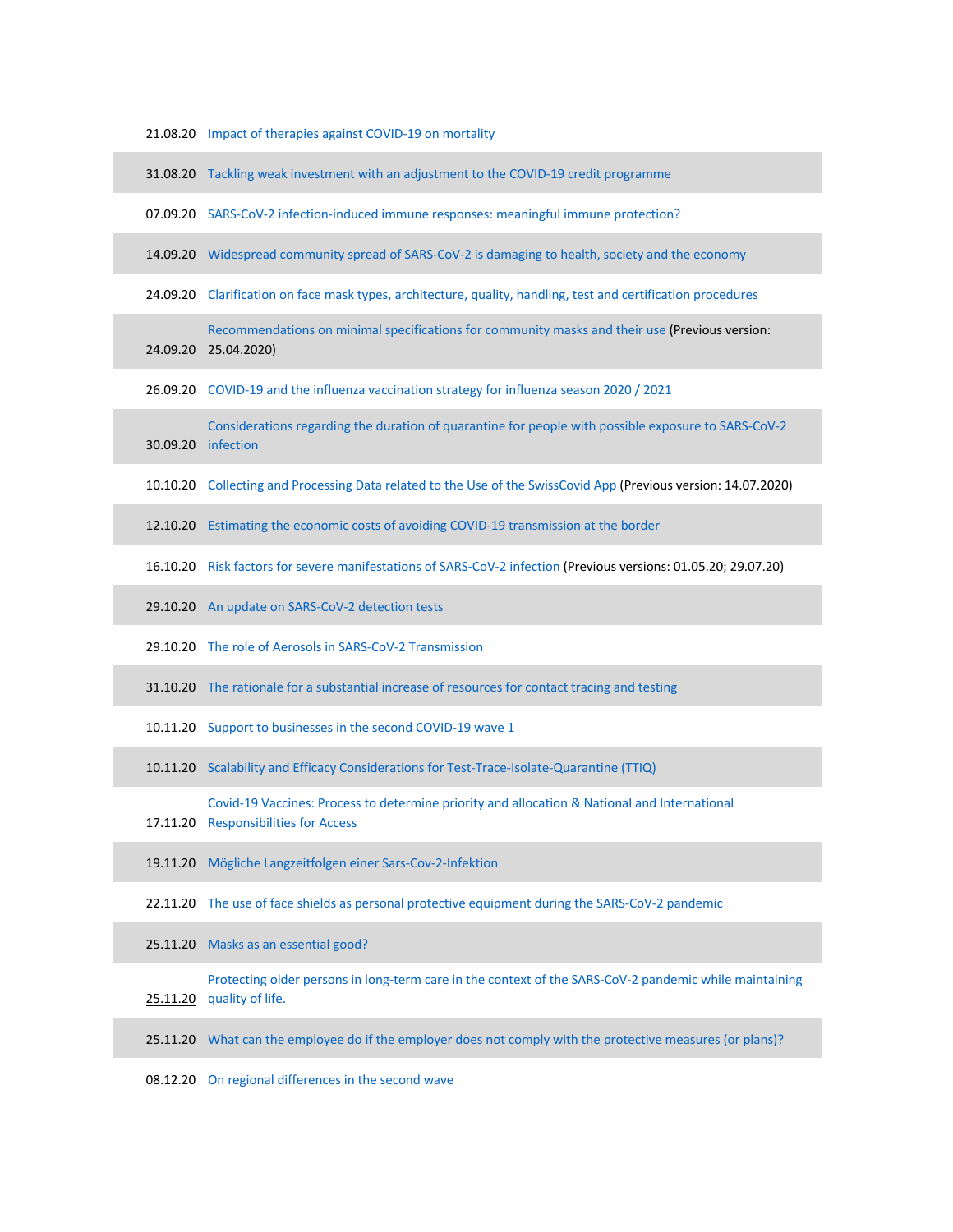| | |
|---|---|
| 21.08.20 | Impact of therapies against COVID-19 on mortality |
| 31.08.20 | Tackling weak investment with an adjustment to the COVID-19 credit programme |
| 07.09.20 | SARS-CoV-2 infection-induced immune responses: meaningful immune protection? |
| 14.09.20 | Widespread community spread of SARS-CoV-2 is damaging to health, society and the economy |
| 24.09.20 | Clarification on face mask types, architecture, quality, handling, test and certification procedures |
| 24.09.20 | Recommendations on minimal specifications for community masks and their use (Previous version: 25.04.2020) |
| 26.09.20 | COVID-19 and the influenza vaccination strategy for influenza season 2020 / 2021 |
| 30.09.20 | Considerations regarding the duration of quarantine for people with possible exposure to SARS-CoV-2 infection |
| 10.10.20 | Collecting and Processing Data related to the Use of the SwissCovid App (Previous version: 14.07.2020) |
| 12.10.20 | Estimating the economic costs of avoiding COVID-19 transmission at the border |
| 16.10.20 | Risk factors for severe manifestations of SARS-CoV-2 infection (Previous versions: 01.05.20; 29.07.20) |
| 29.10.20 | An update on SARS-CoV-2 detection tests |
| 29.10.20 | The role of Aerosols in SARS-CoV-2 Transmission |
| 31.10.20 | The rationale for a substantial increase of resources for contact tracing and testing |
| 10.11.20 | Support to businesses in the second COVID-19 wave 1 |
| 10.11.20 | Scalability and Efficacy Considerations for Test-Trace-Isolate-Quarantine (TTIQ) |
| 17.11.20 | Covid-19 Vaccines: Process to determine priority and allocation & National and International Responsibilities for Access |
| 19.11.20 | Mögliche Langzeitfolgen einer Sars-Cov-2-Infektion |
| 22.11.20 | The use of face shields as personal protective equipment during the SARS-CoV-2 pandemic |
| 25.11.20 | Masks as an essential good? |
| 25.11.20 | Protecting older persons in long-term care in the context of the SARS-CoV-2 pandemic while maintaining quality of life. |
| 25.11.20 | What can the employee do if the employer does not comply with the protective measures (or plans)? |
| 08.12.20 | On regional differences in the second wave |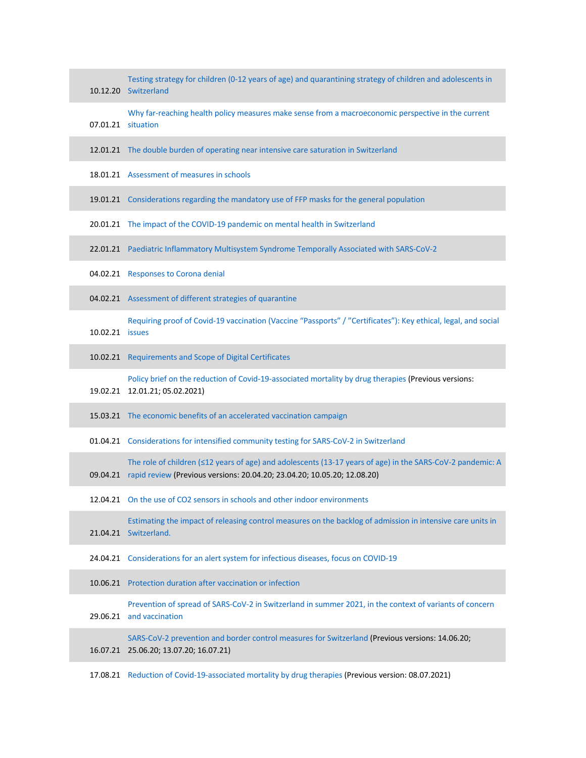| | |
|---|---|
| 10.12.20 | Testing strategy for children (0-12 years of age) and quarantining strategy of children and adolescents in Switzerland |
| 07.01.21 | Why far-reaching health policy measures make sense from a macroeconomic perspective in the current situation |
| 12.01.21 | The double burden of operating near intensive care saturation in Switzerland |
| 18.01.21 | Assessment of measures in schools |
| 19.01.21 | Considerations regarding the mandatory use of FFP masks for the general population |
| 20.01.21 | The impact of the COVID-19 pandemic on mental health in Switzerland |
| 22.01.21 | Paediatric Inflammatory Multisystem Syndrome Temporally Associated with SARS-CoV-2 |
| 04.02.21 | Responses to Corona denial |
| 04.02.21 | Assessment of different strategies of quarantine |
| 10.02.21 | Requiring proof of Covid-19 vaccination (Vaccine "Passports" / "Certificates"): Key ethical, legal, and social issues |
| 10.02.21 | Requirements and Scope of Digital Certificates |
| 19.02.21 | Policy brief on the reduction of Covid-19-associated mortality by drug therapies (Previous versions: 12.01.21; 05.02.2021) |
| 15.03.21 | The economic benefits of an accelerated vaccination campaign |
| 01.04.21 | Considerations for intensified community testing for SARS-CoV-2 in Switzerland |
| 09.04.21 | The role of children (≤12 years of age) and adolescents (13-17 years of age) in the SARS-CoV-2 pandemic: A rapid review (Previous versions: 20.04.20; 23.04.20; 10.05.20; 12.08.20) |
| 12.04.21 | On the use of CO2 sensors in schools and other indoor environments |
| 21.04.21 | Estimating the impact of releasing control measures on the backlog of admission in intensive care units in Switzerland. |
| 24.04.21 | Considerations for an alert system for infectious diseases, focus on COVID-19 |
| 10.06.21 | Protection duration after vaccination or infection |
| 29.06.21 | Prevention of spread of SARS-CoV-2 in Switzerland in summer 2021, in the context of variants of concern and vaccination |
| 16.07.21 | SARS-CoV-2 prevention and border control measures for Switzerland (Previous versions: 14.06.20; 25.06.20; 13.07.20; 16.07.21) |
| 17.08.21 | Reduction of Covid-19-associated mortality by drug therapies (Previous version: 08.07.2021) |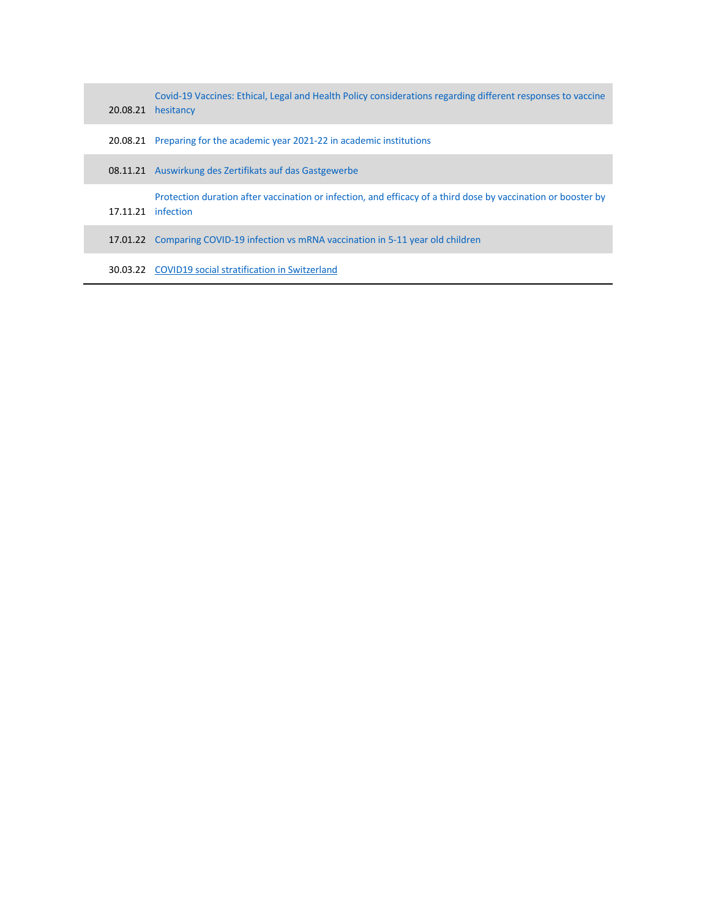| | |
|---|---|
| 20.08.21 | Covid-19 Vaccines: Ethical, Legal and Health Policy considerations regarding different responses to vaccine hesitancy |
| 20.08.21 | Preparing for the academic year 2021-22 in academic institutions |
| 08.11.21 | Auswirkung des Zertifikats auf das Gastgewerbe |
| 17.11.21 | Protection duration after vaccination or infection, and efficacy of a third dose by vaccination or booster by infection |
| 17.01.22 | Comparing COVID-19 infection vs mRNA vaccination in 5-11 year old children |
| 30.03.22 | COVID19 social stratification in Switzerland |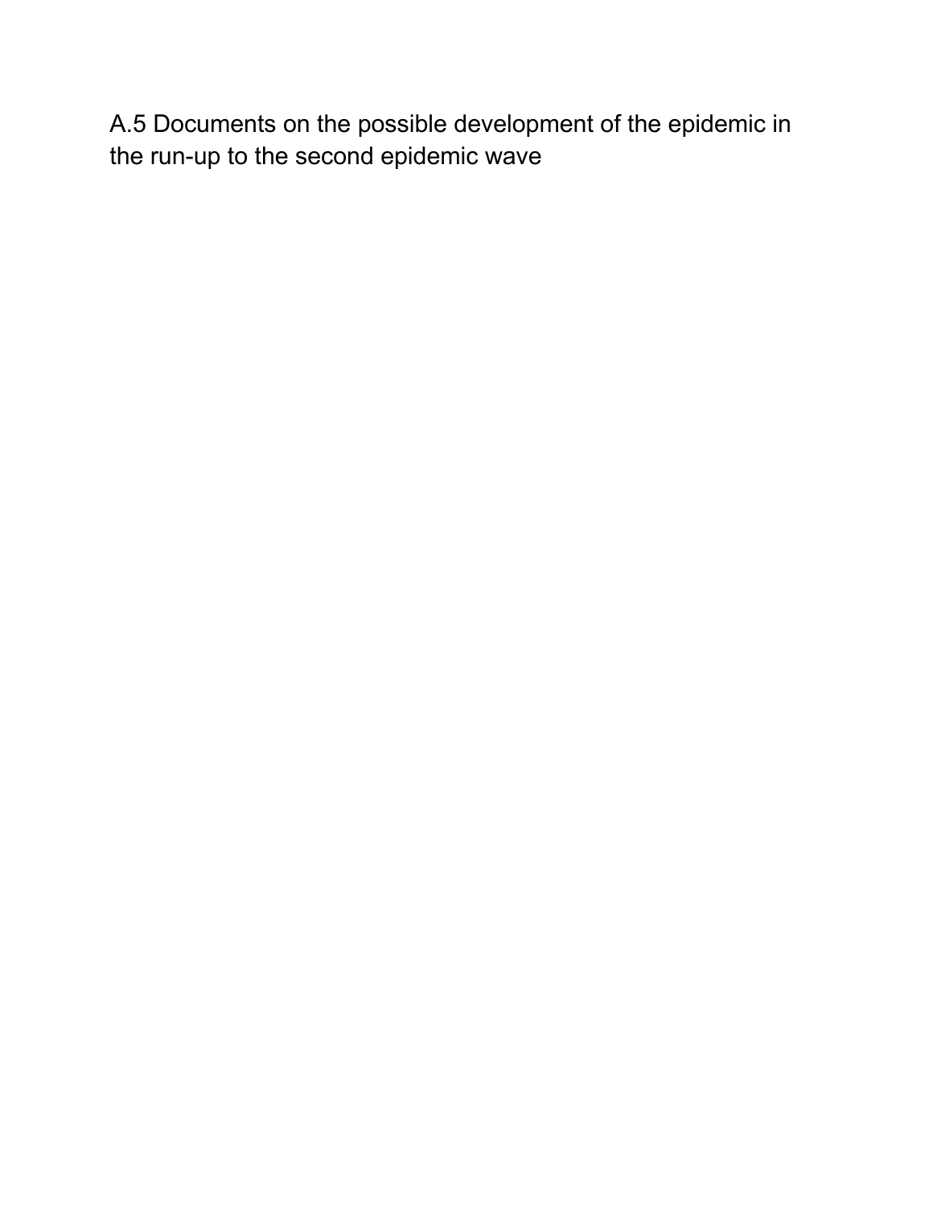# A.5 Documents on the possible development of the epidemic in the run-up to the second epidemic wave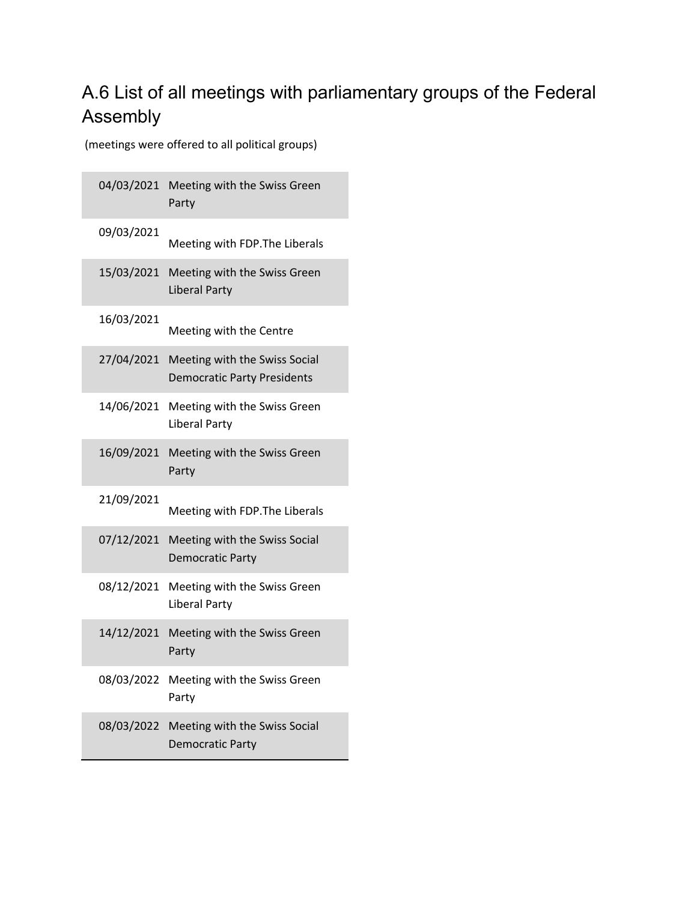## A.6 List of all meetings with parliamentary groups of the Federal Assembly

(meetings were offered to all political groups)

| | |
|---|---|
| 04/03/2021 | Meeting with the Swiss Green Party |
| 09/03/2021 | Meeting with FDP.The Liberals |
| 15/03/2021 | Meeting with the Swiss Green Liberal Party |
| 16/03/2021 | Meeting with the Centre |
| 27/04/2021 | Meeting with the Swiss Social Democratic Party Presidents |
| 14/06/2021 | Meeting with the Swiss Green Liberal Party |
| 16/09/2021 | Meeting with the Swiss Green Party |
| 21/09/2021 | Meeting with FDP.The Liberals |
| 07/12/2021 | Meeting with the Swiss Social Democratic Party |
| 08/12/2021 | Meeting with the Swiss Green Liberal Party |
| 14/12/2021 | Meeting with the Swiss Green Party |
| 08/03/2022 | Meeting with the Swiss Green Party |
| 08/03/2022 | Meeting with the Swiss Social Democratic Party |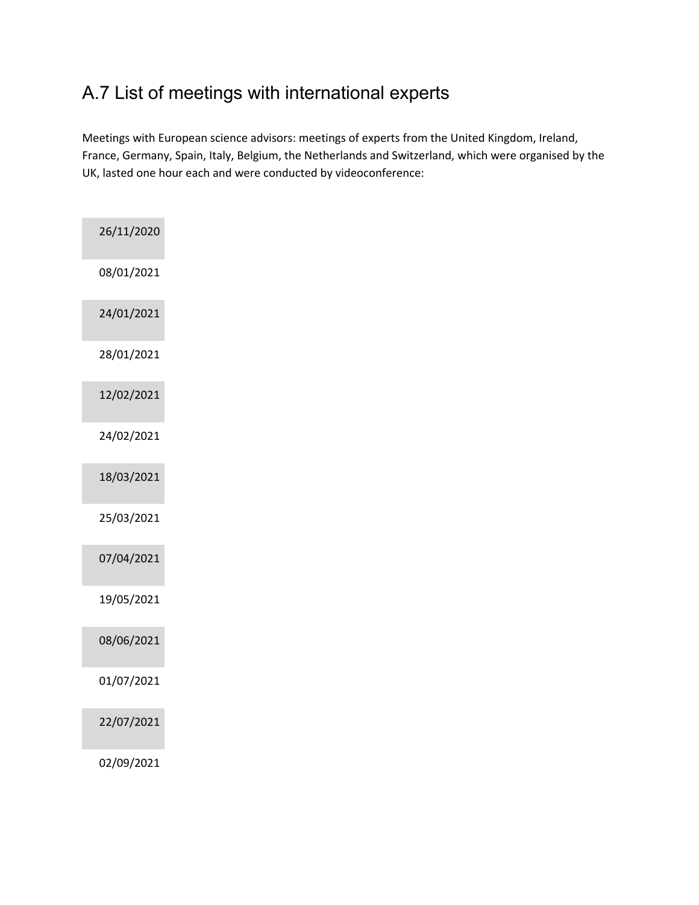## A.7 List of meetings with international experts

Meetings with European science advisors: meetings of experts from the United Kingdom, Ireland, France, Germany, Spain, Italy, Belgium, the Netherlands and Switzerland, which were organised by the UK, lasted one hour each and were conducted by videoconference:

| |
|---|
| 26/11/2020 |
| 08/01/2021 |
| 24/01/2021 |
| 28/01/2021 |
| 12/02/2021 |
| 24/02/2021 |
| 18/03/2021 |
| 25/03/2021 |
| 07/04/2021 |
| 19/05/2021 |
| 08/06/2021 |
| 01/07/2021 |
| 22/07/2021 |
| 02/09/2021 |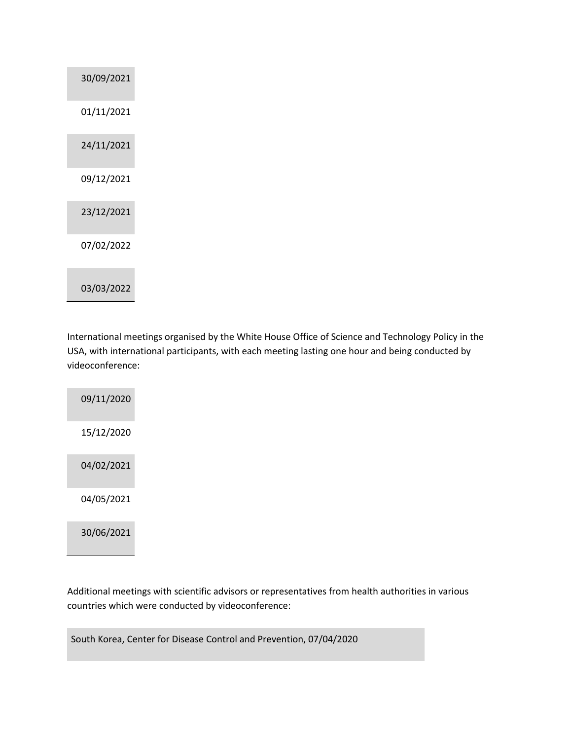| 30/09/2021 |
|---|
| 01/11/2021 |
| 24/11/2021 |
| 09/12/2021 |
| 23/12/2021 |
| 07/02/2022 |
| 03/03/2022 |

International meetings organised by the White House Office of Science and Technology Policy in the USA, with international participants, with each meeting lasting one hour and being conducted by videoconference:

| 09/11/2020 |
|---|
| 15/12/2020 |
| 04/02/2021 |
| 04/05/2021 |
| 30/06/2021 |

Additional meetings with scientific advisors or representatives from health authorities in various countries which were conducted by videoconference:

| South Korea, Center for Disease Control and Prevention, 07/04/2020 |
|---|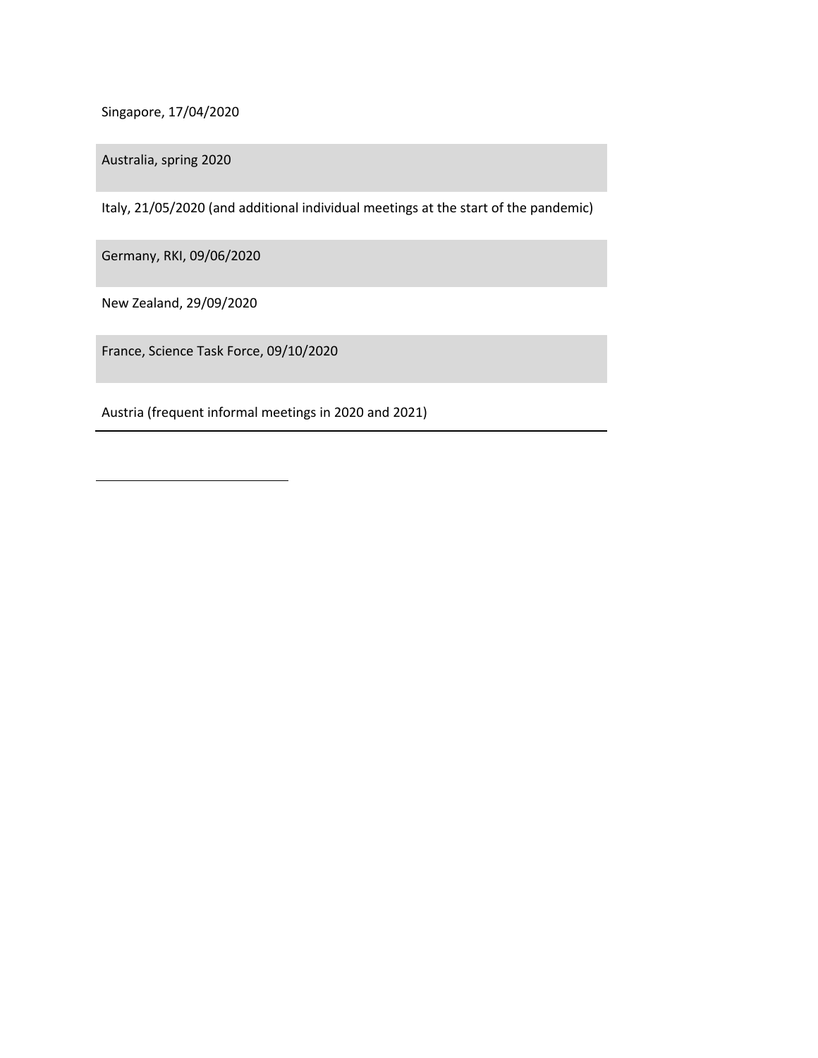| |
| --- |
| Singapore, 17/04/2020 |
| Australia, spring 2020 |
| Italy, 21/05/2020 (and additional individual meetings at the start of the pandemic) |
| Germany, RKI, 09/06/2020 |
| New Zealand, 29/09/2020 |
| France, Science Task Force, 09/10/2020 |
| Austria (frequent informal meetings in 2020 and 2021) |